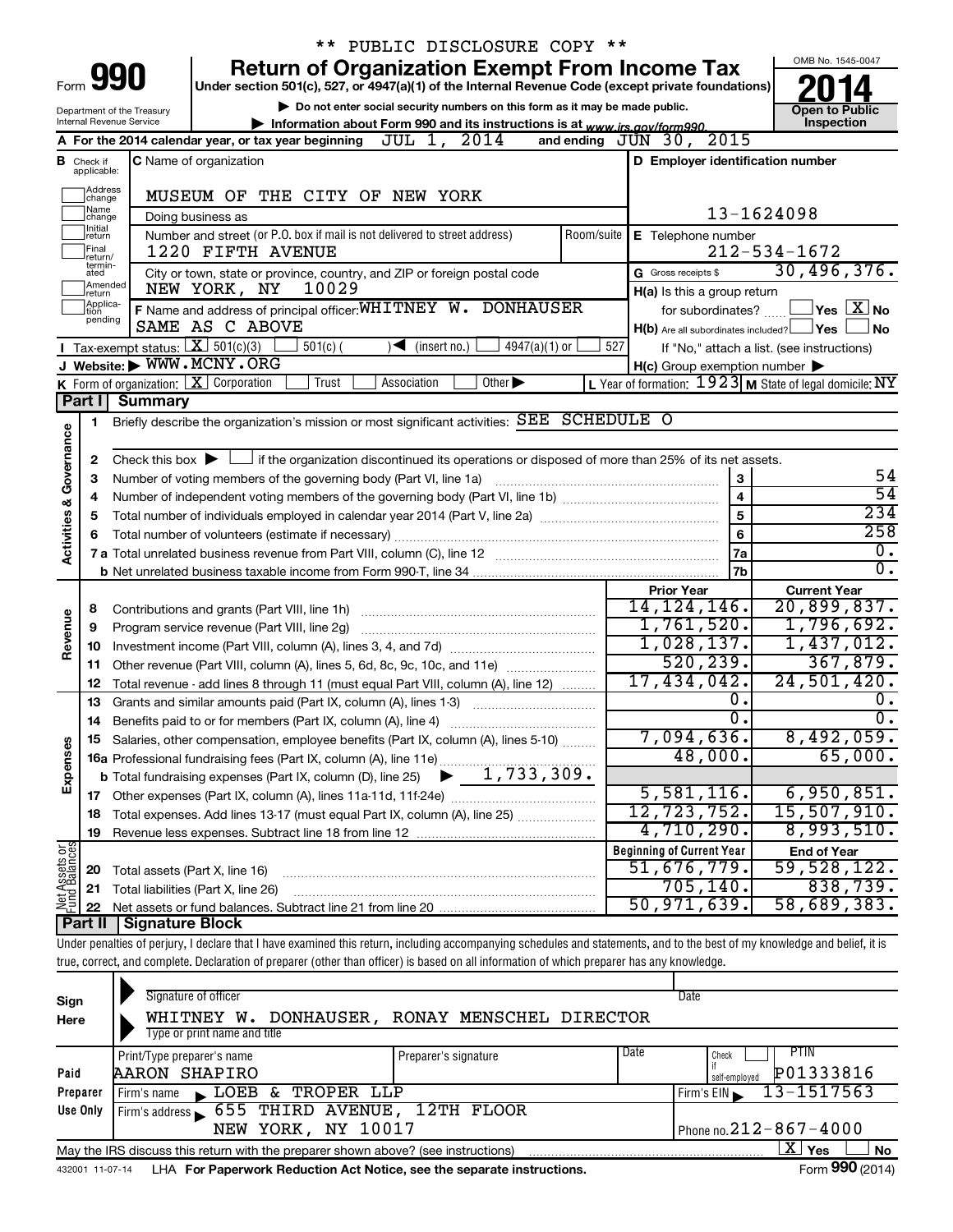** PUBLIC DISCLOSURE COPY **

# Form 990 — Return of Organization Exempt From Income Tax

Under section 501(c), 527, or 4947(a)(1) of the Internal Revenue Code (except private foundations)

▶ Do not enter social security numbers on this form as it may be made public.

▶ Information about Form 990 and its instructions is at www.irs.gov/form990.

Department of the Treasury
Internal Revenue Service

OMB No. 1545-0047

**2014**

**Open to Public Inspection**

**A** For the 2014 calendar year, or tax year beginning JUL 1, 2014 and ending JUN 30, 2015

**B** Check if applicable: ☐ Address change ☐ Name change ☐ Initial return ☐ Final return/terminated ☐ Amended return ☐ Application pending

**C** Name of organization: MUSEUM OF THE CITY OF NEW YORK

Doing business as

Number and street (or P.O. box if mail is not delivered to street address): 1220 FIFTH AVENUE — Room/suite

City or town, state or province, country, and ZIP or foreign postal code: NEW YORK, NY 10029

**D** Employer identification number: 13-1624098

**E** Telephone number: 212-534-1672

**G** Gross receipts $ 30,496,376.

**F** Name and address of principal officer: WHITNEY W. DONHAUSER, SAME AS C ABOVE

**H(a)** Is this a group return for subordinates? ☐ Yes ☒ No

**H(b)** Are all subordinates included? ☐ Yes ☐ No — If "No," attach a list. (see instructions)

**H(c)** Group exemption number ▶

**I** Tax-exempt status: ☒ 501(c)(3) ☐ 501(c) ( ) ◀ (insert no.) ☐ 4947(a)(1) or ☐ 527

**J** Website: ▶ WWW.MCNY.ORG

**K** Form of organization: ☒ Corporation ☐ Trust ☐ Association ☐ Other ▶

**L** Year of formation: 1923 **M** State of legal domicile: NY

## Part I Summary

### Activities & Governance

1. Briefly describe the organization's mission or most significant activities: SEE SCHEDULE O
2. Check this box ▶ ☐ if the organization discontinued its operations or disposed of more than 25% of its net assets.

| | | Line | Value |
|---|---|---|---|
| 3 | Number of voting members of the governing body (Part VI, line 1a) | 3 | 54 |
| 4 | Number of independent voting members of the governing body (Part VI, line 1b) | 4 | 54 |
| 5 | Total number of individuals employed in calendar year 2014 (Part V, line 2a) | 5 | 234 |
| 6 | Total number of volunteers (estimate if necessary) | 6 | 258 |
| 7a | Total unrelated business revenue from Part VIII, column (C), line 12 | 7a | 0. |
| b | Net unrelated business taxable income from Form 990-T, line 34 | 7b | 0. |

### Revenue, Expenses, and Net Assets

| | | Prior Year | Current Year |
|---|---|---|---|
| **Revenue** | | | |
| 8 | Contributions and grants (Part VIII, line 1h) | 14,124,146. | 20,899,837. |
| 9 | Program service revenue (Part VIII, line 2g) | 1,761,520. | 1,796,692. |
| 10 | Investment income (Part VIII, column (A), lines 3, 4, and 7d) | 1,028,137. | 1,437,012. |
| 11 | Other revenue (Part VIII, column (A), lines 5, 6d, 8c, 9c, 10c, and 11e) | 520,239. | 367,879. |
| 12 | Total revenue - add lines 8 through 11 (must equal Part VIII, column (A), line 12) | 17,434,042. | 24,501,420. |
| **Expenses** | | | |
| 13 | Grants and similar amounts paid (Part IX, column (A), lines 1-3) | 0. | 0. |
| 14 | Benefits paid to or for members (Part IX, column (A), line 4) | 0. | 0. |
| 15 | Salaries, other compensation, employee benefits (Part IX, column (A), lines 5-10) | 7,094,636. | 8,492,059. |
| 16a | Professional fundraising fees (Part IX, column (A), line 11e) | 48,000. | 65,000. |
| b | Total fundraising expenses (Part IX, column (D), line 25) ▶ 1,733,309. | | |
| 17 | Other expenses (Part IX, column (A), lines 11a-11d, 11f-24e) | 5,581,116. | 6,950,851. |
| 18 | Total expenses. Add lines 13-17 (must equal Part IX, column (A), line 25) | 12,723,752. | 15,507,910. |
| 19 | Revenue less expenses. Subtract line 18 from line 12 | 4,710,290. | 8,993,510. |
| **Net Assets or Fund Balances** | | **Beginning of Current Year** | **End of Year** |
| 20 | Total assets (Part X, line 16) | 51,676,779. | 59,528,122. |
| 21 | Total liabilities (Part X, line 26) | 705,140. | 838,739. |
| 22 | Net assets or fund balances. Subtract line 21 from line 20 | 50,971,639. | 58,689,383. |

## Part II Signature Block

Under penalties of perjury, I declare that I have examined this return, including accompanying schedules and statements, and to the best of my knowledge and belief, it is true, correct, and complete. Declaration of preparer (other than officer) is based on all information of which preparer has any knowledge.

**Sign Here**

Signature of officer — Date

WHITNEY W. DONHAUSER, RONAY MENSCHEL DIRECTOR

Type or print name and title

**Paid Preparer Use Only**

| Print/Type preparer's name | Preparer's signature | Date | Check ☐ if self-employed | PTIN |
|---|---|---|---|---|
| AARON SHAPIRO | | | | P01333816 |

Firm's name ▶ LOEB & TROPER LLP — Firm's EIN ▶ 13-1517563

Firm's address ▶ 655 THIRD AVENUE, 12TH FLOOR, NEW YORK, NY 10017 — Phone no. 212-867-4000

May the IRS discuss this return with the preparer shown above? (see instructions) ☒ Yes ☐ No

432001 11-07-14 LHA For Paperwork Reduction Act Notice, see the separate instructions. Form **990** (2014)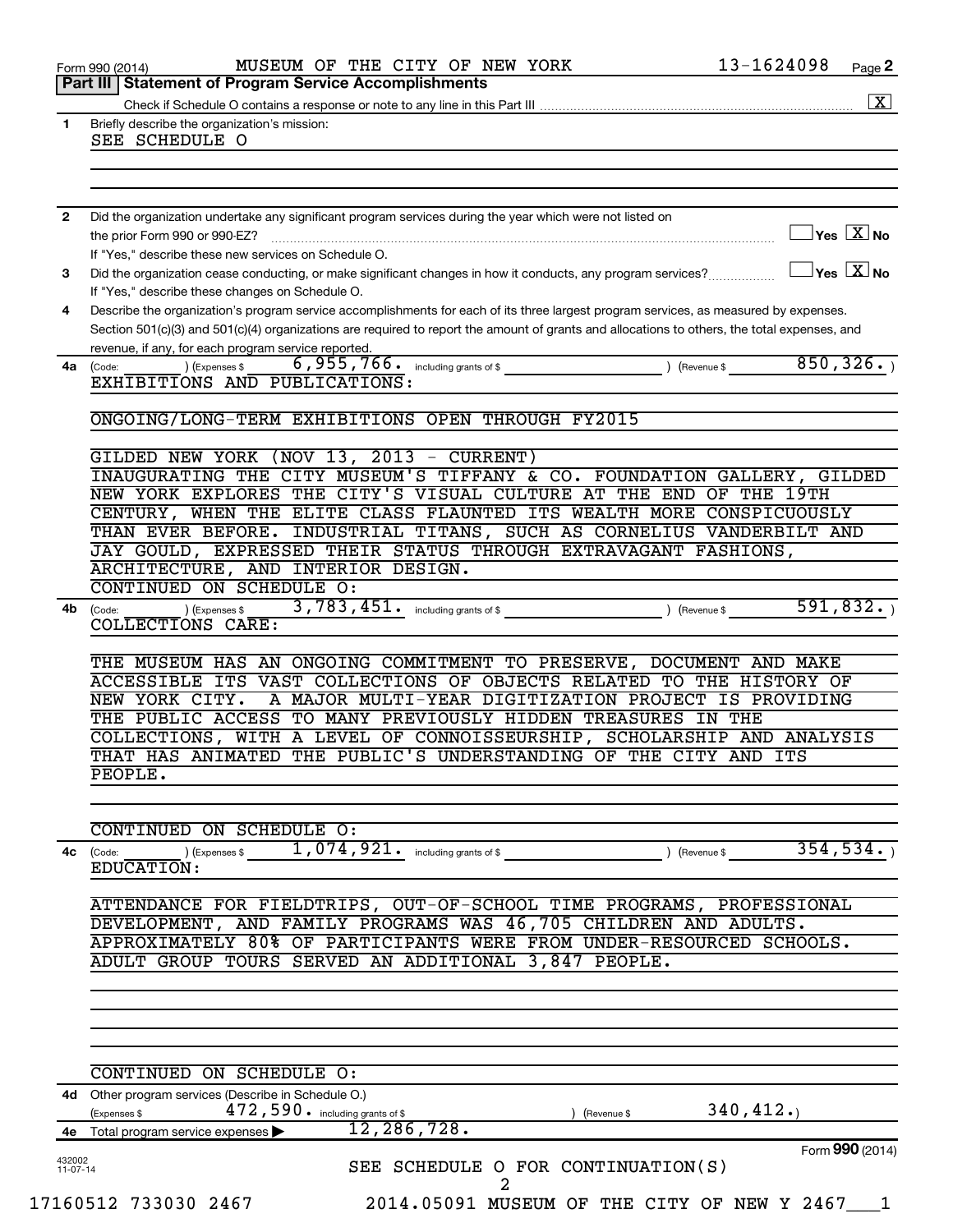Form 990 (2014) MUSEUM OF THE CITY OF NEW YORK 13-1624098 Page **2**

## Part III | Statement of Program Service Accomplishments

Check if Schedule O contains a response or note to any line in this Part III .................... [X]

**1** Briefly describe the organization's mission:

SEE SCHEDULE O

**2** Did the organization undertake any significant program services during the year which were not listed on the prior Form 990 or 990-EZ? .................... [ ] Yes [X] No

If "Yes," describe these new services on Schedule O.

**3** Did the organization cease conducting, or make significant changes in how it conducts, any program services? .................... [ ] Yes [X] No

If "Yes," describe these changes on Schedule O.

**4** Describe the organization's program service accomplishments for each of its three largest program services, as measured by expenses. Section 501(c)(3) and 501(c)(4) organizations are required to report the amount of grants and allocations to others, the total expenses, and revenue, if any, for each program service reported.

**4a** (Code: ) (Expenses $ 6,955,766. including grants of $ ) (Revenue $ 850,326. )

EXHIBITIONS AND PUBLICATIONS:

ONGOING/LONG-TERM EXHIBITIONS OPEN THROUGH FY2015

GILDED NEW YORK (NOV 13, 2013 - CURRENT)
INAUGURATING THE CITY MUSEUM'S TIFFANY & CO. FOUNDATION GALLERY, GILDED NEW YORK EXPLORES THE CITY'S VISUAL CULTURE AT THE END OF THE 19TH CENTURY, WHEN THE ELITE CLASS FLAUNTED ITS WEALTH MORE CONSPICUOUSLY THAN EVER BEFORE. INDUSTRIAL TITANS, SUCH AS CORNELIUS VANDERBILT AND JAY GOULD, EXPRESSED THEIR STATUS THROUGH EXTRAVAGANT FASHIONS, ARCHITECTURE, AND INTERIOR DESIGN.
CONTINUED ON SCHEDULE O:

**4b** (Code: ) (Expenses $ 3,783,451. including grants of $ ) (Revenue $ 591,832. )

COLLECTIONS CARE:

THE MUSEUM HAS AN ONGOING COMMITMENT TO PRESERVE, DOCUMENT AND MAKE ACCESSIBLE ITS VAST COLLECTIONS OF OBJECTS RELATED TO THE HISTORY OF NEW YORK CITY. A MAJOR MULTI-YEAR DIGITIZATION PROJECT IS PROVIDING THE PUBLIC ACCESS TO MANY PREVIOUSLY HIDDEN TREASURES IN THE COLLECTIONS, WITH A LEVEL OF CONNOISSEURSHIP, SCHOLARSHIP AND ANALYSIS THAT HAS ANIMATED THE PUBLIC'S UNDERSTANDING OF THE CITY AND ITS PEOPLE.

CONTINUED ON SCHEDULE O:

**4c** (Code: ) (Expenses $ 1,074,921. including grants of $ ) (Revenue $ 354,534. )

EDUCATION:

ATTENDANCE FOR FIELDTRIPS, OUT-OF-SCHOOL TIME PROGRAMS, PROFESSIONAL DEVELOPMENT, AND FAMILY PROGRAMS WAS 46,705 CHILDREN AND ADULTS. APPROXIMATELY 80% OF PARTICIPANTS WERE FROM UNDER-RESOURCED SCHOOLS. ADULT GROUP TOURS SERVED AN ADDITIONAL 3,847 PEOPLE.

CONTINUED ON SCHEDULE O:

**4d** Other program services (Describe in Schedule O.)
(Expenses $ 472,590. including grants of $ ) (Revenue $ 340,412.)

**4e** Total program service expenses ▶ 12,286,728.

Form **990** (2014)

SEE SCHEDULE O FOR CONTINUATION(S)

432002 11-07-14

17160512 733030 2467 2014.05091 MUSEUM OF THE CITY OF NEW Y 2467___1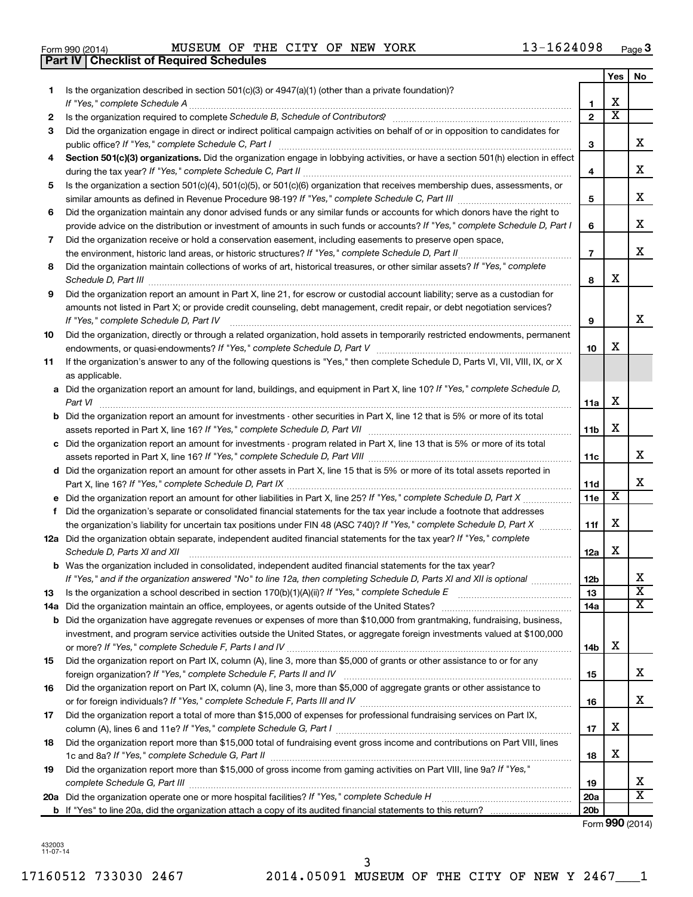Form 990 (2014) MUSEUM OF THE CITY OF NEW YORK 13-1624098 Page 3

## Part IV | Checklist of Required Schedules

| | | | Yes | No |
|---|---|---|---|---|
| 1 | Is the organization described in section 501(c)(3) or 4947(a)(1) (other than a private foundation)? *If "Yes," complete Schedule A* | 1 | X | |
| 2 | Is the organization required to complete *Schedule B, Schedule of Contributors*? | 2 | X | |
| 3 | Did the organization engage in direct or indirect political campaign activities on behalf of or in opposition to candidates for public office? *If "Yes," complete Schedule C, Part I* | 3 | | X |
| 4 | **Section 501(c)(3) organizations.** Did the organization engage in lobbying activities, or have a section 501(h) election in effect during the tax year? *If "Yes," complete Schedule C, Part II* | 4 | | X |
| 5 | Is the organization a section 501(c)(4), 501(c)(5), or 501(c)(6) organization that receives membership dues, assessments, or similar amounts as defined in Revenue Procedure 98-19? *If "Yes," complete Schedule C, Part III* | 5 | | X |
| 6 | Did the organization maintain any donor advised funds or any similar funds or accounts for which donors have the right to provide advice on the distribution or investment of amounts in such funds or accounts? *If "Yes," complete Schedule D, Part I* | 6 | | X |
| 7 | Did the organization receive or hold a conservation easement, including easements to preserve open space, the environment, historic land areas, or historic structures? *If "Yes," complete Schedule D, Part II* | 7 | | X |
| 8 | Did the organization maintain collections of works of art, historical treasures, or other similar assets? *If "Yes," complete Schedule D, Part III* | 8 | X | |
| 9 | Did the organization report an amount in Part X, line 21, for escrow or custodial account liability; serve as a custodian for amounts not listed in Part X; or provide credit counseling, debt management, credit repair, or debt negotiation services? *If "Yes," complete Schedule D, Part IV* | 9 | | X |
| 10 | Did the organization, directly or through a related organization, hold assets in temporarily restricted endowments, permanent endowments, or quasi-endowments? *If "Yes," complete Schedule D, Part V* | 10 | X | |
| 11 | If the organization's answer to any of the following questions is "Yes," then complete Schedule D, Parts VI, VII, VIII, IX, or X as applicable. | | | |
| a | Did the organization report an amount for land, buildings, and equipment in Part X, line 10? *If "Yes," complete Schedule D, Part VI* | 11a | X | |
| b | Did the organization report an amount for investments - other securities in Part X, line 12 that is 5% or more of its total assets reported in Part X, line 16? *If "Yes," complete Schedule D, Part VII* | 11b | X | |
| c | Did the organization report an amount for investments - program related in Part X, line 13 that is 5% or more of its total assets reported in Part X, line 16? *If "Yes," complete Schedule D, Part VIII* | 11c | | X |
| d | Did the organization report an amount for other assets in Part X, line 15 that is 5% or more of its total assets reported in Part X, line 16? *If "Yes," complete Schedule D, Part IX* | 11d | | X |
| e | Did the organization report an amount for other liabilities in Part X, line 25? *If "Yes," complete Schedule D, Part X* | 11e | X | |
| f | Did the organization's separate or consolidated financial statements for the tax year include a footnote that addresses the organization's liability for uncertain tax positions under FIN 48 (ASC 740)? *If "Yes," complete Schedule D, Part X* | 11f | X | |
| 12a | Did the organization obtain separate, independent audited financial statements for the tax year? *If "Yes," complete Schedule D, Parts XI and XII* | 12a | X | |
| b | Was the organization included in consolidated, independent audited financial statements for the tax year? *If "Yes," and if the organization answered "No" to line 12a, then completing Schedule D, Parts XI and XII is optional* | 12b | | X |
| 13 | Is the organization a school described in section 170(b)(1)(A)(ii)? *If "Yes," complete Schedule E* | 13 | | X |
| 14a | Did the organization maintain an office, employees, or agents outside of the United States? | 14a | | X |
| b | Did the organization have aggregate revenues or expenses of more than $10,000 from grantmaking, fundraising, business, investment, and program service activities outside the United States, or aggregate foreign investments valued at $100,000 or more? *If "Yes," complete Schedule F, Parts I and IV* | 14b | X | |
| 15 | Did the organization report on Part IX, column (A), line 3, more than $5,000 of grants or other assistance to or for any foreign organization? *If "Yes," complete Schedule F, Parts II and IV* | 15 | | X |
| 16 | Did the organization report on Part IX, column (A), line 3, more than $5,000 of aggregate grants or other assistance to or for foreign individuals? *If "Yes," complete Schedule F, Parts III and IV* | 16 | | X |
| 17 | Did the organization report a total of more than $15,000 of expenses for professional fundraising services on Part IX, column (A), lines 6 and 11e? *If "Yes," complete Schedule G, Part I* | 17 | X | |
| 18 | Did the organization report more than $15,000 total of fundraising event gross income and contributions on Part VIII, lines 1c and 8a? *If "Yes," complete Schedule G, Part II* | 18 | X | |
| 19 | Did the organization report more than $15,000 of gross income from gaming activities on Part VIII, line 9a? *If "Yes," complete Schedule G, Part III* | 19 | | X |
| 20a | Did the organization operate one or more hospital facilities? *If "Yes," complete Schedule H* | 20a | | X |
| b | If "Yes" to line 20a, did the organization attach a copy of its audited financial statements to this return? | 20b | | |

Form **990** (2014)

432003 11-07-14

17160512 733030 2467 2014.05091 MUSEUM OF THE CITY OF NEW Y 2467___1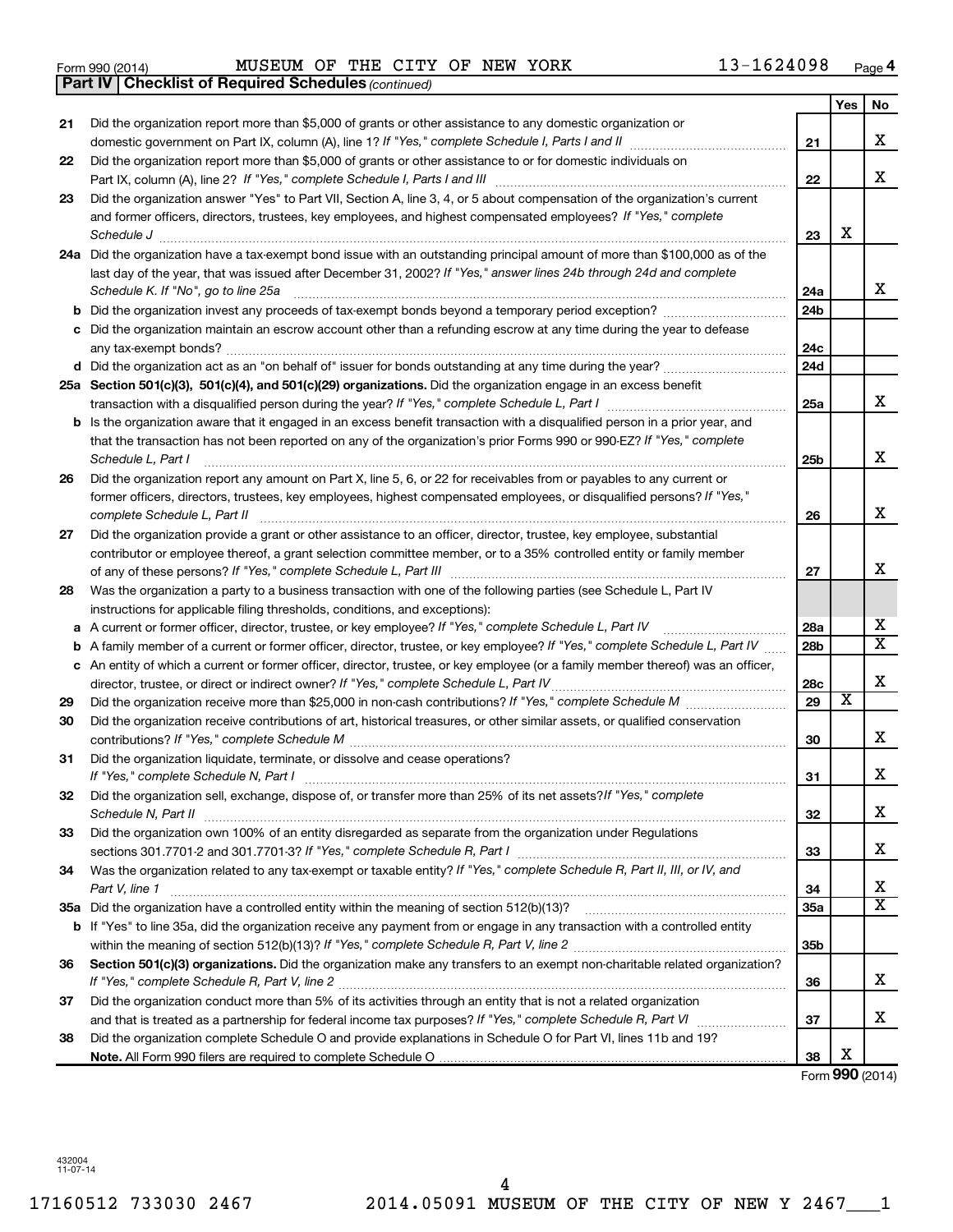Form 990 (2014) MUSEUM OF THE CITY OF NEW YORK 13-1624098 Page 4

**Part IV | Checklist of Required Schedules** *(continued)*

| | | | Yes | No |
|---|---|---|---|---|
| **21** | Did the organization report more than $5,000 of grants or other assistance to any domestic organization or domestic government on Part IX, column (A), line 1? *If "Yes," complete Schedule I, Parts I and II* | **21** | | X |
| **22** | Did the organization report more than $5,000 of grants or other assistance to or for domestic individuals on Part IX, column (A), line 2? *If "Yes," complete Schedule I, Parts I and III* | **22** | | X |
| **23** | Did the organization answer "Yes" to Part VII, Section A, line 3, 4, or 5 about compensation of the organization's current and former officers, directors, trustees, key employees, and highest compensated employees? *If "Yes," complete Schedule J* | **23** | X | |
| **24a** | Did the organization have a tax-exempt bond issue with an outstanding principal amount of more than $100,000 as of the last day of the year, that was issued after December 31, 2002? *If "Yes," answer lines 24b through 24d and complete Schedule K. If "No", go to line 25a* | **24a** | | X |
| **b** | Did the organization invest any proceeds of tax-exempt bonds beyond a temporary period exception? | **24b** | | |
| **c** | Did the organization maintain an escrow account other than a refunding escrow at any time during the year to defease any tax-exempt bonds? | **24c** | | |
| **d** | Did the organization act as an "on behalf of" issuer for bonds outstanding at any time during the year? | **24d** | | |
| **25a** | **Section 501(c)(3), 501(c)(4), and 501(c)(29) organizations.** Did the organization engage in an excess benefit transaction with a disqualified person during the year? *If "Yes," complete Schedule L, Part I* | **25a** | | X |
| **b** | Is the organization aware that it engaged in an excess benefit transaction with a disqualified person in a prior year, and that the transaction has not been reported on any of the organization's prior Forms 990 or 990-EZ? *If "Yes," complete Schedule L, Part I* | **25b** | | X |
| **26** | Did the organization report any amount on Part X, line 5, 6, or 22 for receivables from or payables to any current or former officers, directors, trustees, key employees, highest compensated employees, or disqualified persons? *If "Yes," complete Schedule L, Part II* | **26** | | X |
| **27** | Did the organization provide a grant or other assistance to an officer, director, trustee, key employee, substantial contributor or employee thereof, a grant selection committee member, or to a 35% controlled entity or family member of any of these persons? *If "Yes," complete Schedule L, Part III* | **27** | | X |
| **28** | Was the organization a party to a business transaction with one of the following parties (see Schedule L, Part IV instructions for applicable filing thresholds, conditions, and exceptions): | | | |
| **a** | A current or former officer, director, trustee, or key employee? *If "Yes," complete Schedule L, Part IV* | **28a** | | X |
| **b** | A family member of a current or former officer, director, trustee, or key employee? *If "Yes," complete Schedule L, Part IV* | **28b** | | X |
| **c** | An entity of which a current or former officer, director, trustee, or key employee (or a family member thereof) was an officer, director, trustee, or direct or indirect owner? *If "Yes," complete Schedule L, Part IV* | **28c** | | X |
| **29** | Did the organization receive more than $25,000 in non-cash contributions? *If "Yes," complete Schedule M* | **29** | X | |
| **30** | Did the organization receive contributions of art, historical treasures, or other similar assets, or qualified conservation contributions? *If "Yes," complete Schedule M* | **30** | | X |
| **31** | Did the organization liquidate, terminate, or dissolve and cease operations? *If "Yes," complete Schedule N, Part I* | **31** | | X |
| **32** | Did the organization sell, exchange, dispose of, or transfer more than 25% of its net assets? *If "Yes," complete Schedule N, Part II* | **32** | | X |
| **33** | Did the organization own 100% of an entity disregarded as separate from the organization under Regulations sections 301.7701-2 and 301.7701-3? *If "Yes," complete Schedule R, Part I* | **33** | | X |
| **34** | Was the organization related to any tax-exempt or taxable entity? *If "Yes," complete Schedule R, Part II, III, or IV, and Part V, line 1* | **34** | | X |
| **35a** | Did the organization have a controlled entity within the meaning of section 512(b)(13)? | **35a** | | X |
| **b** | If "Yes" to line 35a, did the organization receive any payment from or engage in any transaction with a controlled entity within the meaning of section 512(b)(13)? *If "Yes," complete Schedule R, Part V, line 2* | **35b** | | |
| **36** | **Section 501(c)(3) organizations.** Did the organization make any transfers to an exempt non-charitable related organization? *If "Yes," complete Schedule R, Part V, line 2* | **36** | | X |
| **37** | Did the organization conduct more than 5% of its activities through an entity that is not a related organization and that is treated as a partnership for federal income tax purposes? *If "Yes," complete Schedule R, Part VI* | **37** | | X |
| **38** | Did the organization complete Schedule O and provide explanations in Schedule O for Part VI, lines 11b and 19? **Note.** All Form 990 filers are required to complete Schedule O | **38** | X | |

Form **990** (2014)

432004 11-07-14

17160512 733030 2467 2014.05091 MUSEUM OF THE CITY OF NEW Y 2467___1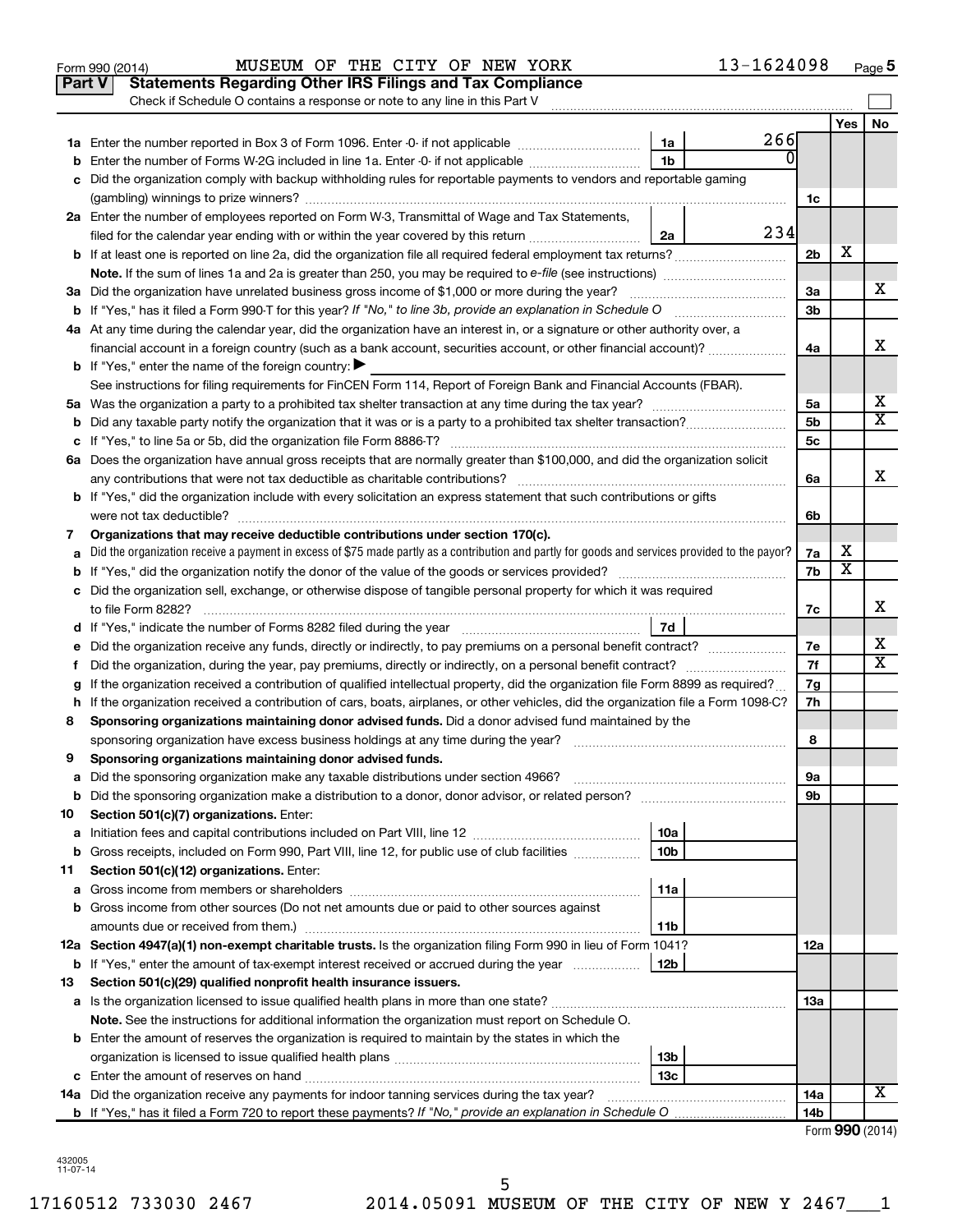Form 990 (2014) MUSEUM OF THE CITY OF NEW YORK 13-1624098 Page 5

**Part V Statements Regarding Other IRS Filings and Tax Compliance**

Check if Schedule O contains a response or note to any line in this Part V

| | | | | | Yes | No |
|---|---|---|---|---|---|---|
| **1a** | Enter the number reported in Box 3 of Form 1096. Enter -0- if not applicable | 1a | 266 | | | |
| **b** | Enter the number of Forms W-2G included in line 1a. Enter -0- if not applicable | 1b | 0 | | | |
| **c** | Did the organization comply with backup withholding rules for reportable payments to vendors and reportable gaming (gambling) winnings to prize winners? | | | 1c | | |
| **2a** | Enter the number of employees reported on Form W-3, Transmittal of Wage and Tax Statements, filed for the calendar year ending with or within the year covered by this return | 2a | 234 | | | |
| **b** | If at least one is reported on line 2a, did the organization file all required federal employment tax returns? | | | 2b | X | |
| | **Note.** If the sum of lines 1a and 2a is greater than 250, you may be required to *e-file* (see instructions) | | | | | |
| **3a** | Did the organization have unrelated business gross income of $1,000 or more during the year? | | | 3a | | X |
| **b** | If "Yes," has it filed a Form 990-T for this year? *If "No," to line 3b, provide an explanation in Schedule O* | | | 3b | | |
| **4a** | At any time during the calendar year, did the organization have an interest in, or a signature or other authority over, a financial account in a foreign country (such as a bank account, securities account, or other financial account)? | | | 4a | | X |
| **b** | If "Yes," enter the name of the foreign country: ▶ | | | | | |
| | See instructions for filing requirements for FinCEN Form 114, Report of Foreign Bank and Financial Accounts (FBAR). | | | | | |
| **5a** | Was the organization a party to a prohibited tax shelter transaction at any time during the tax year? | | | 5a | | X |
| **b** | Did any taxable party notify the organization that it was or is a party to a prohibited tax shelter transaction? | | | 5b | | X |
| **c** | If "Yes," to line 5a or 5b, did the organization file Form 8886-T? | | | 5c | | |
| **6a** | Does the organization have annual gross receipts that are normally greater than $100,000, and did the organization solicit any contributions that were not tax deductible as charitable contributions? | | | 6a | | X |
| **b** | If "Yes," did the organization include with every solicitation an express statement that such contributions or gifts were not tax deductible? | | | 6b | | |
| **7** | **Organizations that may receive deductible contributions under section 170(c).** | | | | | |
| **a** | Did the organization receive a payment in excess of $75 made partly as a contribution and partly for goods and services provided to the payor? | | | 7a | X | |
| **b** | If "Yes," did the organization notify the donor of the value of the goods or services provided? | | | 7b | X | |
| **c** | Did the organization sell, exchange, or otherwise dispose of tangible personal property for which it was required to file Form 8282? | | | 7c | | X |
| **d** | If "Yes," indicate the number of Forms 8282 filed during the year | 7d | | | | |
| **e** | Did the organization receive any funds, directly or indirectly, to pay premiums on a personal benefit contract? | | | 7e | | X |
| **f** | Did the organization, during the year, pay premiums, directly or indirectly, on a personal benefit contract? | | | 7f | | X |
| **g** | If the organization received a contribution of qualified intellectual property, did the organization file Form 8899 as required? | | | 7g | | |
| **h** | If the organization received a contribution of cars, boats, airplanes, or other vehicles, did the organization file a Form 1098-C? | | | 7h | | |
| **8** | **Sponsoring organizations maintaining donor advised funds.** Did a donor advised fund maintained by the sponsoring organization have excess business holdings at any time during the year? | | | 8 | | |
| **9** | **Sponsoring organizations maintaining donor advised funds.** | | | | | |
| **a** | Did the sponsoring organization make any taxable distributions under section 4966? | | | 9a | | |
| **b** | Did the sponsoring organization make a distribution to a donor, donor advisor, or related person? | | | 9b | | |
| **10** | **Section 501(c)(7) organizations.** Enter: | | | | | |
| **a** | Initiation fees and capital contributions included on Part VIII, line 12 | 10a | | | | |
| **b** | Gross receipts, included on Form 990, Part VIII, line 12, for public use of club facilities | 10b | | | | |
| **11** | **Section 501(c)(12) organizations.** Enter: | | | | | |
| **a** | Gross income from members or shareholders | 11a | | | | |
| **b** | Gross income from other sources (Do not net amounts due or paid to other sources against amounts due or received from them.) | 11b | | | | |
| **12a** | **Section 4947(a)(1) non-exempt charitable trusts.** Is the organization filing Form 990 in lieu of Form 1041? | | | 12a | | |
| **b** | If "Yes," enter the amount of tax-exempt interest received or accrued during the year | 12b | | | | |
| **13** | **Section 501(c)(29) qualified nonprofit health insurance issuers.** | | | | | |
| **a** | Is the organization licensed to issue qualified health plans in more than one state? | | | 13a | | |
| | **Note.** See the instructions for additional information the organization must report on Schedule O. | | | | | |
| **b** | Enter the amount of reserves the organization is required to maintain by the states in which the organization is licensed to issue qualified health plans | 13b | | | | |
| **c** | Enter the amount of reserves on hand | 13c | | | | |
| **14a** | Did the organization receive any payments for indoor tanning services during the tax year? | | | 14a | | X |
| **b** | If "Yes," has it filed a Form 720 to report these payments? *If "No," provide an explanation in Schedule O* | | | 14b | | |

Form **990** (2014)

432005 11-07-14

17160512 733030 2467 2014.05091 MUSEUM OF THE CITY OF NEW Y 2467___1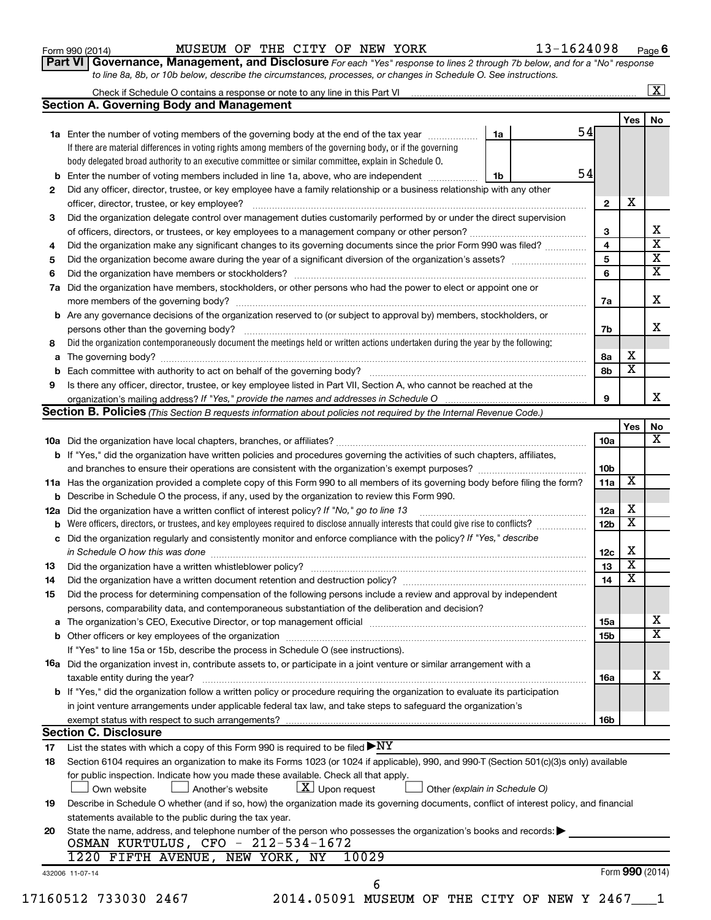Form 990 (2014) MUSEUM OF THE CITY OF NEW YORK 13-1624098 Page 6

**Part VI Governance, Management, and Disclosure** *For each "Yes" response to lines 2 through 7b below, and for a "No" response to line 8a, 8b, or 10b below, describe the circumstances, processes, or changes in Schedule O. See instructions.*

Check if Schedule O contains a response or note to any line in this Part VI [X]

**Section A. Governing Body and Management**

| | | | | Yes | No |
|---|---|---|---|---|---|
| **1a** | Enter the number of voting members of the governing body at the end of the tax year ... **1a** 54 | | | | |
| | If there are material differences in voting rights among members of the governing body, or if the governing body delegated broad authority to an executive committee or similar committee, explain in Schedule O. | | | | |
| **b** | Enter the number of voting members included in line 1a, above, who are independent ... **1b** 54 | | | | |
| **2** | Did any officer, director, trustee, or key employee have a family relationship or a business relationship with any other officer, director, trustee, or key employee? | | 2 | X | |
| **3** | Did the organization delegate control over management duties customarily performed by or under the direct supervision of officers, directors, or trustees, or key employees to a management company or other person? | | 3 | | X |
| **4** | Did the organization make any significant changes to its governing documents since the prior Form 990 was filed? | | 4 | | X |
| **5** | Did the organization become aware during the year of a significant diversion of the organization's assets? | | 5 | | X |
| **6** | Did the organization have members or stockholders? | | 6 | | X |
| **7a** | Did the organization have members, stockholders, or other persons who had the power to elect or appoint one or more members of the governing body? | | 7a | | X |
| **b** | Are any governance decisions of the organization reserved to (or subject to approval by) members, stockholders, or persons other than the governing body? | | 7b | | X |
| **8** | Did the organization contemporaneously document the meetings held or written actions undertaken during the year by the following: | | | | |
| **a** | The governing body? | | 8a | X | |
| **b** | Each committee with authority to act on behalf of the governing body? | | 8b | X | |
| **9** | Is there any officer, director, trustee, or key employee listed in Part VII, Section A, who cannot be reached at the organization's mailing address? *If "Yes," provide the names and addresses in Schedule O* | | 9 | | X |

**Section B. Policies** *(This Section B requests information about policies not required by the Internal Revenue Code.)*

| | | | Yes | No |
|---|---|---|---|---|
| **10a** | Did the organization have local chapters, branches, or affiliates? | 10a | | X |
| **b** | If "Yes," did the organization have written policies and procedures governing the activities of such chapters, affiliates, and branches to ensure their operations are consistent with the organization's exempt purposes? | 10b | | |
| **11a** | Has the organization provided a complete copy of this Form 990 to all members of its governing body before filing the form? | 11a | X | |
| **b** | Describe in Schedule O the process, if any, used by the organization to review this Form 990. | | | |
| **12a** | Did the organization have a written conflict of interest policy? *If "No," go to line 13* | 12a | X | |
| **b** | Were officers, directors, or trustees, and key employees required to disclose annually interests that could give rise to conflicts? | 12b | X | |
| **c** | Did the organization regularly and consistently monitor and enforce compliance with the policy? *If "Yes," describe in Schedule O how this was done* | 12c | X | |
| **13** | Did the organization have a written whistleblower policy? | 13 | X | |
| **14** | Did the organization have a written document retention and destruction policy? | 14 | X | |
| **15** | Did the process for determining compensation of the following persons include a review and approval by independent persons, comparability data, and contemporaneous substantiation of the deliberation and decision? | | | |
| **a** | The organization's CEO, Executive Director, or top management official | 15a | | X |
| **b** | Other officers or key employees of the organization | 15b | | X |
| | If "Yes" to line 15a or 15b, describe the process in Schedule O (see instructions). | | | |
| **16a** | Did the organization invest in, contribute assets to, or participate in a joint venture or similar arrangement with a taxable entity during the year? | 16a | | X |
| **b** | If "Yes," did the organization follow a written policy or procedure requiring the organization to evaluate its participation in joint venture arrangements under applicable federal tax law, and take steps to safeguard the organization's exempt status with respect to such arrangements? | 16b | | |

**Section C. Disclosure**

**17** List the states with which a copy of this Form 990 is required to be filed ▶ NY

**18** Section 6104 requires an organization to make its Forms 1023 (or 1024 if applicable), 990, and 990-T (Section 501(c)(3)s only) available for public inspection. Indicate how you made these available. Check all that apply.

[ ] Own website [ ] Another's website [X] Upon request [ ] Other *(explain in Schedule O)*

**19** Describe in Schedule O whether (and if so, how) the organization made its governing documents, conflict of interest policy, and financial statements available to the public during the tax year.

**20** State the name, address, and telephone number of the person who possesses the organization's books and records: ▶

OSMAN KURTULUS, CFO - 212-534-1672
1220 FIFTH AVENUE, NEW YORK, NY 10029

432006 11-07-14 Form **990** (2014)

17160512 733030 2467 2014.05091 MUSEUM OF THE CITY OF NEW Y 2467___1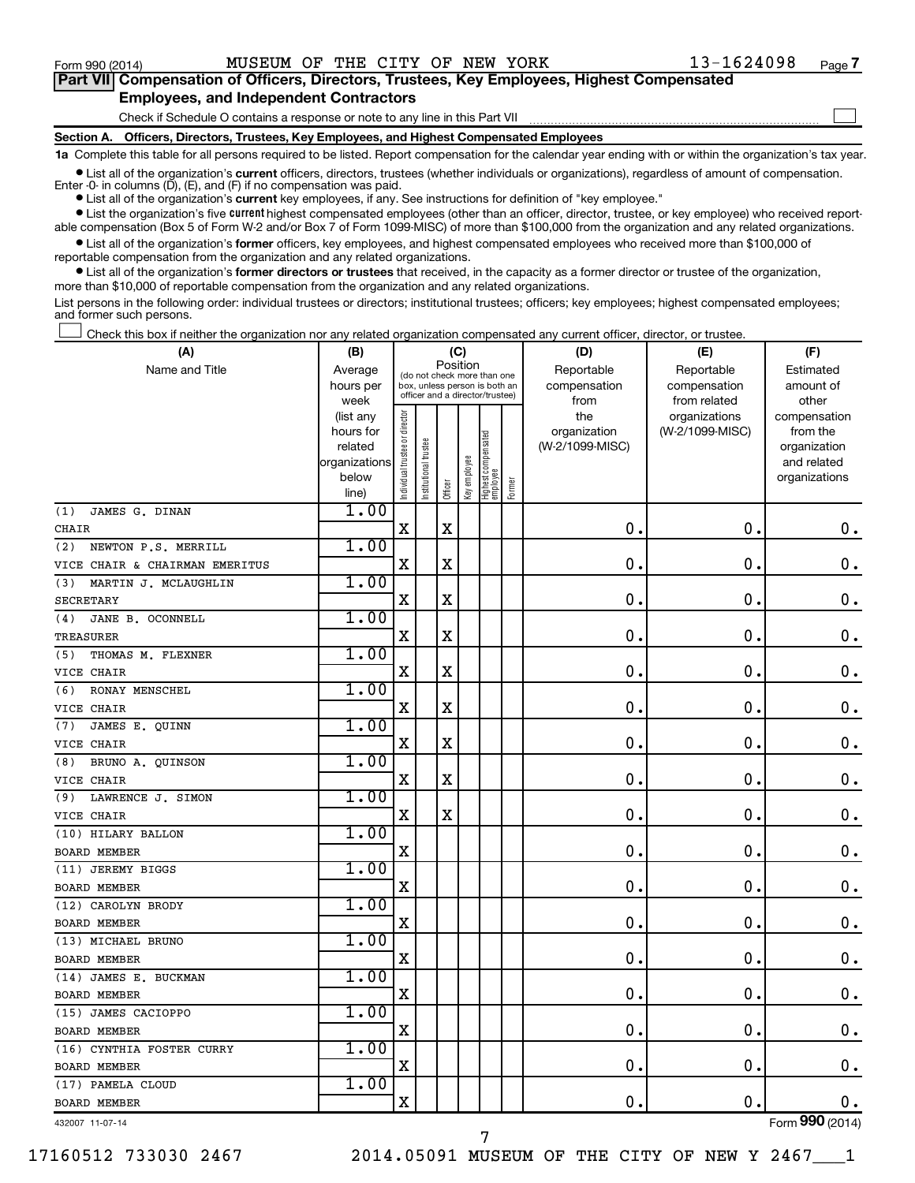Form 990 (2014) MUSEUM OF THE CITY OF NEW YORK 13-1624098 Page 7

**Part VII Compensation of Officers, Directors, Trustees, Key Employees, Highest Compensated Employees, and Independent Contractors**

Check if Schedule O contains a response or note to any line in this Part VII ☐

**Section A. Officers, Directors, Trustees, Key Employees, and Highest Compensated Employees**

**1a** Complete this table for all persons required to be listed. Report compensation for the calendar year ending with or within the organization's tax year.

- List all of the organization's **current** officers, directors, trustees (whether individuals or organizations), regardless of amount of compensation. Enter -0- in columns (D), (E), and (F) if no compensation was paid.
- List all of the organization's **current** key employees, if any. See instructions for definition of "key employee."
- List the organization's five **current** highest compensated employees (other than an officer, director, trustee, or key employee) who received reportable compensation (Box 5 of Form W-2 and/or Box 7 of Form 1099-MISC) of more than $100,000 from the organization and any related organizations.
- List all of the organization's **former** officers, key employees, and highest compensated employees who received more than $100,000 of reportable compensation from the organization and any related organizations.
- List all of the organization's **former directors or trustees** that received, in the capacity as a former director or trustee of the organization, more than $10,000 of reportable compensation from the organization and any related organizations.

List persons in the following order: individual trustees or directors; institutional trustees; officers; key employees; highest compensated employees; and former such persons.

☐ Check this box if neither the organization nor any related organization compensated any current officer, director, or trustee.

| (A) Name and Title | (B) Average hours per week (list any hours for related organizations below line) | (C) Position: Individual trustee or director | Institutional trustee | Officer | Key employee | Highest compensated employee | Former | (D) Reportable compensation from the organization (W-2/1099-MISC) | (E) Reportable compensation from related organizations (W-2/1099-MISC) | (F) Estimated amount of other compensation from the organization and related organizations |
|---|---|---|---|---|---|---|---|---|---|---|
| (1) JAMES G. DINAN<br>CHAIR | 1.00 | X | | X | | | | 0. | 0. | 0. |
| (2) NEWTON P.S. MERRILL<br>VICE CHAIR & CHAIRMAN EMERITUS | 1.00 | X | | X | | | | 0. | 0. | 0. |
| (3) MARTIN J. MCLAUGHLIN<br>SECRETARY | 1.00 | X | | X | | | | 0. | 0. | 0. |
| (4) JANE B. OCONNELL<br>TREASURER | 1.00 | X | | X | | | | 0. | 0. | 0. |
| (5) THOMAS M. FLEXNER<br>VICE CHAIR | 1.00 | X | | X | | | | 0. | 0. | 0. |
| (6) RONAY MENSCHEL<br>VICE CHAIR | 1.00 | X | | X | | | | 0. | 0. | 0. |
| (7) JAMES E. QUINN<br>VICE CHAIR | 1.00 | X | | X | | | | 0. | 0. | 0. |
| (8) BRUNO A. QUINSON<br>VICE CHAIR | 1.00 | X | | X | | | | 0. | 0. | 0. |
| (9) LAWRENCE J. SIMON<br>VICE CHAIR | 1.00 | X | | X | | | | 0. | 0. | 0. |
| (10) HILARY BALLON<br>BOARD MEMBER | 1.00 | X | | | | | | 0. | 0. | 0. |
| (11) JEREMY BIGGS<br>BOARD MEMBER | 1.00 | X | | | | | | 0. | 0. | 0. |
| (12) CAROLYN BRODY<br>BOARD MEMBER | 1.00 | X | | | | | | 0. | 0. | 0. |
| (13) MICHAEL BRUNO<br>BOARD MEMBER | 1.00 | X | | | | | | 0. | 0. | 0. |
| (14) JAMES E. BUCKMAN<br>BOARD MEMBER | 1.00 | X | | | | | | 0. | 0. | 0. |
| (15) JAMES CACIOPPO<br>BOARD MEMBER | 1.00 | X | | | | | | 0. | 0. | 0. |
| (16) CYNTHIA FOSTER CURRY<br>BOARD MEMBER | 1.00 | X | | | | | | 0. | 0. | 0. |
| (17) PAMELA CLOUD<br>BOARD MEMBER | 1.00 | X | | | | | | 0. | 0. | 0. |

432007 11-07-14 Form **990** (2014)

17160512 733030 2467 2014.05091 MUSEUM OF THE CITY OF NEW Y 2467___1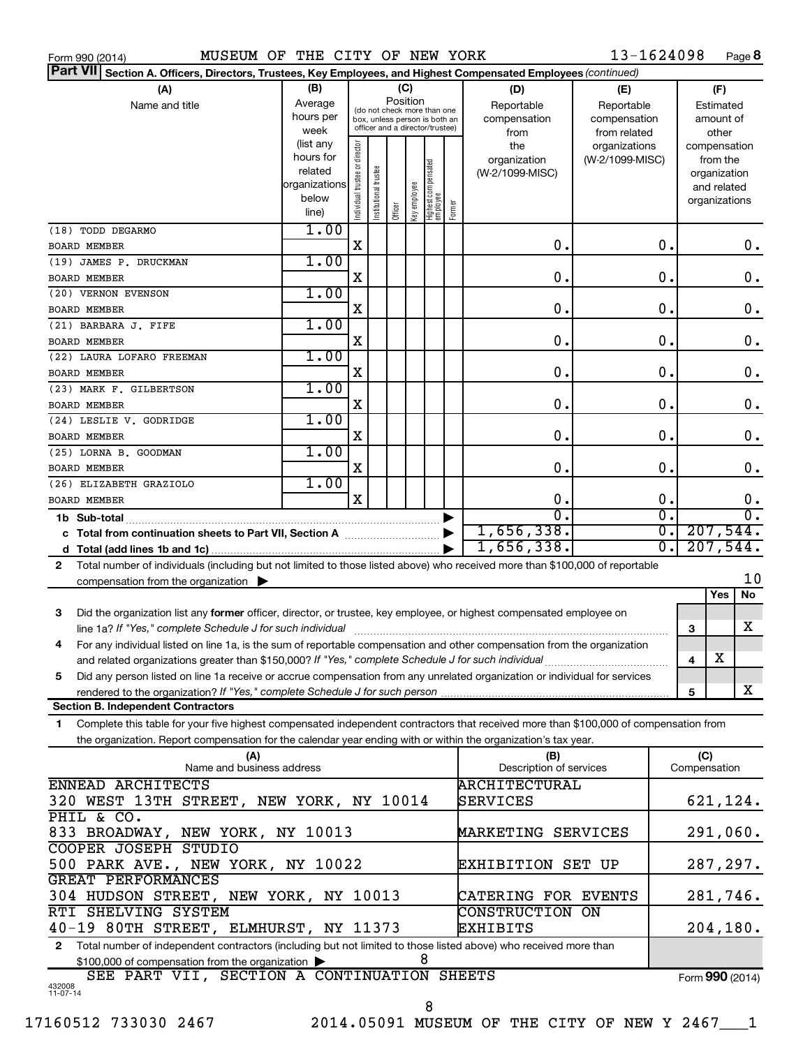Form 990 (2014) MUSEUM OF THE CITY OF NEW YORK 13-1624098 Page 8

**Part VII Section A. Officers, Directors, Trustees, Key Employees, and Highest Compensated Employees** *(continued)*

| (A) Name and title | (B) Average hours per week (list any hours for related organizations below line) | (C) Position: Individual trustee or director | Institutional trustee | Officer | Key employee | Highest compensated employee | Former | (D) Reportable compensation from the organization (W-2/1099-MISC) | (E) Reportable compensation from related organizations (W-2/1099-MISC) | (F) Estimated amount of other compensation from the organization and related organizations |
|---|---|---|---|---|---|---|---|---|---|---|
| (18) TODD DEGARMO BOARD MEMBER | 1.00 | X | | | | | | 0. | 0. | 0. |
| (19) JAMES P. DRUCKMAN BOARD MEMBER | 1.00 | X | | | | | | 0. | 0. | 0. |
| (20) VERNON EVENSON BOARD MEMBER | 1.00 | X | | | | | | 0. | 0. | 0. |
| (21) BARBARA J. FIFE BOARD MEMBER | 1.00 | X | | | | | | 0. | 0. | 0. |
| (22) LAURA LOFARO FREEMAN BOARD MEMBER | 1.00 | X | | | | | | 0. | 0. | 0. |
| (23) MARK F. GILBERTSON BOARD MEMBER | 1.00 | X | | | | | | 0. | 0. | 0. |
| (24) LESLIE V. GODRIDGE BOARD MEMBER | 1.00 | X | | | | | | 0. | 0. | 0. |
| (25) LORNA B. GOODMAN BOARD MEMBER | 1.00 | X | | | | | | 0. | 0. | 0. |
| (26) ELIZABETH GRAZIOLO BOARD MEMBER | 1.00 | X | | | | | | 0. | 0. | 0. |
| **1b Sub-total** | | | | | | | | 0. | 0. | 0. |
| **c Total from continuation sheets to Part VII, Section A** | | | | | | | | 1,656,338. | 0. | 207,544. |
| **d Total (add lines 1b and 1c)** | | | | | | | | 1,656,338. | 0. | 207,544. |

**2** Total number of individuals (including but not limited to those listed above) who received more than $100,000 of reportable compensation from the organization ▶ 10

| | | | Yes | No |
|---|---|---|---|---|
| **3** | Did the organization list any **former** officer, director, or trustee, key employee, or highest compensated employee on line 1a? *If "Yes," complete Schedule J for such individual* | 3 | | X |
| **4** | For any individual listed on line 1a, is the sum of reportable compensation and other compensation from the organization and related organizations greater than $150,000? *If "Yes," complete Schedule J for such individual* | 4 | X | |
| **5** | Did any person listed on line 1a receive or accrue compensation from any unrelated organization or individual for services rendered to the organization? *If "Yes," complete Schedule J for such person* | 5 | | X |

**Section B. Independent Contractors**

**1** Complete this table for your five highest compensated independent contractors that received more than $100,000 of compensation from the organization. Report compensation for the calendar year ending with or within the organization's tax year.

| (A) Name and business address | (B) Description of services | (C) Compensation |
|---|---|---|
| ENNEAD ARCHITECTS 320 WEST 13TH STREET, NEW YORK, NY 10014 | ARCHITECTURAL SERVICES | 621,124. |
| PHIL & CO. 833 BROADWAY, NEW YORK, NY 10013 | MARKETING SERVICES | 291,060. |
| COOPER JOSEPH STUDIO 500 PARK AVE., NEW YORK, NY 10022 | EXHIBITION SET UP | 287,297. |
| GREAT PERFORMANCES 304 HUDSON STREET, NEW YORK, NY 10013 | CATERING FOR EVENTS | 281,746. |
| RTI SHELVING SYSTEM 40-19 80TH STREET, ELMHURST, NY 11373 | CONSTRUCTION ON EXHIBITS | 204,180. |

**2** Total number of independent contractors (including but not limited to those listed above) who received more than $100,000 of compensation from the organization ▶ 8

SEE PART VII, SECTION A CONTINUATION SHEETS

Form **990** (2014)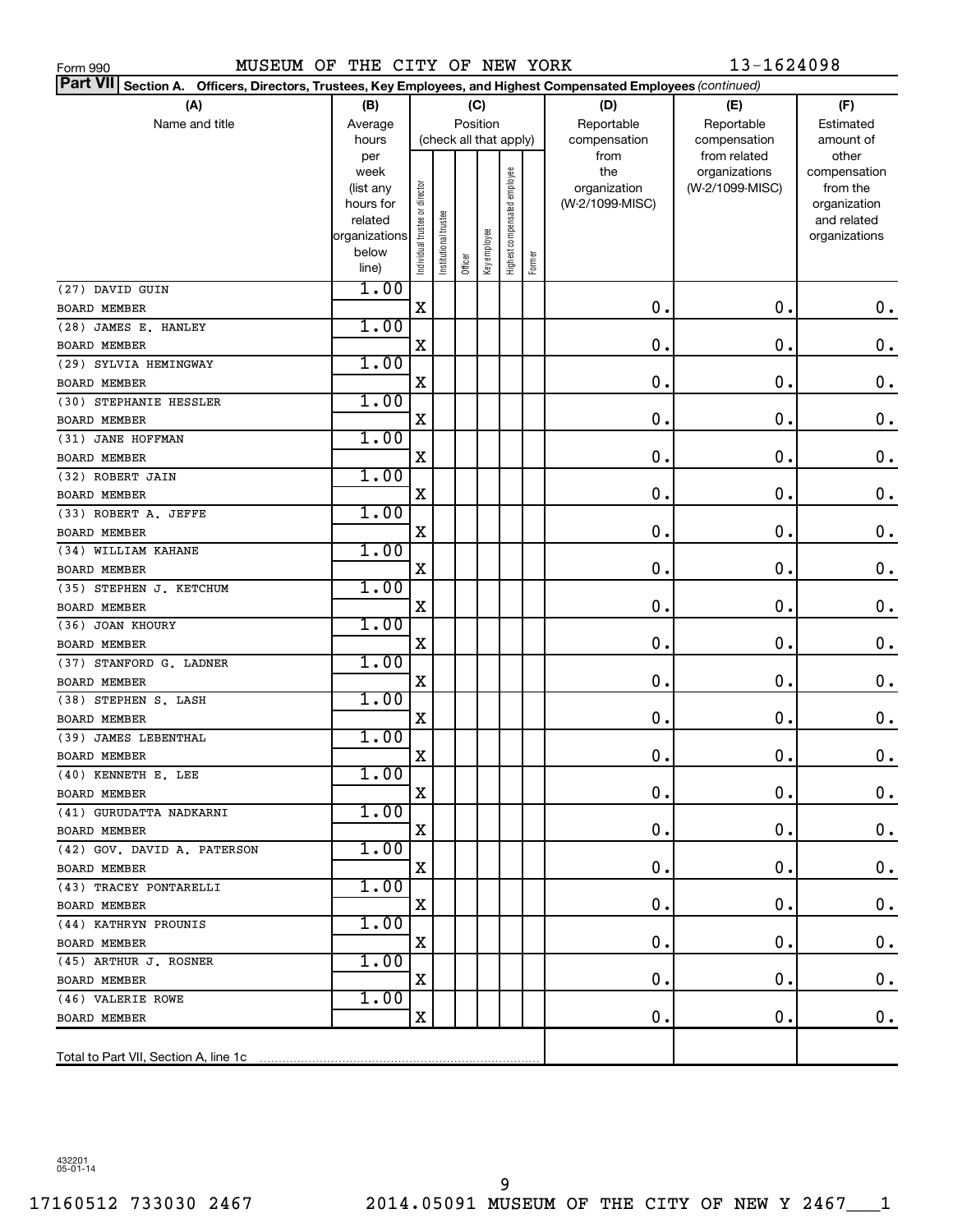Form 990 MUSEUM OF THE CITY OF NEW YORK 13-1624098

**Part VII Section A. Officers, Directors, Trustees, Key Employees, and Highest Compensated Employees** *(continued)*

| (A) Name and title | (B) Average hours per week (list any hours for related organizations below line) | (C) Position: Individual trustee or director | Institutional trustee | Officer | Key employee | Highest compensated employee | Former | (D) Reportable compensation from the organization (W-2/1099-MISC) | (E) Reportable compensation from related organizations (W-2/1099-MISC) | (F) Estimated amount of other compensation from the organization and related organizations |
|---|---|---|---|---|---|---|---|---|---|---|
| (27) DAVID GUIN<br>BOARD MEMBER | 1.00 | X | | | | | | 0. | 0. | 0. |
| (28) JAMES E. HANLEY<br>BOARD MEMBER | 1.00 | X | | | | | | 0. | 0. | 0. |
| (29) SYLVIA HEMINGWAY<br>BOARD MEMBER | 1.00 | X | | | | | | 0. | 0. | 0. |
| (30) STEPHANIE HESSLER<br>BOARD MEMBER | 1.00 | X | | | | | | 0. | 0. | 0. |
| (31) JANE HOFFMAN<br>BOARD MEMBER | 1.00 | X | | | | | | 0. | 0. | 0. |
| (32) ROBERT JAIN<br>BOARD MEMBER | 1.00 | X | | | | | | 0. | 0. | 0. |
| (33) ROBERT A. JEFFE<br>BOARD MEMBER | 1.00 | X | | | | | | 0. | 0. | 0. |
| (34) WILLIAM KAHANE<br>BOARD MEMBER | 1.00 | X | | | | | | 0. | 0. | 0. |
| (35) STEPHEN J. KETCHUM<br>BOARD MEMBER | 1.00 | X | | | | | | 0. | 0. | 0. |
| (36) JOAN KHOURY<br>BOARD MEMBER | 1.00 | X | | | | | | 0. | 0. | 0. |
| (37) STANFORD G. LADNER<br>BOARD MEMBER | 1.00 | X | | | | | | 0. | 0. | 0. |
| (38) STEPHEN S. LASH<br>BOARD MEMBER | 1.00 | X | | | | | | 0. | 0. | 0. |
| (39) JAMES LEBENTHAL<br>BOARD MEMBER | 1.00 | X | | | | | | 0. | 0. | 0. |
| (40) KENNETH E. LEE<br>BOARD MEMBER | 1.00 | X | | | | | | 0. | 0. | 0. |
| (41) GURUDATTA NADKARNI<br>BOARD MEMBER | 1.00 | X | | | | | | 0. | 0. | 0. |
| (42) GOV. DAVID A. PATERSON<br>BOARD MEMBER | 1.00 | X | | | | | | 0. | 0. | 0. |
| (43) TRACEY PONTARELLI<br>BOARD MEMBER | 1.00 | X | | | | | | 0. | 0. | 0. |
| (44) KATHRYN PROUNIS<br>BOARD MEMBER | 1.00 | X | | | | | | 0. | 0. | 0. |
| (45) ARTHUR J. ROSNER<br>BOARD MEMBER | 1.00 | X | | | | | | 0. | 0. | 0. |
| (46) VALERIE ROWE<br>BOARD MEMBER | 1.00 | X | | | | | | 0. | 0. | 0. |
| Total to Part VII, Section A, line 1c | | | | | | | | | | |

432201
05-01-14

17160512 733030 2467 2014.05091 MUSEUM OF THE CITY OF NEW Y 2467___1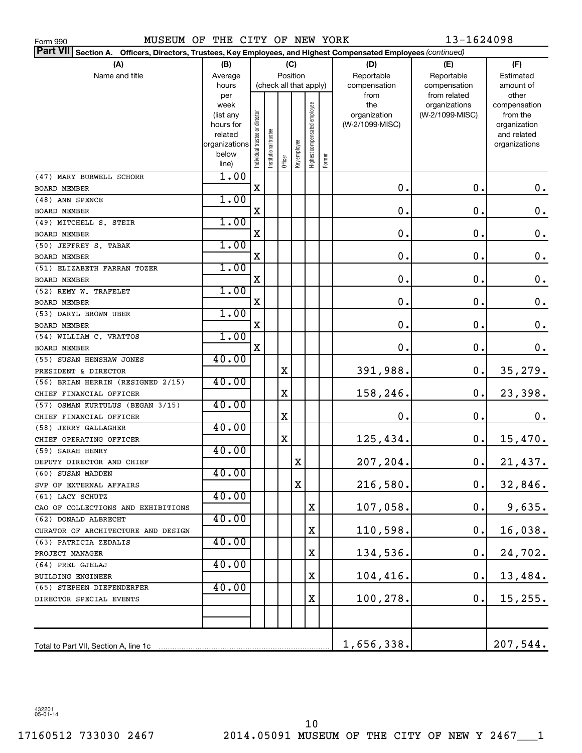Form 990 MUSEUM OF THE CITY OF NEW YORK 13-1624098

**Part VII Section A. Officers, Directors, Trustees, Key Employees, and Highest Compensated Employees** *(continued)*

| (A) Name and title | (B) Average hours per week (list any hours for related organizations below line) | (C) Position: Individual trustee or director | Institutional trustee | Officer | Key employee | Highest compensated employee | Former | (D) Reportable compensation from the organization (W-2/1099-MISC) | (E) Reportable compensation from related organizations (W-2/1099-MISC) | (F) Estimated amount of other compensation from the organization and related organizations |
|---|---|---|---|---|---|---|---|---|---|---|
| (47) MARY BURWELL SCHORR<br>BOARD MEMBER | 1.00 | X | | | | | | 0. | 0. | 0. |
| (48) ANN SPENCE<br>BOARD MEMBER | 1.00 | X | | | | | | 0. | 0. | 0. |
| (49) MITCHELL S. STEIR<br>BOARD MEMBER | 1.00 | X | | | | | | 0. | 0. | 0. |
| (50) JEFFREY S. TABAK<br>BOARD MEMBER | 1.00 | X | | | | | | 0. | 0. | 0. |
| (51) ELIZABETH FARRAN TOZER<br>BOARD MEMBER | 1.00 | X | | | | | | 0. | 0. | 0. |
| (52) REMY W. TRAFELET<br>BOARD MEMBER | 1.00 | X | | | | | | 0. | 0. | 0. |
| (53) DARYL BROWN UBER<br>BOARD MEMBER | 1.00 | X | | | | | | 0. | 0. | 0. |
| (54) WILLIAM C. VRATTOS<br>BOARD MEMBER | 1.00 | X | | | | | | 0. | 0. | 0. |
| (55) SUSAN HENSHAW JONES<br>PRESIDENT & DIRECTOR | 40.00 | | | X | | | | 391,988. | 0. | 35,279. |
| (56) BRIAN HERRIN (RESIGNED 2/15)<br>CHIEF FINANCIAL OFFICER | 40.00 | | | X | | | | 158,246. | 0. | 23,398. |
| (57) OSMAN KURTULUS (BEGAN 3/15)<br>CHIEF FINANCIAL OFFICER | 40.00 | | | X | | | | 0. | 0. | 0. |
| (58) JERRY GALLAGHER<br>CHIEF OPERATING OFFICER | 40.00 | | | X | | | | 125,434. | 0. | 15,470. |
| (59) SARAH HENRY<br>DEPUTY DIRECTOR AND CHIEF | 40.00 | | | | X | | | 207,204. | 0. | 21,437. |
| (60) SUSAN MADDEN<br>SVP OF EXTERNAL AFFAIRS | 40.00 | | | | X | | | 216,580. | 0. | 32,846. |
| (61) LACY SCHUTZ<br>CAO OF COLLECTIONS AND EXHIBITIONS | 40.00 | | | | | X | | 107,058. | 0. | 9,635. |
| (62) DONALD ALBRECHT<br>CURATOR OF ARCHITECTURE AND DESIGN | 40.00 | | | | | X | | 110,598. | 0. | 16,038. |
| (63) PATRICIA ZEDALIS<br>PROJECT MANAGER | 40.00 | | | | | X | | 134,536. | 0. | 24,702. |
| (64) PREL GJELAJ<br>BUILDING ENGINEER | 40.00 | | | | | X | | 104,416. | 0. | 13,484. |
| (65) STEPHEN DIEFENDERFER<br>DIRECTOR SPECIAL EVENTS | 40.00 | | | | | X | | 100,278. | 0. | 15,255. |
| Total to Part VII, Section A, line 1c | | | | | | | | 1,656,338. | | 207,544. |

432201 05-01-14

17160512 733030 2467 2014.05091 MUSEUM OF THE CITY OF NEW Y 2467___1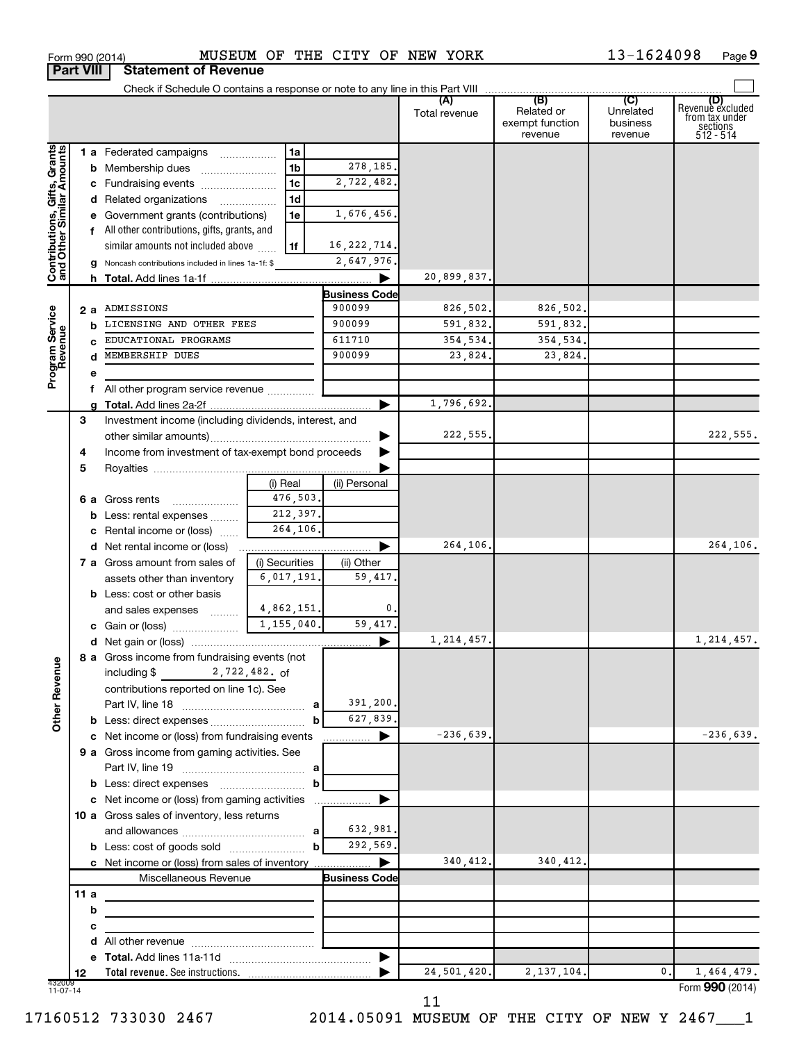Form 990 (2014) MUSEUM OF THE CITY OF NEW YORK 13-1624098 Page 9

## Part VIII Statement of Revenue

Check if Schedule O contains a response or note to any line in this Part VIII

| | | | | (A) Total revenue | (B) Related or exempt function revenue | (C) Unrelated business revenue | (D) Revenue excluded from tax under sections 512 - 514 |
|---|---|---|---|---|---|---|---|
| **Contributions, Gifts, Grants and Other Similar Amounts** | 1 a Federated campaigns | 1a | | | | | |
| | b Membership dues | 1b | 278,185. | | | | |
| | c Fundraising events | 1c | 2,722,482. | | | | |
| | d Related organizations | 1d | | | | | |
| | e Government grants (contributions) | 1e | 1,676,456. | | | | |
| | f All other contributions, gifts, grants, and similar amounts not included above | 1f | 16,222,714. | | | | |
| | g Noncash contributions included in lines 1a-1f: $ | | 2,647,976. | | | | |
| | h **Total.** Add lines 1a-1f | | ▶ | 20,899,837. | | | |
| **Program Service Revenue** | | | **Business Code** | | | | |
| | 2 a ADMISSIONS | | 900099 | 826,502. | 826,502. | | |
| | b LICENSING AND OTHER FEES | | 900099 | 591,832. | 591,832. | | |
| | c EDUCATIONAL PROGRAMS | | 611710 | 354,534. | 354,534. | | |
| | d MEMBERSHIP DUES | | 900099 | 23,824. | 23,824. | | |
| | e | | | | | | |
| | f All other program service revenue | | | | | | |
| | g **Total.** Add lines 2a-2f | | ▶ | 1,796,692. | | | |
| **Other Revenue** | 3 Investment income (including dividends, interest, and other similar amounts) | | ▶ | 222,555. | | | 222,555. |
| | 4 Income from investment of tax-exempt bond proceeds | | ▶ | | | | |
| | 5 Royalties | | ▶ | | | | |
| | | (i) Real | (ii) Personal | | | | |
| | 6 a Gross rents | 476,503. | | | | | |
| | b Less: rental expenses | 212,397. | | | | | |
| | c Rental income or (loss) | 264,106. | | | | | |
| | d Net rental income or (loss) | | ▶ | 264,106. | | | 264,106. |
| | 7 a Gross amount from sales of assets other than inventory | (i) Securities 6,017,191. | (ii) Other 59,417. | | | | |
| | b Less: cost or other basis and sales expenses | 4,862,151. | 0. | | | | |
| | c Gain or (loss) | 1,155,040. | 59,417. | | | | |
| | d Net gain or (loss) | | ▶ | 1,214,457. | | | 1,214,457. |
| | 8 a Gross income from fundraising events (not including $ 2,722,482. of contributions reported on line 1c). See Part IV, line 18 | a | 391,200. | | | | |
| | b Less: direct expenses | b | 627,839. | | | | |
| | c Net income or (loss) from fundraising events | | ▶ | -236,639. | | | -236,639. |
| | 9 a Gross income from gaming activities. See Part IV, line 19 | a | | | | | |
| | b Less: direct expenses | b | | | | | |
| | c Net income or (loss) from gaming activities | | ▶ | | | | |
| | 10 a Gross sales of inventory, less returns and allowances | a | 632,981. | | | | |
| | b Less: cost of goods sold | b | 292,569. | | | | |
| | c Net income or (loss) from sales of inventory | | ▶ | 340,412. | 340,412. | | |
| | Miscellaneous Revenue | | **Business Code** | | | | |
| | 11 a | | | | | | |
| | b | | | | | | |
| | c | | | | | | |
| | d All other revenue | | | | | | |
| | e **Total.** Add lines 11a-11d | | ▶ | | | | |
| | 12 **Total revenue.** See instructions. | | ▶ | 24,501,420. | 2,137,104. | 0. | 1,464,479. |

432009 11-07-14

Form **990** (2014)

17160512 733030 2467 2014.05091 MUSEUM OF THE CITY OF NEW Y 2467___1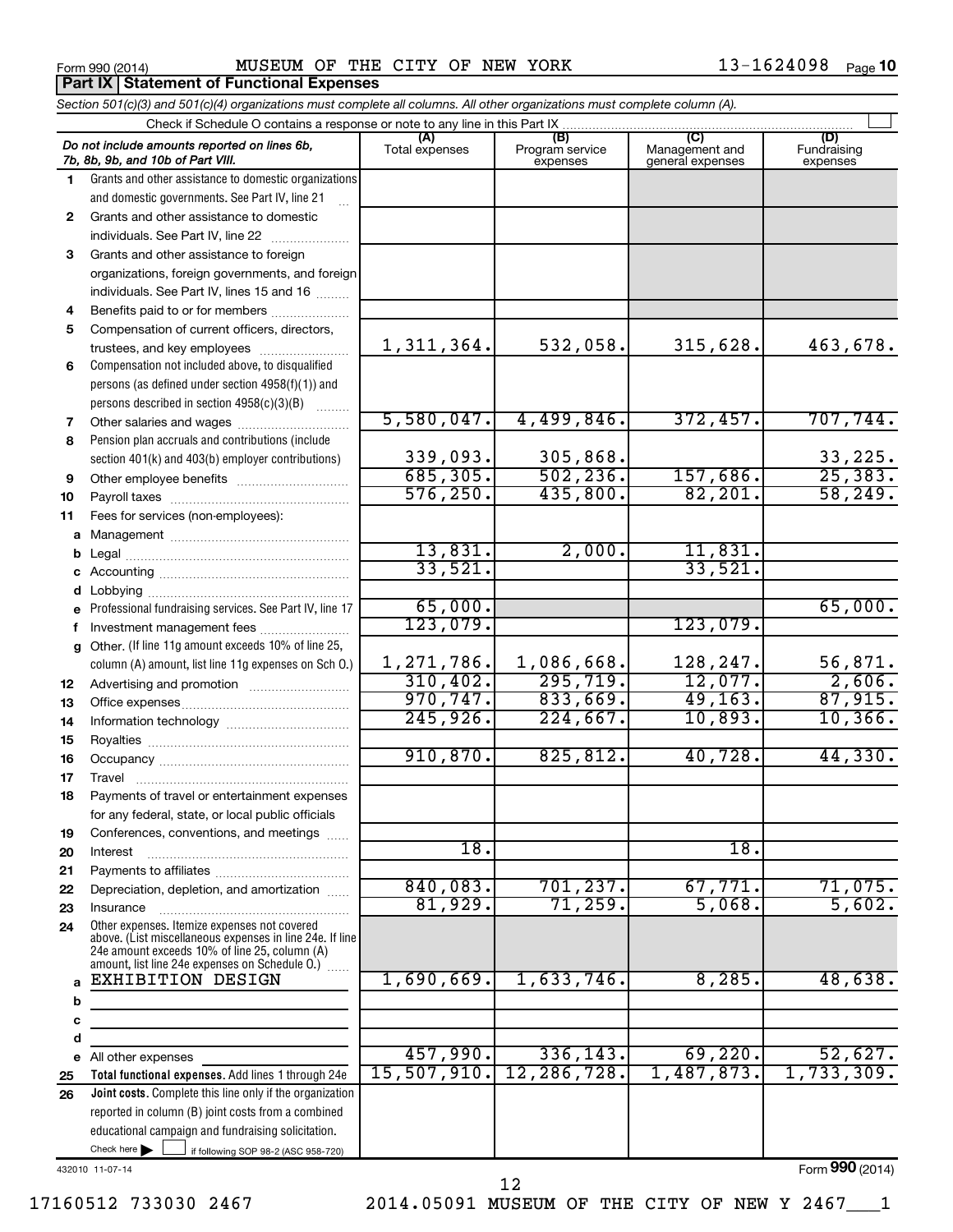Form 990 (2014) MUSEUM OF THE CITY OF NEW YORK 13-1624098 Page 10

**Part IX | Statement of Functional Expenses**

*Section 501(c)(3) and 501(c)(4) organizations must complete all columns. All other organizations must complete column (A).*

Check if Schedule O contains a response or note to any line in this Part IX ☐

| | *Do not include amounts reported on lines 6b, 7b, 8b, 9b, and 10b of Part VIII.* | (A) Total expenses | (B) Program service expenses | (C) Management and general expenses | (D) Fundraising expenses |
|---|---|---|---|---|---|
| 1 | Grants and other assistance to domestic organizations and domestic governments. See Part IV, line 21 | | | | |
| 2 | Grants and other assistance to domestic individuals. See Part IV, line 22 | | | | |
| 3 | Grants and other assistance to foreign organizations, foreign governments, and foreign individuals. See Part IV, lines 15 and 16 | | | | |
| 4 | Benefits paid to or for members | | | | |
| 5 | Compensation of current officers, directors, trustees, and key employees | 1,311,364. | 532,058. | 315,628. | 463,678. |
| 6 | Compensation not included above, to disqualified persons (as defined under section 4958(f)(1)) and persons described in section 4958(c)(3)(B) | | | | |
| 7 | Other salaries and wages | 5,580,047. | 4,499,846. | 372,457. | 707,744. |
| 8 | Pension plan accruals and contributions (include section 401(k) and 403(b) employer contributions) | 339,093. | 305,868. | | 33,225. |
| 9 | Other employee benefits | 685,305. | 502,236. | 157,686. | 25,383. |
| 10 | Payroll taxes | 576,250. | 435,800. | 82,201. | 58,249. |
| 11 | Fees for services (non-employees): | | | | |
| a | Management | | | | |
| b | Legal | 13,831. | 2,000. | 11,831. | |
| c | Accounting | 33,521. | | 33,521. | |
| d | Lobbying | | | | |
| e | Professional fundraising services. See Part IV, line 17 | 65,000. | | | 65,000. |
| f | Investment management fees | 123,079. | | 123,079. | |
| g | Other. (If line 11g amount exceeds 10% of line 25, column (A) amount, list line 11g expenses on Sch O.) | 1,271,786. | 1,086,668. | 128,247. | 56,871. |
| 12 | Advertising and promotion | 310,402. | 295,719. | 12,077. | 2,606. |
| 13 | Office expenses | 970,747. | 833,669. | 49,163. | 87,915. |
| 14 | Information technology | 245,926. | 224,667. | 10,893. | 10,366. |
| 15 | Royalties | | | | |
| 16 | Occupancy | 910,870. | 825,812. | 40,728. | 44,330. |
| 17 | Travel | | | | |
| 18 | Payments of travel or entertainment expenses for any federal, state, or local public officials | | | | |
| 19 | Conferences, conventions, and meetings | | | | |
| 20 | Interest | 18. | | 18. | |
| 21 | Payments to affiliates | | | | |
| 22 | Depreciation, depletion, and amortization | 840,083. | 701,237. | 67,771. | 71,075. |
| 23 | Insurance | 81,929. | 71,259. | 5,068. | 5,602. |
| 24 | Other expenses. Itemize expenses not covered above. (List miscellaneous expenses in line 24e. If line 24e amount exceeds 10% of line 25, column (A) amount, list line 24e expenses on Schedule O.) | | | | |
| a | EXHIBITION DESIGN | 1,690,669. | 1,633,746. | 8,285. | 48,638. |
| b | | | | | |
| c | | | | | |
| d | | | | | |
| e | All other expenses | 457,990. | 336,143. | 69,220. | 52,627. |
| 25 | **Total functional expenses.** Add lines 1 through 24e | 15,507,910. | 12,286,728. | 1,487,873. | 1,733,309. |
| 26 | **Joint costs.** Complete this line only if the organization reported in column (B) joint costs from a combined educational campaign and fundraising solicitation. Check here ▶ ☐ if following SOP 98-2 (ASC 958-720) | | | | |

432010 11-07-14

Form **990** (2014)

17160512 733030 2467 2014.05091 MUSEUM OF THE CITY OF NEW Y 2467___1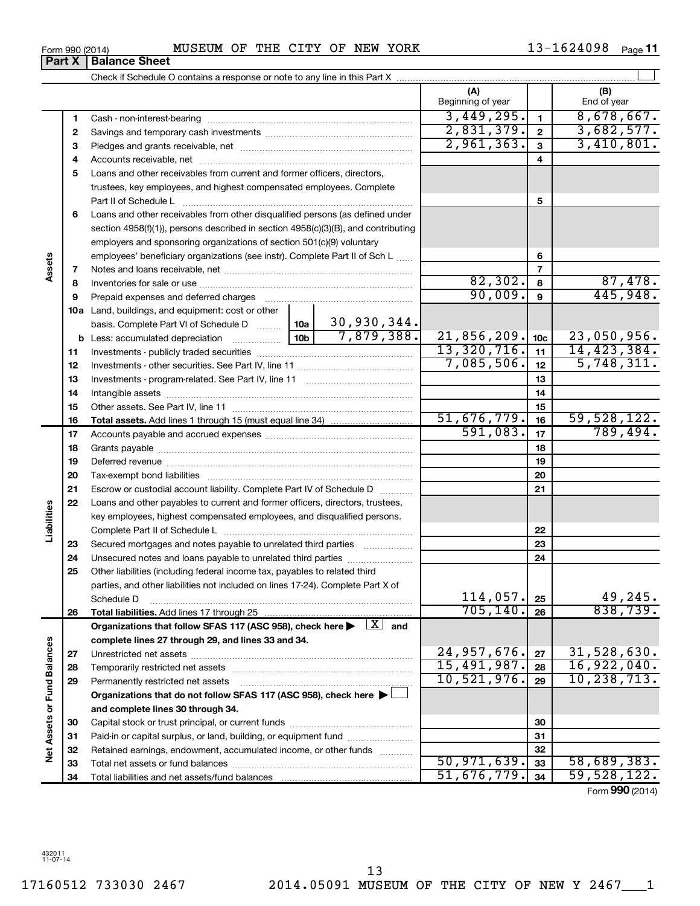Form 990 (2014) MUSEUM OF THE CITY OF NEW YORK 13-1624098 Page 11

## Part X Balance Sheet

Check if Schedule O contains a response or note to any line in this Part X

| Section | Line | Description | (A) Beginning of year | Line | (B) End of year |
|---|---|---|---|---|---|
| Assets | 1 | Cash - non-interest-bearing | 3,449,295. | 1 | 8,678,667. |
| | 2 | Savings and temporary cash investments | 2,831,379. | 2 | 3,682,577. |
| | 3 | Pledges and grants receivable, net | 2,961,363. | 3 | 3,410,801. |
| | 4 | Accounts receivable, net | | 4 | |
| | 5 | Loans and other receivables from current and former officers, directors, trustees, key employees, and highest compensated employees. Complete Part II of Schedule L | | 5 | |
| | 6 | Loans and other receivables from other disqualified persons (as defined under section 4958(f)(1)), persons described in section 4958(c)(3)(B), and contributing employers and sponsoring organizations of section 501(c)(9) voluntary employees' beneficiary organizations (see instr). Complete Part II of Sch L | | 6 | |
| | 7 | Notes and loans receivable, net | | 7 | |
| | 8 | Inventories for sale or use | 82,302. | 8 | 87,478. |
| | 9 | Prepaid expenses and deferred charges | 90,009. | 9 | 445,948. |
| | 10a | Land, buildings, and equipment: cost or other basis. Complete Part VI of Schedule D — 10a: 30,930,344. | | | |
| | b | Less: accumulated depreciation — 10b: 7,879,388. | 21,856,209. | 10c | 23,050,956. |
| | 11 | Investments - publicly traded securities | 13,320,716. | 11 | 14,423,384. |
| | 12 | Investments - other securities. See Part IV, line 11 | 7,085,506. | 12 | 5,748,311. |
| | 13 | Investments - program-related. See Part IV, line 11 | | 13 | |
| | 14 | Intangible assets | | 14 | |
| | 15 | Other assets. See Part IV, line 11 | | 15 | |
| | 16 | **Total assets.** Add lines 1 through 15 (must equal line 34) | 51,676,779. | 16 | 59,528,122. |
| Liabilities | 17 | Accounts payable and accrued expenses | 591,083. | 17 | 789,494. |
| | 18 | Grants payable | | 18 | |
| | 19 | Deferred revenue | | 19 | |
| | 20 | Tax-exempt bond liabilities | | 20 | |
| | 21 | Escrow or custodial account liability. Complete Part IV of Schedule D | | 21 | |
| | 22 | Loans and other payables to current and former officers, directors, trustees, key employees, highest compensated employees, and disqualified persons. Complete Part II of Schedule L | | 22 | |
| | 23 | Secured mortgages and notes payable to unrelated third parties | | 23 | |
| | 24 | Unsecured notes and loans payable to unrelated third parties | | 24 | |
| | 25 | Other liabilities (including federal income tax, payables to related third parties, and other liabilities not included on lines 17-24). Complete Part X of Schedule D | 114,057. | 25 | 49,245. |
| | 26 | **Total liabilities.** Add lines 17 through 25 | 705,140. | 26 | 838,739. |
| Net Assets or Fund Balances | | **Organizations that follow SFAS 117 (ASC 958), check here ▶ [X] and complete lines 27 through 29, and lines 33 and 34.** | | | |
| | 27 | Unrestricted net assets | 24,957,676. | 27 | 31,528,630. |
| | 28 | Temporarily restricted net assets | 15,491,987. | 28 | 16,922,040. |
| | 29 | Permanently restricted net assets | 10,521,976. | 29 | 10,238,713. |
| | | **Organizations that do not follow SFAS 117 (ASC 958), check here ▶ [ ] and complete lines 30 through 34.** | | | |
| | 30 | Capital stock or trust principal, or current funds | | 30 | |
| | 31 | Paid-in or capital surplus, or land, building, or equipment fund | | 31 | |
| | 32 | Retained earnings, endowment, accumulated income, or other funds | | 32 | |
| | 33 | Total net assets or fund balances | 50,971,639. | 33 | 58,689,383. |
| | 34 | Total liabilities and net assets/fund balances | 51,676,779. | 34 | 59,528,122. |

Form **990** (2014)

432011 11-07-14

17160512 733030 2467 2014.05091 MUSEUM OF THE CITY OF NEW Y 2467___1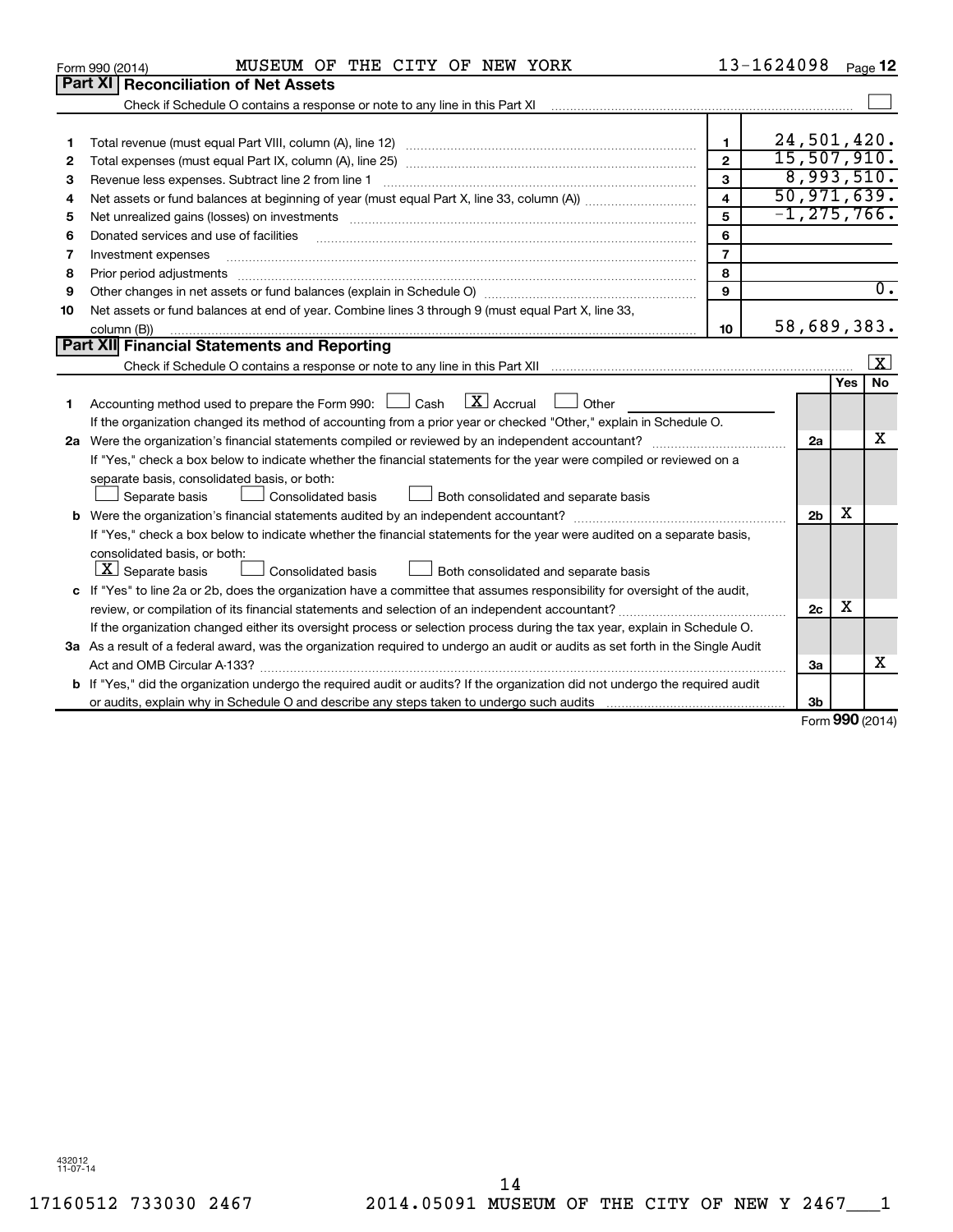Form 990 (2014) MUSEUM OF THE CITY OF NEW YORK 13-1624098 Page **12**

## Part XI Reconciliation of Net Assets

Check if Schedule O contains a response or note to any line in this Part XI ☐

| | | | |
|---|---|---|---|
| 1 | Total revenue (must equal Part VIII, column (A), line 12) | 1 | 24,501,420. |
| 2 | Total expenses (must equal Part IX, column (A), line 25) | 2 | 15,507,910. |
| 3 | Revenue less expenses. Subtract line 2 from line 1 | 3 | 8,993,510. |
| 4 | Net assets or fund balances at beginning of year (must equal Part X, line 33, column (A)) | 4 | 50,971,639. |
| 5 | Net unrealized gains (losses) on investments | 5 | -1,275,766. |
| 6 | Donated services and use of facilities | 6 | |
| 7 | Investment expenses | 7 | |
| 8 | Prior period adjustments | 8 | |
| 9 | Other changes in net assets or fund balances (explain in Schedule O) | 9 | 0. |
| 10 | Net assets or fund balances at end of year. Combine lines 3 through 9 (must equal Part X, line 33, column (B)) | 10 | 58,689,383. |

## Part XII Financial Statements and Reporting

Check if Schedule O contains a response or note to any line in this Part XII ☒

| | | | Yes | No |
|---|---|---|---|---|
| 1 | Accounting method used to prepare the Form 990: ☐ Cash ☒ Accrual ☐ Other<br>If the organization changed its method of accounting from a prior year or checked "Other," explain in Schedule O. | | | |
| 2a | Were the organization's financial statements compiled or reviewed by an independent accountant?<br>If "Yes," check a box below to indicate whether the financial statements for the year were compiled or reviewed on a separate basis, consolidated basis, or both:<br>☐ Separate basis ☐ Consolidated basis ☐ Both consolidated and separate basis | 2a | | X |
| b | Were the organization's financial statements audited by an independent accountant?<br>If "Yes," check a box below to indicate whether the financial statements for the year were audited on a separate basis, consolidated basis, or both:<br>☒ Separate basis ☐ Consolidated basis ☐ Both consolidated and separate basis | 2b | X | |
| c | If "Yes" to line 2a or 2b, does the organization have a committee that assumes responsibility for oversight of the audit, review, or compilation of its financial statements and selection of an independent accountant?<br>If the organization changed either its oversight process or selection process during the tax year, explain in Schedule O. | 2c | X | |
| 3a | As a result of a federal award, was the organization required to undergo an audit or audits as set forth in the Single Audit Act and OMB Circular A-133? | 3a | | X |
| b | If "Yes," did the organization undergo the required audit or audits? If the organization did not undergo the required audit or audits, explain why in Schedule O and describe any steps taken to undergo such audits | 3b | | |

Form **990** (2014)

432012 11-07-14

17160512 733030 2467 2014.05091 MUSEUM OF THE CITY OF NEW Y 2467___1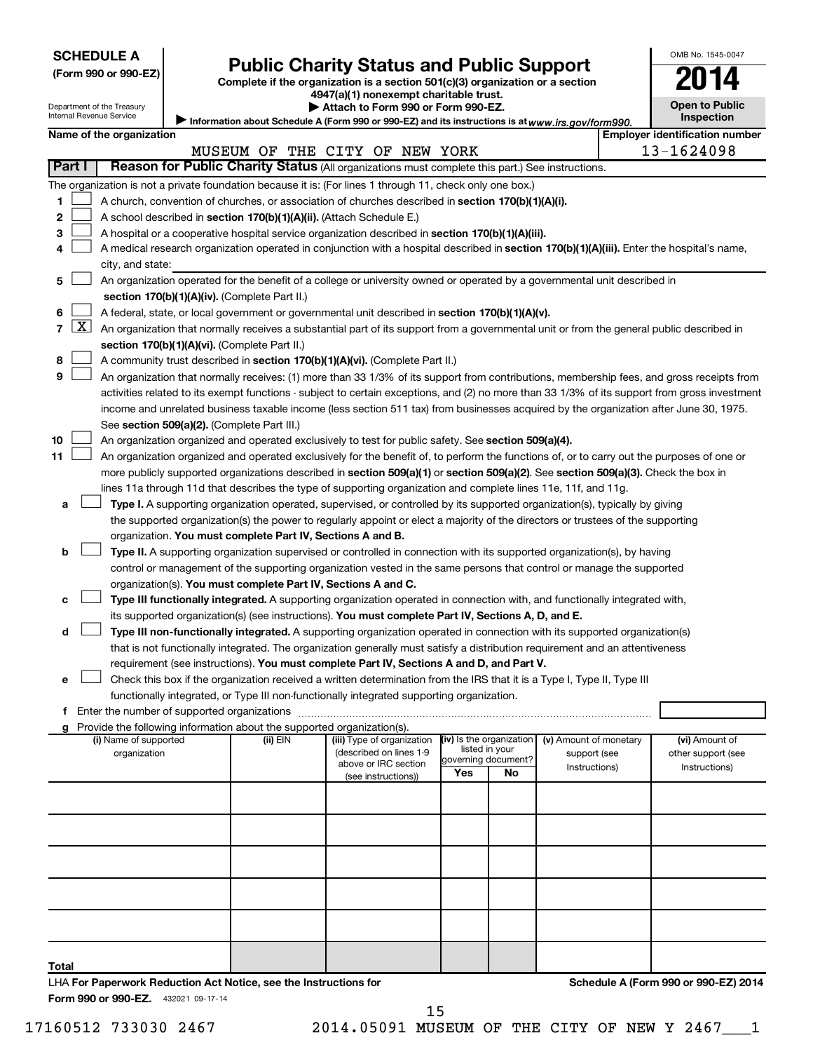**SCHEDULE A**
**(Form 990 or 990-EZ)**

Department of the Treasury
Internal Revenue Service

# Public Charity Status and Public Support

**Complete if the organization is a section 501(c)(3) organization or a section 4947(a)(1) nonexempt charitable trust.**
**▶ Attach to Form 990 or Form 990-EZ.**
▶ Information about Schedule A (Form 990 or 990-EZ) and its instructions is at *www.irs.gov/form990.*

OMB No. 1545-0047

**2014**

**Open to Public Inspection**

**Name of the organization:** MUSEUM OF THE CITY OF NEW YORK
**Employer identification number:** 13-1624098

## Part I — Reason for Public Charity Status (All organizations must complete this part.) See instructions.

The organization is not a private foundation because it is: (For lines 1 through 11, check only one box.)

1. [ ] A church, convention of churches, or association of churches described in **section 170(b)(1)(A)(i).**
2. [ ] A school described in **section 170(b)(1)(A)(ii).** (Attach Schedule E.)
3. [ ] A hospital or a cooperative hospital service organization described in **section 170(b)(1)(A)(iii).**
4. [ ] A medical research organization operated in conjunction with a hospital described in **section 170(b)(1)(A)(iii).** Enter the hospital's name, city, and state: ______
5. [ ] An organization operated for the benefit of a college or university owned or operated by a governmental unit described in **section 170(b)(1)(A)(iv).** (Complete Part II.)
6. [ ] A federal, state, or local government or governmental unit described in **section 170(b)(1)(A)(v).**
7. [X] An organization that normally receives a substantial part of its support from a governmental unit or from the general public described in **section 170(b)(1)(A)(vi).** (Complete Part II.)
8. [ ] A community trust described in **section 170(b)(1)(A)(vi).** (Complete Part II.)
9. [ ] An organization that normally receives: (1) more than 33 1/3% of its support from contributions, membership fees, and gross receipts from activities related to its exempt functions - subject to certain exceptions, and (2) no more than 33 1/3% of its support from gross investment income and unrelated business taxable income (less section 511 tax) from businesses acquired by the organization after June 30, 1975. See **section 509(a)(2).** (Complete Part III.)
10. [ ] An organization organized and operated exclusively to test for public safety. See **section 509(a)(4).**
11. [ ] An organization organized and operated exclusively for the benefit of, to perform the functions of, or to carry out the purposes of one or more publicly supported organizations described in **section 509(a)(1)** or **section 509(a)(2)**. See **section 509(a)(3).** Check the box in lines 11a through 11d that describes the type of supporting organization and complete lines 11e, 11f, and 11g.

   a. [ ] **Type I.** A supporting organization operated, supervised, or controlled by its supported organization(s), typically by giving the supported organization(s) the power to regularly appoint or elect a majority of the directors or trustees of the supporting organization. **You must complete Part IV, Sections A and B.**
   
   b. [ ] **Type II.** A supporting organization supervised or controlled in connection with its supported organization(s), by having control or management of the supporting organization vested in the same persons that control or manage the supported organization(s). **You must complete Part IV, Sections A and C.**
   
   c. [ ] **Type III functionally integrated.** A supporting organization operated in connection with, and functionally integrated with, its supported organization(s) (see instructions). **You must complete Part IV, Sections A, D, and E.**
   
   d. [ ] **Type III non-functionally integrated.** A supporting organization operated in connection with its supported organization(s) that is not functionally integrated. The organization generally must satisfy a distribution requirement and an attentiveness requirement (see instructions). **You must complete Part IV, Sections A and D, and Part V.**
   
   e. [ ] Check this box if the organization received a written determination from the IRS that it is a Type I, Type II, Type III functionally integrated, or Type III non-functionally integrated supporting organization.
   
   f. Enter the number of supported organizations ______
   
   g. Provide the following information about the supported organization(s).

| (i) Name of supported organization | (ii) EIN | (iii) Type of organization (described on lines 1-9 above or IRC section (see instructions)) | (iv) Is the organization listed in your governing document? Yes | No | (v) Amount of monetary support (see Instructions) | (vi) Amount of other support (see Instructions) |
|---|---|---|---|---|---|---|
| | | | | | | |
| | | | | | | |
| | | | | | | |
| | | | | | | |
| | | | | | | |
| **Total** | | | | | | |

LHA **For Paperwork Reduction Act Notice, see the Instructions for Form 990 or 990-EZ.** 432021 09-17-14

**Schedule A (Form 990 or 990-EZ) 2014**

17160512 733030 2467 2014.05091 MUSEUM OF THE CITY OF NEW Y 2467___1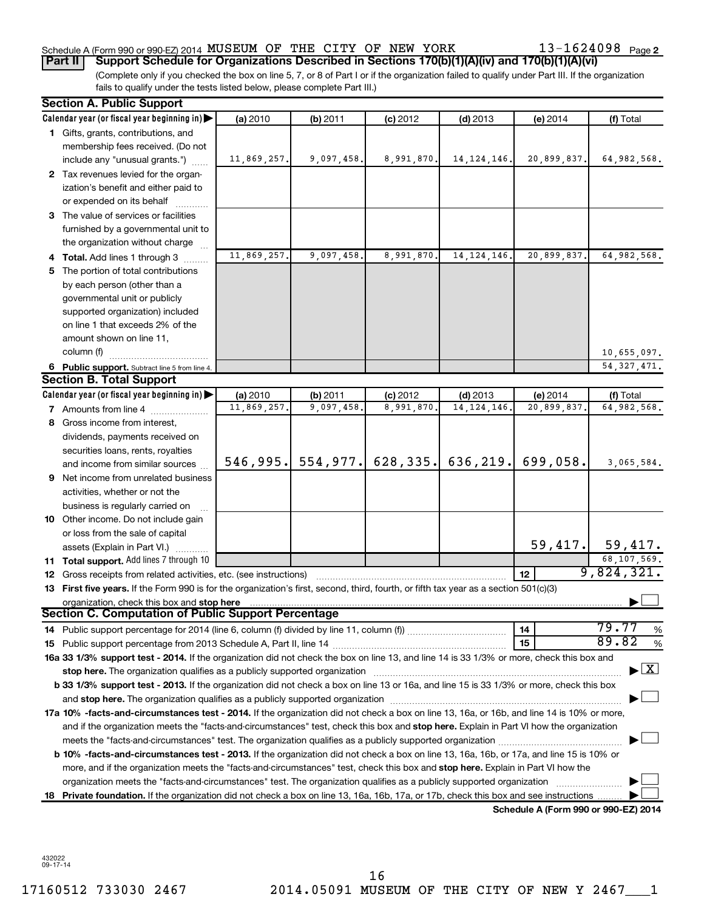Schedule A (Form 990 or 990-EZ) 2014 MUSEUM OF THE CITY OF NEW YORK 13-1624098 Page 2

**Part II** **Support Schedule for Organizations Described in Sections 170(b)(1)(A)(iv) and 170(b)(1)(A)(vi)**

(Complete only if you checked the box on line 5, 7, or 8 of Part I or if the organization failed to qualify under Part III. If the organization fails to qualify under the tests listed below, please complete Part III.)

**Section A. Public Support**

| Calendar year (or fiscal year beginning in) | (a) 2010 | (b) 2011 | (c) 2012 | (d) 2013 | (e) 2014 | (f) Total |
|---|---|---|---|---|---|---|
| 1 Gifts, grants, contributions, and membership fees received. (Do not include any "unusual grants.") | 11,869,257. | 9,097,458. | 8,991,870. | 14,124,146. | 20,899,837. | 64,982,568. |
| 2 Tax revenues levied for the organization's benefit and either paid to or expended on its behalf | | | | | | |
| 3 The value of services or facilities furnished by a governmental unit to the organization without charge | | | | | | |
| 4 **Total.** Add lines 1 through 3 | 11,869,257. | 9,097,458. | 8,991,870. | 14,124,146. | 20,899,837. | 64,982,568. |
| 5 The portion of total contributions by each person (other than a governmental unit or publicly supported organization) included on line 1 that exceeds 2% of the amount shown on line 11, column (f) | | | | | | 10,655,097. |
| 6 **Public support.** Subtract line 5 from line 4. | | | | | | 54,327,471. |

**Section B. Total Support**

| Calendar year (or fiscal year beginning in) | (a) 2010 | (b) 2011 | (c) 2012 | (d) 2013 | (e) 2014 | (f) Total |
|---|---|---|---|---|---|---|
| 7 Amounts from line 4 | 11,869,257. | 9,097,458. | 8,991,870. | 14,124,146. | 20,899,837. | 64,982,568. |
| 8 Gross income from interest, dividends, payments received on securities loans, rents, royalties and income from similar sources | 546,995. | 554,977. | 628,335. | 636,219. | 699,058. | 3,065,584. |
| 9 Net income from unrelated business activities, whether or not the business is regularly carried on | | | | | | |
| 10 Other income. Do not include gain or loss from the sale of capital assets (Explain in Part VI.) | | | | | 59,417. | 59,417. |
| 11 **Total support.** Add lines 7 through 10 | | | | | | 68,107,569. |

12 Gross receipts from related activities, etc. (see instructions) — 12 — 9,824,321.

13 **First five years.** If the Form 990 is for the organization's first, second, third, fourth, or fifth tax year as a section 501(c)(3) organization, check this box and **stop here** ☐

**Section C. Computation of Public Support Percentage**

14 Public support percentage for 2014 (line 6, column (f) divided by line 11, column (f)) — 14 — 79.77 %

15 Public support percentage from 2013 Schedule A, Part II, line 14 — 15 — 89.82 %

**16a 33 1/3% support test - 2014.** If the organization did not check the box on line 13, and line 14 is 33 1/3% or more, check this box and **stop here.** The organization qualifies as a publicly supported organization ☒

**b 33 1/3% support test - 2013.** If the organization did not check a box on line 13 or 16a, and line 15 is 33 1/3% or more, check this box and **stop here.** The organization qualifies as a publicly supported organization ☐

**17a 10% -facts-and-circumstances test - 2014.** If the organization did not check a box on line 13, 16a, or 16b, and line 14 is 10% or more, and if the organization meets the "facts-and-circumstances" test, check this box and **stop here.** Explain in Part VI how the organization meets the "facts-and-circumstances" test. The organization qualifies as a publicly supported organization ☐

**b 10% -facts-and-circumstances test - 2013.** If the organization did not check a box on line 13, 16a, 16b, or 17a, and line 15 is 10% or more, and if the organization meets the "facts-and-circumstances" test, check this box and **stop here.** Explain in Part VI how the organization meets the "facts-and-circumstances" test. The organization qualifies as a publicly supported organization ☐

**18 Private foundation.** If the organization did not check a box on line 13, 16a, 16b, 17a, or 17b, check this box and see instructions ☐

**Schedule A (Form 990 or 990-EZ) 2014**

432022
09-17-14

17160512 733030 2467 2014.05091 MUSEUM OF THE CITY OF NEW Y 2467___1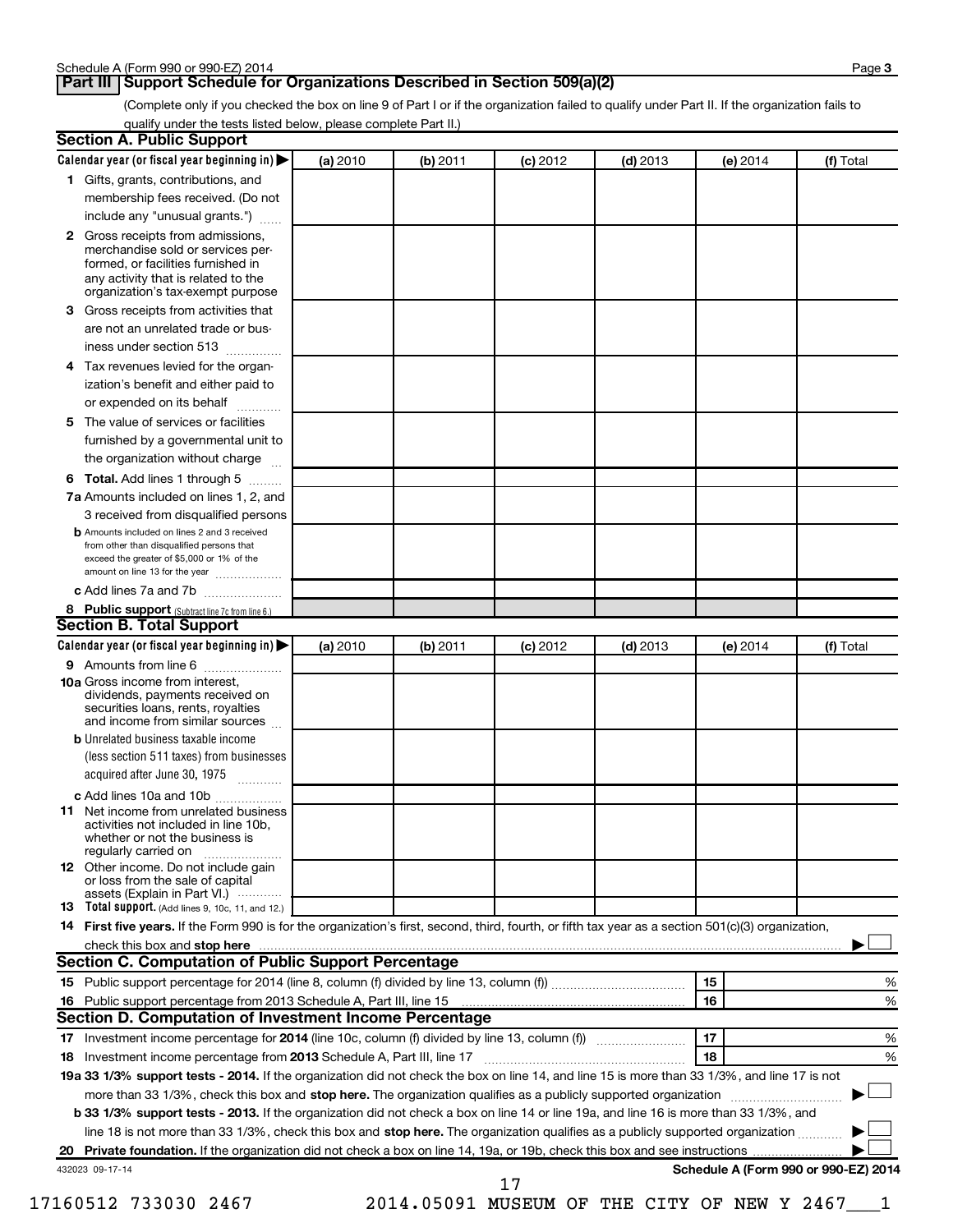## Part III Support Schedule for Organizations Described in Section 509(a)(2)

(Complete only if you checked the box on line 9 of Part I or if the organization failed to qualify under Part II. If the organization fails to qualify under the tests listed below, please complete Part II.)

### Section A. Public Support

| Calendar year (or fiscal year beginning in) ▶ | (a) 2010 | (b) 2011 | (c) 2012 | (d) 2013 | (e) 2014 | (f) Total |
|---|---|---|---|---|---|---|
| 1 Gifts, grants, contributions, and membership fees received. (Do not include any "unusual grants.") | | | | | | |
| 2 Gross receipts from admissions, merchandise sold or services performed, or facilities furnished in any activity that is related to the organization's tax-exempt purpose | | | | | | |
| 3 Gross receipts from activities that are not an unrelated trade or business under section 513 | | | | | | |
| 4 Tax revenues levied for the organization's benefit and either paid to or expended on its behalf | | | | | | |
| 5 The value of services or facilities furnished by a governmental unit to the organization without charge | | | | | | |
| 6 **Total.** Add lines 1 through 5 | | | | | | |
| 7a Amounts included on lines 1, 2, and 3 received from disqualified persons | | | | | | |
| b Amounts included on lines 2 and 3 received from other than disqualified persons that exceed the greater of $5,000 or 1% of the amount on line 13 for the year | | | | | | |
| c Add lines 7a and 7b | | | | | | |
| 8 **Public support** (Subtract line 7c from line 6.) | | | | | | |

### Section B. Total Support

| Calendar year (or fiscal year beginning in) ▶ | (a) 2010 | (b) 2011 | (c) 2012 | (d) 2013 | (e) 2014 | (f) Total |
|---|---|---|---|---|---|---|
| 9 Amounts from line 6 | | | | | | |
| 10a Gross income from interest, dividends, payments received on securities loans, rents, royalties and income from similar sources | | | | | | |
| b Unrelated business taxable income (less section 511 taxes) from businesses acquired after June 30, 1975 | | | | | | |
| c Add lines 10a and 10b | | | | | | |
| 11 Net income from unrelated business activities not included in line 10b, whether or not the business is regularly carried on | | | | | | |
| 12 Other income. Do not include gain or loss from the sale of capital assets (Explain in Part VI.) | | | | | | |
| 13 **Total support.** (Add lines 9, 10c, 11, and 12.) | | | | | | |

**14 First five years.** If the Form 990 is for the organization's first, second, third, fourth, or fifth tax year as a section 501(c)(3) organization, check this box and **stop here** ▶ ☐

### Section C. Computation of Public Support Percentage

| | | | |
|---|---|---|---|
| 15 | Public support percentage for 2014 (line 8, column (f) divided by line 13, column (f)) | 15 | % |
| 16 | Public support percentage from 2013 Schedule A, Part III, line 15 | 16 | % |

### Section D. Computation of Investment Income Percentage

| | | | |
|---|---|---|---|
| 17 | Investment income percentage for **2014** (line 10c, column (f) divided by line 13, column (f)) | 17 | % |
| 18 | Investment income percentage from **2013** Schedule A, Part III, line 17 | 18 | % |

**19a 33 1/3% support tests - 2014.** If the organization did not check the box on line 14, and line 15 is more than 33 1/3%, and line 17 is not more than 33 1/3%, check this box and **stop here.** The organization qualifies as a publicly supported organization ▶ ☐

**b 33 1/3% support tests - 2013.** If the organization did not check a box on line 14 or line 19a, and line 16 is more than 33 1/3%, and line 18 is not more than 33 1/3%, check this box and **stop here.** The organization qualifies as a publicly supported organization ▶ ☐

**20 Private foundation.** If the organization did not check a box on line 14, 19a, or 19b, check this box and see instructions ▶ ☐

432023 09-17-14

17160512 733030 2467 2014.05091 MUSEUM OF THE CITY OF NEW Y 2467___1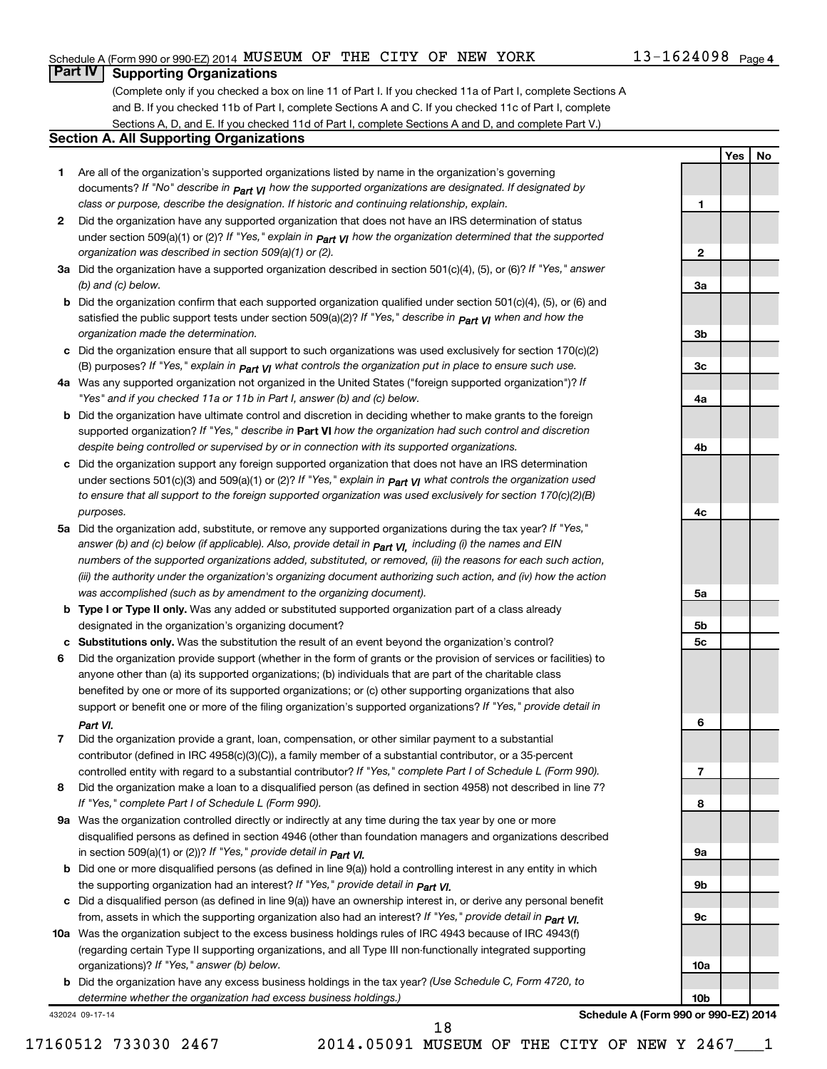Schedule A (Form 990 or 990-EZ) 2014 MUSEUM OF THE CITY OF NEW YORK 13-1624098 Page 4

## Part IV Supporting Organizations

(Complete only if you checked a box on line 11 of Part I. If you checked 11a of Part I, complete Sections A and B. If you checked 11b of Part I, complete Sections A and C. If you checked 11c of Part I, complete Sections A, D, and E. If you checked 11d of Part I, complete Sections A and D, and complete Part V.)

### Section A. All Supporting Organizations

| | | | Yes | No |
|---|---|---|---|---|
| **1** | Are all of the organization's supported organizations listed by name in the organization's governing documents? *If "No" describe in* ***Part VI*** *how the supported organizations are designated. If designated by class or purpose, describe the designation. If historic and continuing relationship, explain.* | **1** | | |
| **2** | Did the organization have any supported organization that does not have an IRS determination of status under section 509(a)(1) or (2)? *If "Yes," explain in* ***Part VI*** *how the organization determined that the supported organization was described in section 509(a)(1) or (2).* | **2** | | |
| **3a** | Did the organization have a supported organization described in section 501(c)(4), (5), or (6)? *If "Yes," answer (b) and (c) below.* | **3a** | | |
| **b** | Did the organization confirm that each supported organization qualified under section 501(c)(4), (5), or (6) and satisfied the public support tests under section 509(a)(2)? *If "Yes," describe in* ***Part VI*** *when and how the organization made the determination.* | **3b** | | |
| **c** | Did the organization ensure that all support to such organizations was used exclusively for section 170(c)(2)(B) purposes? *If "Yes," explain in* ***Part VI*** *what controls the organization put in place to ensure such use.* | **3c** | | |
| **4a** | Was any supported organization not organized in the United States ("foreign supported organization")? *If "Yes" and if you checked 11a or 11b in Part I, answer (b) and (c) below.* | **4a** | | |
| **b** | Did the organization have ultimate control and discretion in deciding whether to make grants to the foreign supported organization? *If "Yes," describe in* **Part VI** *how the organization had such control and discretion despite being controlled or supervised by or in connection with its supported organizations.* | **4b** | | |
| **c** | Did the organization support any foreign supported organization that does not have an IRS determination under sections 501(c)(3) and 509(a)(1) or (2)? *If "Yes," explain in* ***Part VI*** *what controls the organization used to ensure that all support to the foreign supported organization was used exclusively for section 170(c)(2)(B) purposes.* | **4c** | | |
| **5a** | Did the organization add, substitute, or remove any supported organizations during the tax year? *If "Yes," answer (b) and (c) below (if applicable). Also, provide detail in* ***Part VI,*** *including (i) the names and EIN numbers of the supported organizations added, substituted, or removed, (ii) the reasons for each such action, (iii) the authority under the organization's organizing document authorizing such action, and (iv) how the action was accomplished (such as by amendment to the organizing document).* | **5a** | | |
| **b** | **Type I or Type II only.** Was any added or substituted supported organization part of a class already designated in the organization's organizing document? | **5b** | | |
| **c** | **Substitutions only.** Was the substitution the result of an event beyond the organization's control? | **5c** | | |
| **6** | Did the organization provide support (whether in the form of grants or the provision of services or facilities) to anyone other than (a) its supported organizations; (b) individuals that are part of the charitable class benefited by one or more of its supported organizations; or (c) other supporting organizations that also support or benefit one or more of the filing organization's supported organizations? *If "Yes," provide detail in* ***Part VI.*** | **6** | | |
| **7** | Did the organization provide a grant, loan, compensation, or other similar payment to a substantial contributor (defined in IRC 4958(c)(3)(C)), a family member of a substantial contributor, or a 35-percent controlled entity with regard to a substantial contributor? *If "Yes," complete Part I of Schedule L (Form 990).* | **7** | | |
| **8** | Did the organization make a loan to a disqualified person (as defined in section 4958) not described in line 7? *If "Yes," complete Part I of Schedule L (Form 990).* | **8** | | |
| **9a** | Was the organization controlled directly or indirectly at any time during the tax year by one or more disqualified persons as defined in section 4946 (other than foundation managers and organizations described in section 509(a)(1) or (2))? *If "Yes," provide detail in* ***Part VI.*** | **9a** | | |
| **b** | Did one or more disqualified persons (as defined in line 9(a)) hold a controlling interest in any entity in which the supporting organization had an interest? *If "Yes," provide detail in* ***Part VI.*** | **9b** | | |
| **c** | Did a disqualified person (as defined in line 9(a)) have an ownership interest in, or derive any personal benefit from, assets in which the supporting organization also had an interest? *If "Yes," provide detail in* ***Part VI.*** | **9c** | | |
| **10a** | Was the organization subject to the excess business holdings rules of IRC 4943 because of IRC 4943(f) (regarding certain Type II supporting organizations, and all Type III non-functionally integrated supporting organizations)? *If "Yes," answer (b) below.* | **10a** | | |
| **b** | Did the organization have any excess business holdings in the tax year? *(Use Schedule C, Form 4720, to determine whether the organization had excess business holdings.)* | **10b** | | |

432024 09-17-14

**Schedule A (Form 990 or 990-EZ) 2014**

17160512 733030 2467 2014.05091 MUSEUM OF THE CITY OF NEW Y 2467___1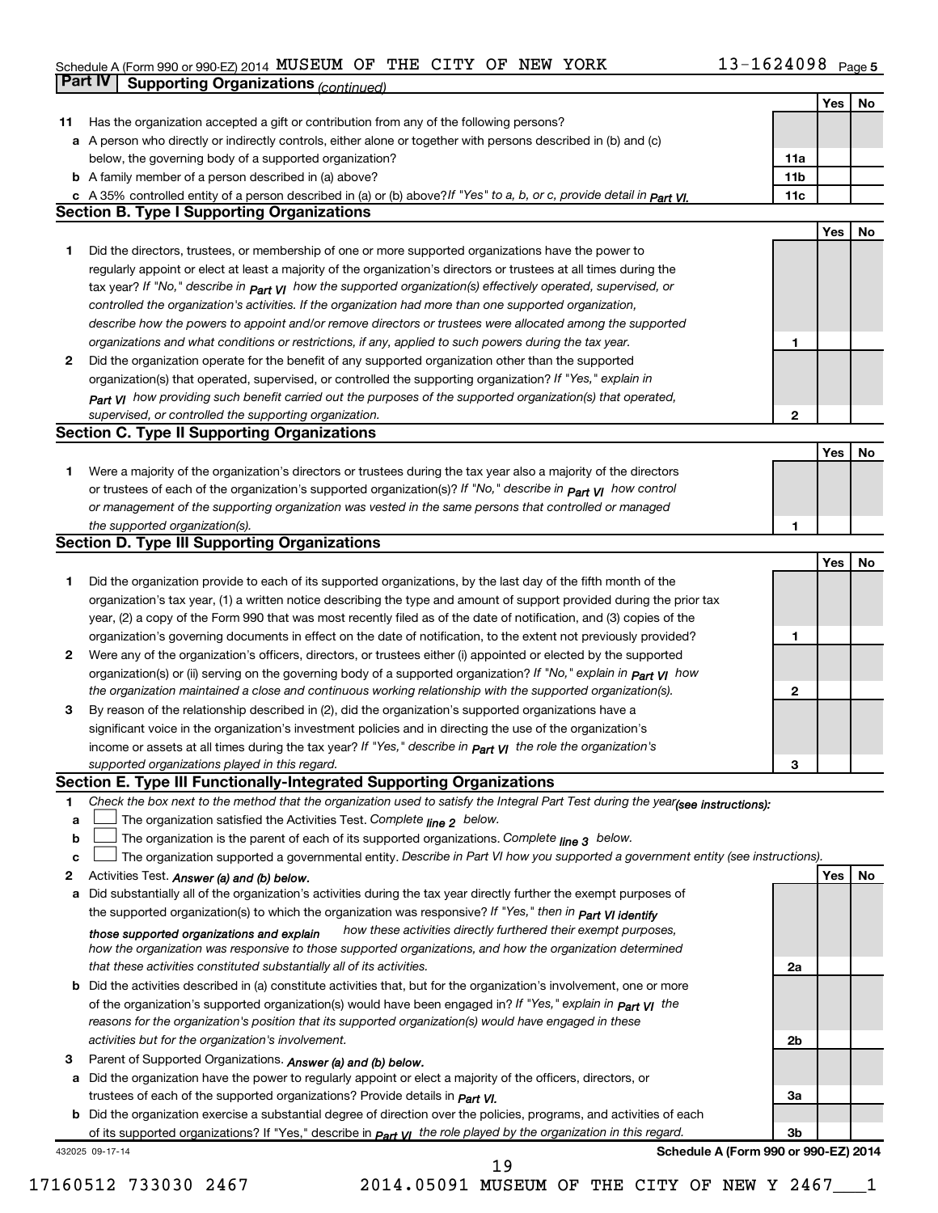Schedule A (Form 990 or 990-EZ) 2014 MUSEUM OF THE CITY OF NEW YORK 13-1624098 Page 5

## Part IV Supporting Organizations *(continued)*

| | | | Yes | No |
|---|---|---|---|---|
| 11 | Has the organization accepted a gift or contribution from any of the following persons? | | | |
| a | A person who directly or indirectly controls, either alone or together with persons described in (b) and (c) below, the governing body of a supported organization? | 11a | | |
| b | A family member of a person described in (a) above? | 11b | | |
| c | A 35% controlled entity of a person described in (a) or (b) above? *If "Yes" to a, b, or c, provide detail in Part VI.* | 11c | | |

### Section B. Type I Supporting Organizations

| | | | Yes | No |
|---|---|---|---|---|
| 1 | Did the directors, trustees, or membership of one or more supported organizations have the power to regularly appoint or elect at least a majority of the organization's directors or trustees at all times during the tax year? *If "No," describe in Part VI how the supported organization(s) effectively operated, supervised, or controlled the organization's activities. If the organization had more than one supported organization, describe how the powers to appoint and/or remove directors or trustees were allocated among the supported organizations and what conditions or restrictions, if any, applied to such powers during the tax year.* | 1 | | |
| 2 | Did the organization operate for the benefit of any supported organization other than the supported organization(s) that operated, supervised, or controlled the supporting organization? *If "Yes," explain in Part VI how providing such benefit carried out the purposes of the supported organization(s) that operated, supervised, or controlled the supporting organization.* | 2 | | |

### Section C. Type II Supporting Organizations

| | | | Yes | No |
|---|---|---|---|---|
| 1 | Were a majority of the organization's directors or trustees during the tax year also a majority of the directors or trustees of each of the organization's supported organization(s)? *If "No," describe in Part VI how control or management of the supporting organization was vested in the same persons that controlled or managed the supported organization(s).* | 1 | | |

### Section D. Type III Supporting Organizations

| | | | Yes | No |
|---|---|---|---|---|
| 1 | Did the organization provide to each of its supported organizations, by the last day of the fifth month of the organization's tax year, (1) a written notice describing the type and amount of support provided during the prior tax year, (2) a copy of the Form 990 that was most recently filed as of the date of notification, and (3) copies of the organization's governing documents in effect on the date of notification, to the extent not previously provided? | 1 | | |
| 2 | Were any of the organization's officers, directors, or trustees either (i) appointed or elected by the supported organization(s) or (ii) serving on the governing body of a supported organization? *If "No," explain in Part VI how the organization maintained a close and continuous working relationship with the supported organization(s).* | 2 | | |
| 3 | By reason of the relationship described in (2), did the organization's supported organizations have a significant voice in the organization's investment policies and in directing the use of the organization's income or assets at all times during the tax year? *If "Yes," describe in Part VI the role the organization's supported organizations played in this regard.* | 3 | | |

### Section E. Type III Functionally-Integrated Supporting Organizations

1 *Check the box next to the method that the organization used to satisfy the Integral Part Test during the year (see instructions):*

- a ☐ The organization satisfied the Activities Test. *Complete line 2 below.*
- b ☐ The organization is the parent of each of its supported organizations. *Complete line 3 below.*
- c ☐ The organization supported a governmental entity. *Describe in Part VI how you supported a government entity (see instructions).*

| | | | Yes | No |
|---|---|---|---|---|
| 2 | Activities Test. *Answer (a) and (b) below.* | | | |
| a | Did substantially all of the organization's activities during the tax year directly further the exempt purposes of the supported organization(s) to which the organization was responsive? *If "Yes," then in Part VI identify those supported organizations and explain how these activities directly furthered their exempt purposes, how the organization was responsive to those supported organizations, and how the organization determined that these activities constituted substantially all of its activities.* | 2a | | |
| b | Did the activities described in (a) constitute activities that, but for the organization's involvement, one or more of the organization's supported organization(s) would have been engaged in? *If "Yes," explain in Part VI the reasons for the organization's position that its supported organization(s) would have engaged in these activities but for the organization's involvement.* | 2b | | |
| 3 | Parent of Supported Organizations. *Answer (a) and (b) below.* | | | |
| a | Did the organization have the power to regularly appoint or elect a majority of the officers, directors, or trustees of each of the supported organizations? Provide details in *Part VI.* | 3a | | |
| b | Did the organization exercise a substantial degree of direction over the policies, programs, and activities of each of its supported organizations? If "Yes," describe in *Part VI the role played by the organization in this regard.* | 3b | | |

432025 09-17-14 **Schedule A (Form 990 or 990-EZ) 2014**

17160512 733030 2467 2014.05091 MUSEUM OF THE CITY OF NEW Y 2467___1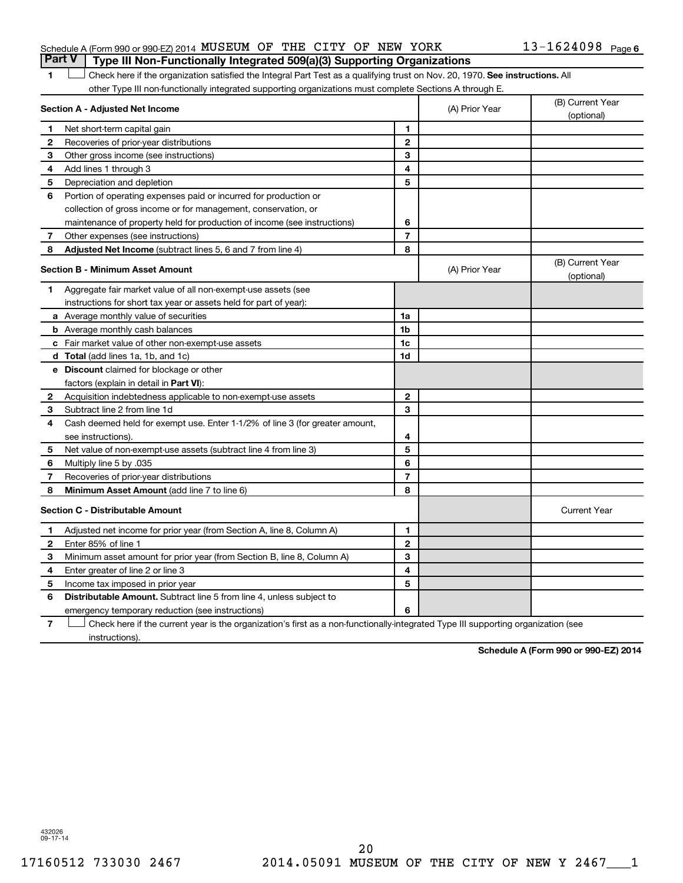## Part V — Type III Non-Functionally Integrated 509(a)(3) Supporting Organizations

1 ☐ Check here if the organization satisfied the Integral Part Test as a qualifying trust on Nov. 20, 1970. **See instructions.** All other Type III non-functionally integrated supporting organizations must complete Sections A through E.

| **Section A - Adjusted Net Income** | | (A) Prior Year | (B) Current Year (optional) |
|---|---|---|---|
| **1** Net short-term capital gain | 1 | | |
| **2** Recoveries of prior-year distributions | 2 | | |
| **3** Other gross income (see instructions) | 3 | | |
| **4** Add lines 1 through 3 | 4 | | |
| **5** Depreciation and depletion | 5 | | |
| **6** Portion of operating expenses paid or incurred for production or collection of gross income or for management, conservation, or maintenance of property held for production of income (see instructions) | 6 | | |
| **7** Other expenses (see instructions) | 7 | | |
| **8** **Adjusted Net Income** (subtract lines 5, 6 and 7 from line 4) | 8 | | |

| **Section B - Minimum Asset Amount** | | (A) Prior Year | (B) Current Year (optional) |
|---|---|---|---|
| **1** Aggregate fair market value of all non-exempt-use assets (see instructions for short tax year or assets held for part of year): | | | |
| **a** Average monthly value of securities | 1a | | |
| **b** Average monthly cash balances | 1b | | |
| **c** Fair market value of other non-exempt-use assets | 1c | | |
| **d** **Total** (add lines 1a, 1b, and 1c) | 1d | | |
| **e** **Discount** claimed for blockage or other factors (explain in detail in **Part VI**): | | | |
| **2** Acquisition indebtedness applicable to non-exempt-use assets | 2 | | |
| **3** Subtract line 2 from line 1d | 3 | | |
| **4** Cash deemed held for exempt use. Enter 1-1/2% of line 3 (for greater amount, see instructions). | 4 | | |
| **5** Net value of non-exempt-use assets (subtract line 4 from line 3) | 5 | | |
| **6** Multiply line 5 by .035 | 6 | | |
| **7** Recoveries of prior-year distributions | 7 | | |
| **8** **Minimum Asset Amount** (add line 7 to line 6) | 8 | | |

| **Section C - Distributable Amount** | | | Current Year |
|---|---|---|---|
| **1** Adjusted net income for prior year (from Section A, line 8, Column A) | 1 | | |
| **2** Enter 85% of line 1 | 2 | | |
| **3** Minimum asset amount for prior year (from Section B, line 8, Column A) | 3 | | |
| **4** Enter greater of line 2 or line 3 | 4 | | |
| **5** Income tax imposed in prior year | 5 | | |
| **6** **Distributable Amount.** Subtract line 5 from line 4, unless subject to emergency temporary reduction (see instructions) | 6 | | |

7 ☐ Check here if the current year is the organization's first as a non-functionally-integrated Type III supporting organization (see instructions).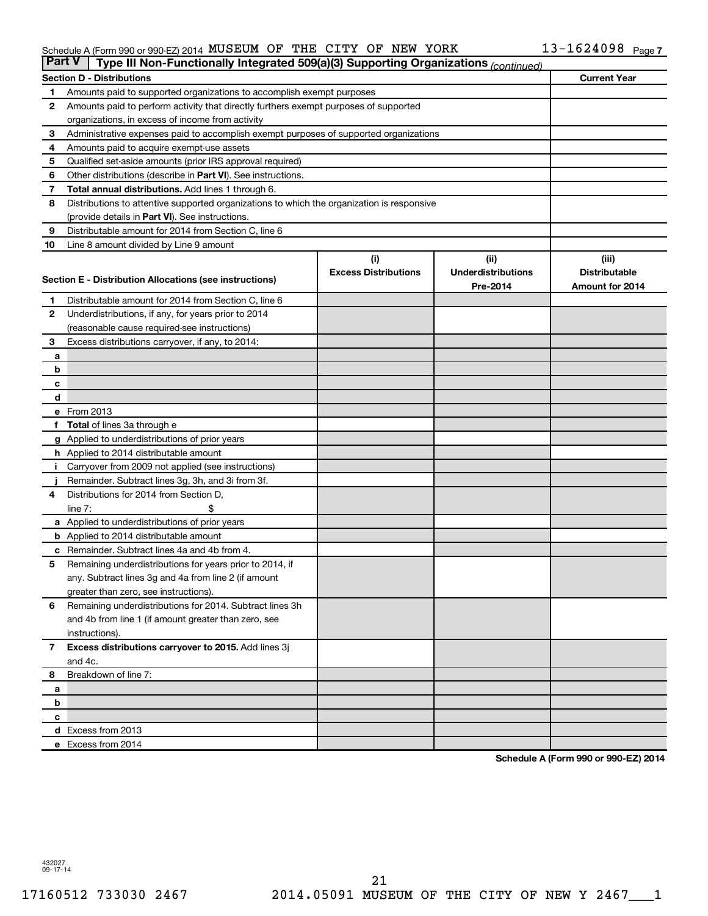Schedule A (Form 990 or 990-EZ) 2014 MUSEUM OF THE CITY OF NEW YORK 13-1624098 Page 7

## Part V | Type III Non-Functionally Integrated 509(a)(3) Supporting Organizations *(continued)*

| Section D - Distributions | | Current Year |
|---|---|---|
| 1 | Amounts paid to supported organizations to accomplish exempt purposes | |
| 2 | Amounts paid to perform activity that directly furthers exempt purposes of supported organizations, in excess of income from activity | |
| 3 | Administrative expenses paid to accomplish exempt purposes of supported organizations | |
| 4 | Amounts paid to acquire exempt-use assets | |
| 5 | Qualified set-aside amounts (prior IRS approval required) | |
| 6 | Other distributions (describe in **Part VI**). See instructions. | |
| 7 | **Total annual distributions.** Add lines 1 through 6. | |
| 8 | Distributions to attentive supported organizations to which the organization is responsive (provide details in **Part VI**). See instructions. | |
| 9 | Distributable amount for 2014 from Section C, line 6 | |
| 10 | Line 8 amount divided by Line 9 amount | |

| Section E - Distribution Allocations (see instructions) | | (i) Excess Distributions | (ii) Underdistributions Pre-2014 | (iii) Distributable Amount for 2014 |
|---|---|---|---|---|
| 1 | Distributable amount for 2014 from Section C, line 6 | | | |
| 2 | Underdistributions, if any, for years prior to 2014 (reasonable cause required-see instructions) | | | |
| 3 | Excess distributions carryover, if any, to 2014: | | | |
| a | | | | |
| b | | | | |
| c | | | | |
| d | | | | |
| e | From 2013 | | | |
| f | **Total** of lines 3a through e | | | |
| g | Applied to underdistributions of prior years | | | |
| h | Applied to 2014 distributable amount | | | |
| i | Carryover from 2009 not applied (see instructions) | | | |
| j | Remainder. Subtract lines 3g, 3h, and 3i from 3f. | | | |
| 4 | Distributions for 2014 from Section D, line 7: $ | | | |
| a | Applied to underdistributions of prior years | | | |
| b | Applied to 2014 distributable amount | | | |
| c | Remainder. Subtract lines 4a and 4b from 4. | | | |
| 5 | Remaining underdistributions for years prior to 2014, if any. Subtract lines 3g and 4a from line 2 (if amount greater than zero, see instructions). | | | |
| 6 | Remaining underdistributions for 2014. Subtract lines 3h and 4b from line 1 (if amount greater than zero, see instructions). | | | |
| 7 | **Excess distributions carryover to 2015.** Add lines 3j and 4c. | | | |
| 8 | Breakdown of line 7: | | | |
| a | | | | |
| b | | | | |
| c | | | | |
| d | Excess from 2013 | | | |
| e | Excess from 2014 | | | |

**Schedule A (Form 990 or 990-EZ) 2014**

432027 09-17-14

17160512 733030 2467 2014.05091 MUSEUM OF THE CITY OF NEW Y 2467___1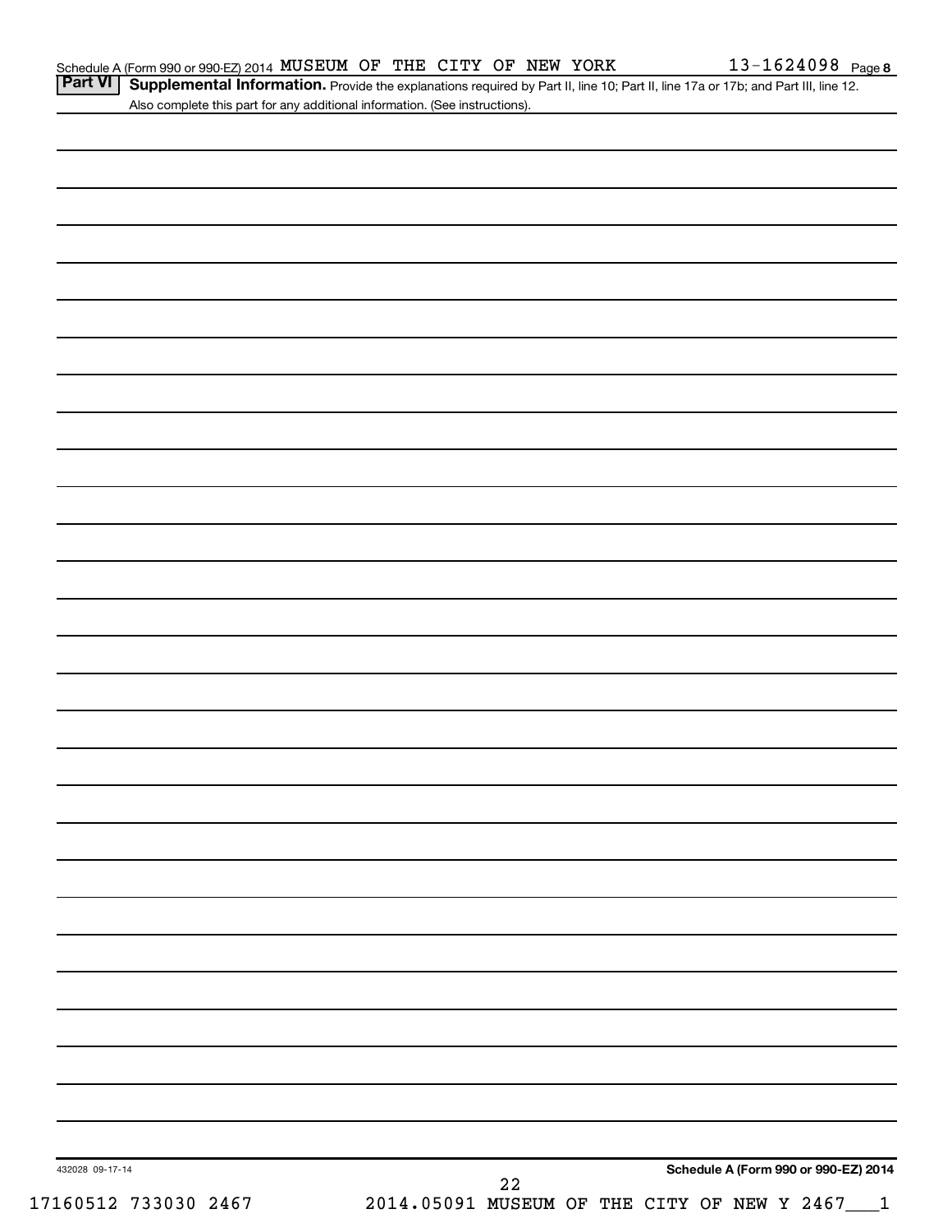## Part VI Supplemental Information.

Provide the explanations required by Part II, line 10; Part II, line 17a or 17b; and Part III, line 12. Also complete this part for any additional information. (See instructions).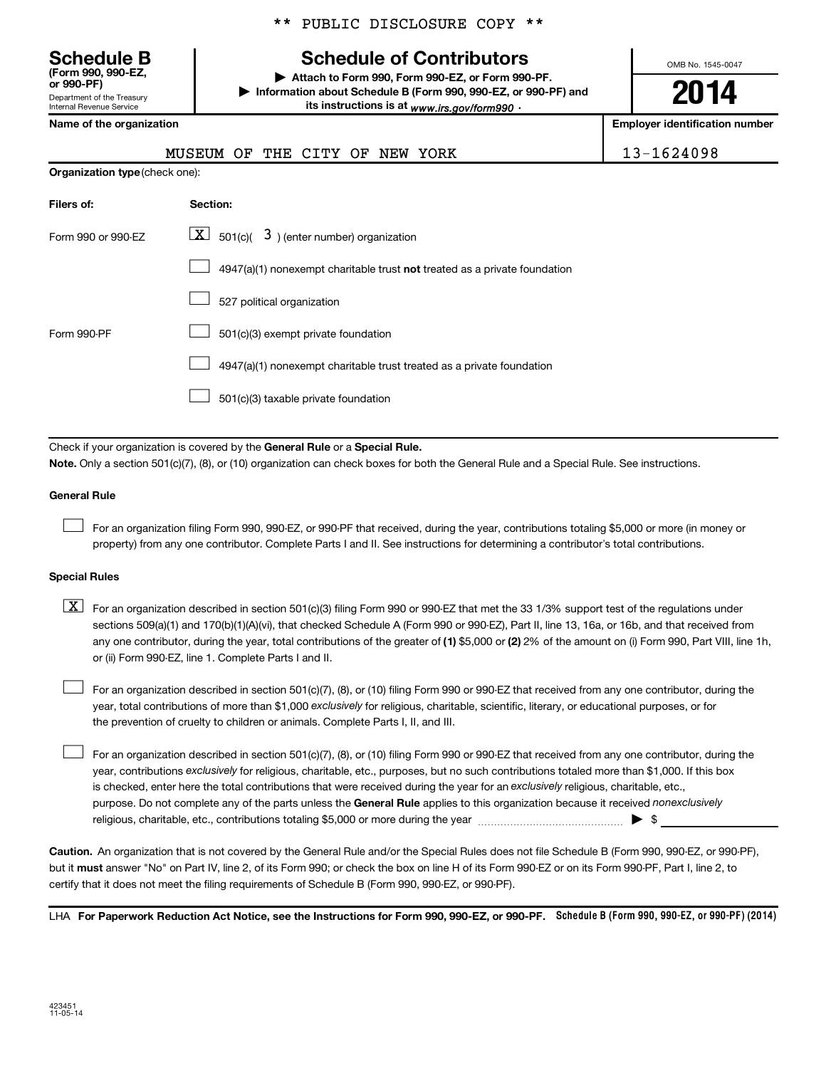\*\* PUBLIC DISCLOSURE COPY \*\*

**Schedule B**
**(Form 990, 990-EZ, or 990-PF)**
Department of the Treasury
Internal Revenue Service

# Schedule of Contributors

▶ **Attach to Form 990, Form 990-EZ, or Form 990-PF.**
▶ **Information about Schedule B (Form 990, 990-EZ, or 990-PF) and its instructions is at** *www.irs.gov/form990* .

OMB No. 1545-0047

**2014**

| **Name of the organization** | **Employer identification number** |
| --- | --- |
| MUSEUM OF THE CITY OF NEW YORK | 13-1624098 |

**Organization type** (check one):

| **Filers of:** | **Section:** |
| --- | --- |
| Form 990 or 990-EZ | [X] 501(c)( 3 ) (enter number) organization |
| | [ ] 4947(a)(1) nonexempt charitable trust **not** treated as a private foundation |
| | [ ] 527 political organization |
| Form 990-PF | [ ] 501(c)(3) exempt private foundation |
| | [ ] 4947(a)(1) nonexempt charitable trust treated as a private foundation |
| | [ ] 501(c)(3) taxable private foundation |

Check if your organization is covered by the **General Rule** or a **Special Rule.**

**Note.** Only a section 501(c)(7), (8), or (10) organization can check boxes for both the General Rule and a Special Rule. See instructions.

**General Rule**

[ ] For an organization filing Form 990, 990-EZ, or 990-PF that received, during the year, contributions totaling $5,000 or more (in money or property) from any one contributor. Complete Parts I and II. See instructions for determining a contributor's total contributions.

**Special Rules**

[X] For an organization described in section 501(c)(3) filing Form 990 or 990-EZ that met the 33 1/3% support test of the regulations under sections 509(a)(1) and 170(b)(1)(A)(vi), that checked Schedule A (Form 990 or 990-EZ), Part II, line 13, 16a, or 16b, and that received from any one contributor, during the year, total contributions of the greater of **(1)** $5,000 or **(2)** 2% of the amount on (i) Form 990, Part VIII, line 1h, or (ii) Form 990-EZ, line 1. Complete Parts I and II.

[ ] For an organization described in section 501(c)(7), (8), or (10) filing Form 990 or 990-EZ that received from any one contributor, during the year, total contributions of more than $1,000 *exclusively* for religious, charitable, scientific, literary, or educational purposes, or for the prevention of cruelty to children or animals. Complete Parts I, II, and III.

[ ] For an organization described in section 501(c)(7), (8), or (10) filing Form 990 or 990-EZ that received from any one contributor, during the year, contributions *exclusively* for religious, charitable, etc., purposes, but no such contributions totaled more than $1,000. If this box is checked, enter here the total contributions that were received during the year for an *exclusively* religious, charitable, etc., purpose. Do not complete any of the parts unless the **General Rule** applies to this organization because it received *nonexclusively* religious, charitable, etc., contributions totaling $5,000 or more during the year ........................................ ▶ $ ____________

**Caution.** An organization that is not covered by the General Rule and/or the Special Rules does not file Schedule B (Form 990, 990-EZ, or 990-PF), but it **must** answer "No" on Part IV, line 2, of its Form 990; or check the box on line H of its Form 990-EZ or on its Form 990-PF, Part I, line 2, to certify that it does not meet the filing requirements of Schedule B (Form 990, 990-EZ, or 990-PF).

LHA **For Paperwork Reduction Act Notice, see the Instructions for Form 990, 990-EZ, or 990-PF.** **Schedule B (Form 990, 990-EZ, or 990-PF) (2014)**

423451
11-05-14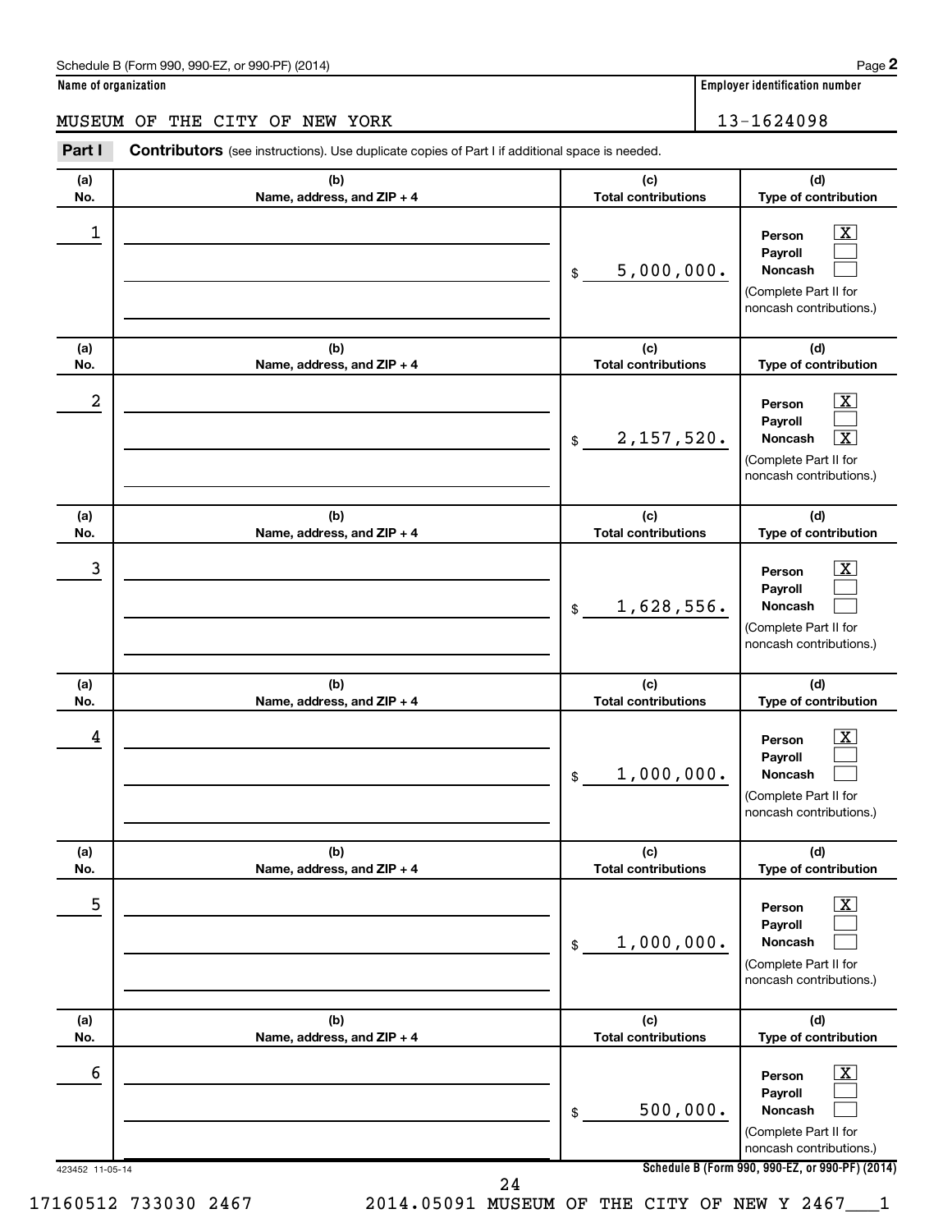Schedule B (Form 990, 990-EZ, or 990-PF) (2014)

**Name of organization**

MUSEUM OF THE CITY OF NEW YORK

**Employer identification number**

13-1624098

**Part I** **Contributors** (see instructions). Use duplicate copies of Part I if additional space is needed.

| (a) No. | (b) Name, address, and ZIP + 4 | (c) Total contributions | (d) Type of contribution |
|---|---|---|---|
| 1 | | $ 5,000,000. | Person [X] Payroll [ ] Noncash [ ] (Complete Part II for noncash contributions.) |
| 2 | | $ 2,157,520. | Person [X] Payroll [ ] Noncash [X] (Complete Part II for noncash contributions.) |
| 3 | | $ 1,628,556. | Person [X] Payroll [ ] Noncash [ ] (Complete Part II for noncash contributions.) |
| 4 | | $ 1,000,000. | Person [X] Payroll [ ] Noncash [ ] (Complete Part II for noncash contributions.) |
| 5 | | $ 1,000,000. | Person [X] Payroll [ ] Noncash [ ] (Complete Part II for noncash contributions.) |
| 6 | | $ 500,000. | Person [X] Payroll [ ] Noncash [ ] (Complete Part II for noncash contributions.) |

423452 11-05-14

**Schedule B (Form 990, 990-EZ, or 990-PF) (2014)**

17160512 733030 2467 2014.05091 MUSEUM OF THE CITY OF NEW Y 2467___1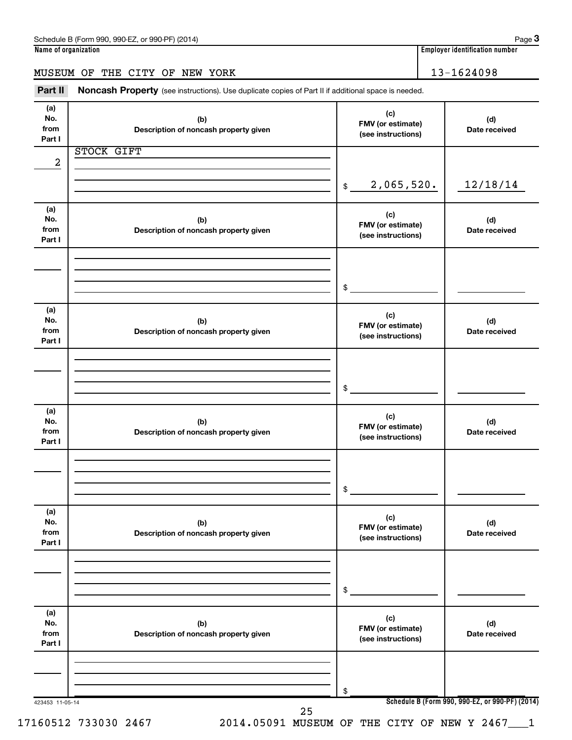Schedule B (Form 990, 990-EZ, or 990-PF) (2014) Page **3**

**Name of organization** | **Employer identification number**

MUSEUM OF THE CITY OF NEW YORK | 13-1624098

**Part II** **Noncash Property** (see instructions). Use duplicate copies of Part II if additional space is needed.

| (a) No. from Part I | (b) Description of noncash property given | (c) FMV (or estimate) (see instructions) | (d) Date received |
|---|---|---|---|
| 2 | STOCK GIFT | $ 2,065,520. | 12/18/14 |

| (a) No. from Part I | (b) Description of noncash property given | (c) FMV (or estimate) (see instructions) | (d) Date received |
|---|---|---|---|
| | | $ | |

| (a) No. from Part I | (b) Description of noncash property given | (c) FMV (or estimate) (see instructions) | (d) Date received |
|---|---|---|---|
| | | $ | |

| (a) No. from Part I | (b) Description of noncash property given | (c) FMV (or estimate) (see instructions) | (d) Date received |
|---|---|---|---|
| | | $ | |

| (a) No. from Part I | (b) Description of noncash property given | (c) FMV (or estimate) (see instructions) | (d) Date received |
|---|---|---|---|
| | | $ | |

| (a) No. from Part I | (b) Description of noncash property given | (c) FMV (or estimate) (see instructions) | (d) Date received |
|---|---|---|---|
| | | $ | |

423453 11-05-14 **Schedule B (Form 990, 990-EZ, or 990-PF) (2014)**

17160512 733030 2467 2014.05091 MUSEUM OF THE CITY OF NEW Y 2467___1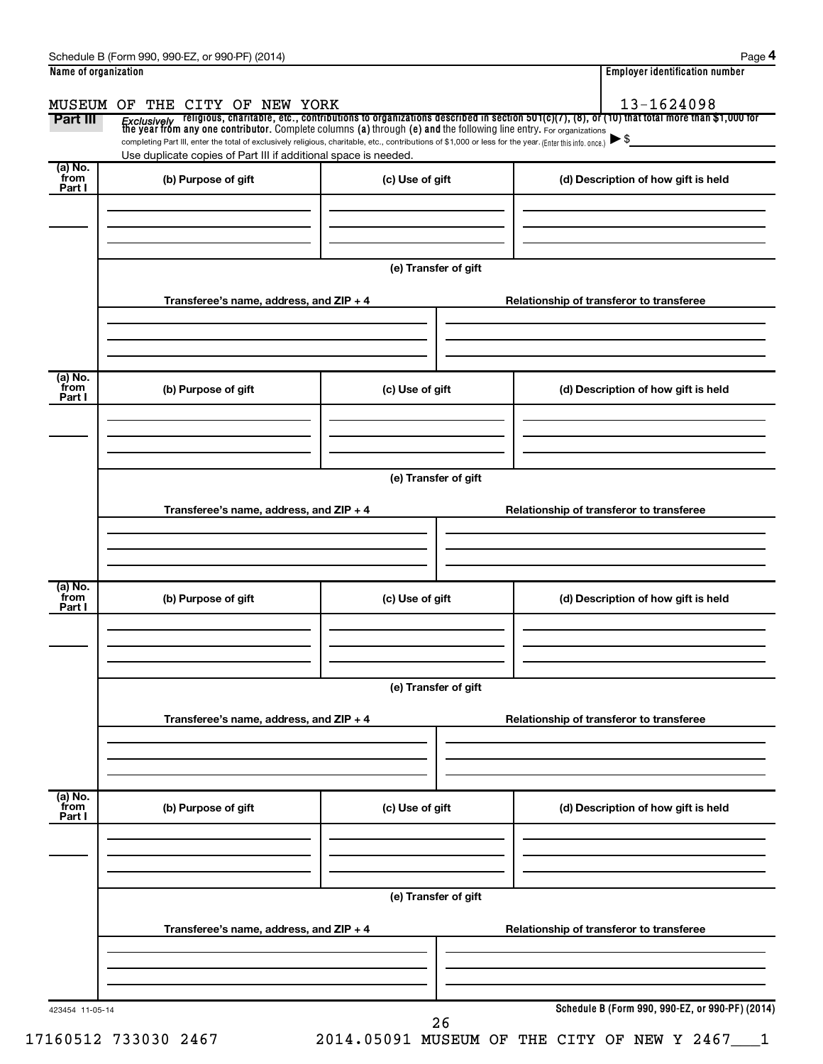Schedule B (Form 990, 990-EZ, or 990-PF) (2014)

**Name of organization**

MUSEUM OF THE CITY OF NEW YORK

**Employer identification number**

13-1624098

**Part III** *Exclusively* religious, charitable, etc., contributions to organizations described in section 501(c)(7), (8), or (10) that total more than $1,000 for the year from any one contributor. Complete columns **(a)** through **(e)** and the following line entry. For organizations completing Part III, enter the total of exclusively religious, charitable, etc., contributions of $1,000 or less for the year. (Enter this info. once.) ▶ $

Use duplicate copies of Part III if additional space is needed.

| (a) No. from Part I | (b) Purpose of gift | (c) Use of gift | (d) Description of how gift is held |
|---|---|---|---|
| | | | |

**(e) Transfer of gift**

| Transferee's name, address, and ZIP + 4 | Relationship of transferor to transferee |
|---|---|
| | |

| (a) No. from Part I | (b) Purpose of gift | (c) Use of gift | (d) Description of how gift is held |
|---|---|---|---|
| | | | |

**(e) Transfer of gift**

| Transferee's name, address, and ZIP + 4 | Relationship of transferor to transferee |
|---|---|
| | |

| (a) No. from Part I | (b) Purpose of gift | (c) Use of gift | (d) Description of how gift is held |
|---|---|---|---|
| | | | |

**(e) Transfer of gift**

| Transferee's name, address, and ZIP + 4 | Relationship of transferor to transferee |
|---|---|
| | |

| (a) No. from Part I | (b) Purpose of gift | (c) Use of gift | (d) Description of how gift is held |
|---|---|---|---|
| | | | |

**(e) Transfer of gift**

| Transferee's name, address, and ZIP + 4 | Relationship of transferor to transferee |
|---|---|
| | |

423454 11-05-14

**Schedule B (Form 990, 990-EZ, or 990-PF) (2014)**

17160512 733030 2467 2014.05091 MUSEUM OF THE CITY OF NEW Y 2467___1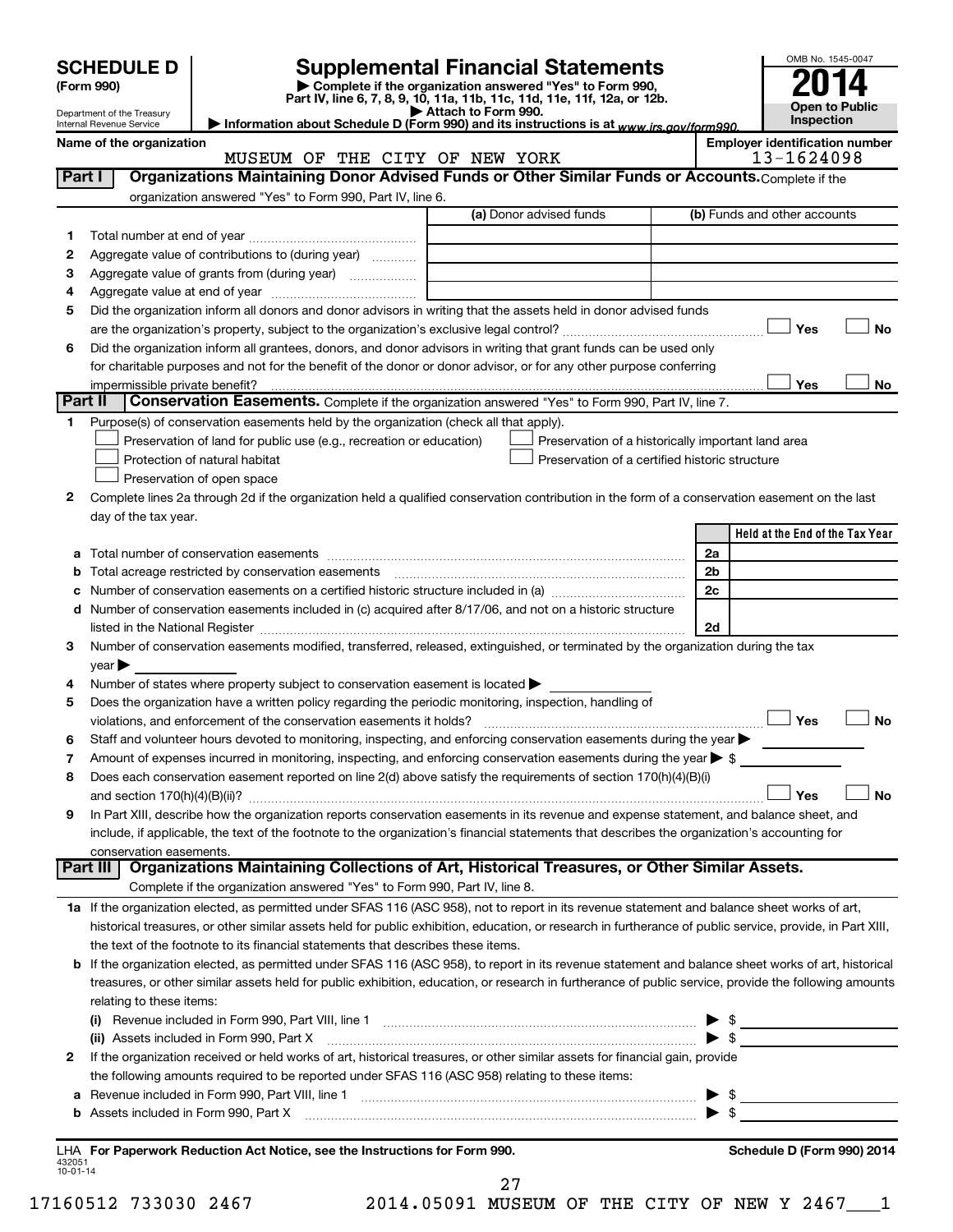# SCHEDULE D (Form 990)

Department of the Treasury
Internal Revenue Service

# Supplemental Financial Statements

▶ Complete if the organization answered "Yes" to Form 990, Part IV, line 6, 7, 8, 9, 10, 11a, 11b, 11c, 11d, 11e, 11f, 12a, or 12b.
▶ Attach to Form 990.
▶ Information about Schedule D (Form 990) and its instructions is at www.irs.gov/form990.

OMB No. 1545-0047
**2014**
**Open to Public Inspection**

**Name of the organization:** MUSEUM OF THE CITY OF NEW YORK
**Employer identification number:** 13-1624098

## Part I — Organizations Maintaining Donor Advised Funds or Other Similar Funds or Accounts.

Complete if the organization answered "Yes" to Form 990, Part IV, line 6.

| | | (a) Donor advised funds | (b) Funds and other accounts |
|---|---|---|---|
| 1 | Total number at end of year | | |
| 2 | Aggregate value of contributions to (during year) | | |
| 3 | Aggregate value of grants from (during year) | | |
| 4 | Aggregate value at end of year | | |

5 Did the organization inform all donors and donor advisors in writing that the assets held in donor advised funds are the organization's property, subject to the organization's exclusive legal control? ☐ Yes ☐ No

6 Did the organization inform all grantees, donors, and donor advisors in writing that grant funds can be used only for charitable purposes and not for the benefit of the donor or donor advisor, or for any other purpose conferring impermissible private benefit? ☐ Yes ☐ No

## Part II — Conservation Easements.

Complete if the organization answered "Yes" to Form 990, Part IV, line 7.

1 Purpose(s) of conservation easements held by the organization (check all that apply).

- ☐ Preservation of land for public use (e.g., recreation or education)
- ☐ Protection of natural habitat
- ☐ Preservation of open space
- ☐ Preservation of a historically important land area
- ☐ Preservation of a certified historic structure

2 Complete lines 2a through 2d if the organization held a qualified conservation contribution in the form of a conservation easement on the last day of the tax year.

| | | | Held at the End of the Tax Year |
|---|---|---|---|
| a | Total number of conservation easements | 2a | |
| b | Total acreage restricted by conservation easements | 2b | |
| c | Number of conservation easements on a certified historic structure included in (a) | 2c | |
| d | Number of conservation easements included in (c) acquired after 8/17/06, and not on a historic structure listed in the National Register | 2d | |

3 Number of conservation easements modified, transferred, released, extinguished, or terminated by the organization during the tax year ▶

4 Number of states where property subject to conservation easement is located ▶

5 Does the organization have a written policy regarding the periodic monitoring, inspection, handling of violations, and enforcement of the conservation easements it holds? ☐ Yes ☐ No

6 Staff and volunteer hours devoted to monitoring, inspecting, and enforcing conservation easements during the year ▶

7 Amount of expenses incurred in monitoring, inspecting, and enforcing conservation easements during the year ▶ $

8 Does each conservation easement reported on line 2(d) above satisfy the requirements of section 170(h)(4)(B)(i) and section 170(h)(4)(B)(ii)? ☐ Yes ☐ No

9 In Part XIII, describe how the organization reports conservation easements in its revenue and expense statement, and balance sheet, and include, if applicable, the text of the footnote to the organization's financial statements that describes the organization's accounting for conservation easements.

## Part III — Organizations Maintaining Collections of Art, Historical Treasures, or Other Similar Assets.

Complete if the organization answered "Yes" to Form 990, Part IV, line 8.

1a If the organization elected, as permitted under SFAS 116 (ASC 958), not to report in its revenue statement and balance sheet works of art, historical treasures, or other similar assets held for public exhibition, education, or research in furtherance of public service, provide, in Part XIII, the text of the footnote to its financial statements that describes these items.

b If the organization elected, as permitted under SFAS 116 (ASC 958), to report in its revenue statement and balance sheet works of art, historical treasures, or other similar assets held for public exhibition, education, or research in furtherance of public service, provide the following amounts relating to these items:

(i) Revenue included in Form 990, Part VIII, line 1 ▶ $

(ii) Assets included in Form 990, Part X ▶ $

2 If the organization received or held works of art, historical treasures, or other similar assets for financial gain, provide the following amounts required to be reported under SFAS 116 (ASC 958) relating to these items:

a Revenue included in Form 990, Part VIII, line 1 ▶ $

b Assets included in Form 990, Part X ▶ $

LHA For Paperwork Reduction Act Notice, see the Instructions for Form 990. Schedule D (Form 990) 2014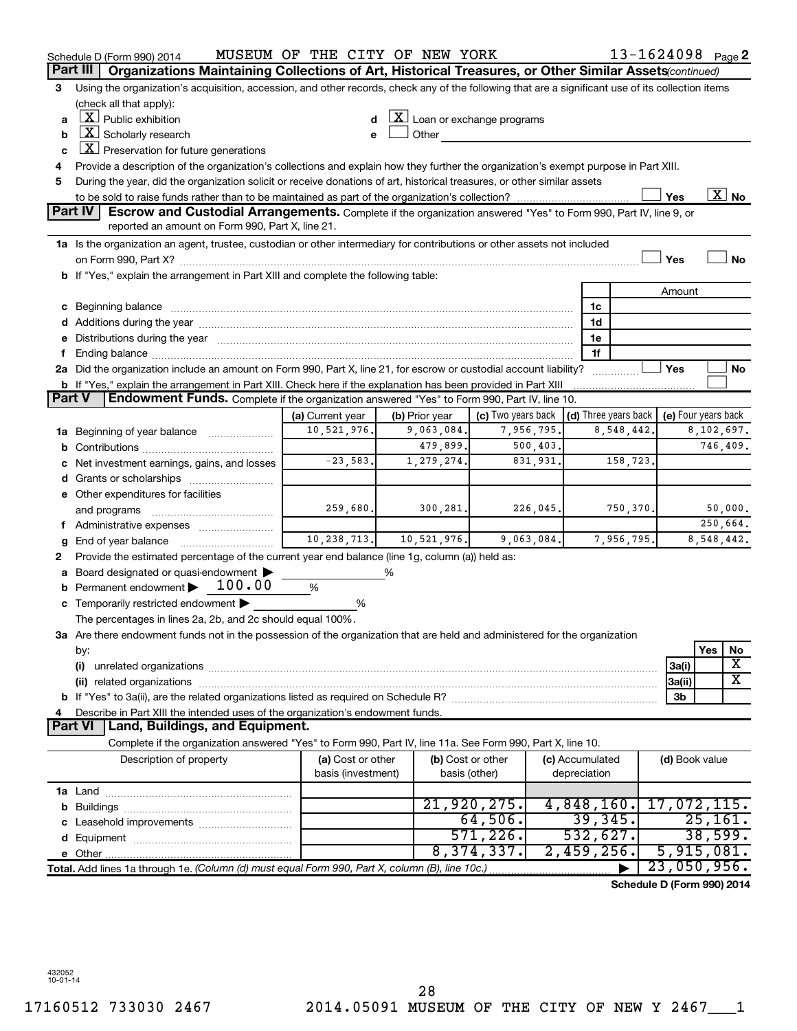Schedule D (Form 990) 2014 MUSEUM OF THE CITY OF NEW YORK 13-1624098 Page 2

## Part III Organizations Maintaining Collections of Art, Historical Treasures, or Other Similar Assets *(continued)*

3 Using the organization's acquisition, accession, and other records, check any of the following that are a significant use of its collection items (check all that apply):

- a [X] Public exhibition
- b [X] Scholarly research
- c [X] Preservation for future generations
- d [X] Loan or exchange programs
- e [ ] Other

4 Provide a description of the organization's collections and explain how they further the organization's exempt purpose in Part XIII.

5 During the year, did the organization solicit or receive donations of art, historical treasures, or other similar assets to be sold to raise funds rather than to be maintained as part of the organization's collection? [ ] Yes [X] No

## Part IV Escrow and Custodial Arrangements.

Complete if the organization answered "Yes" to Form 990, Part IV, line 9, or reported an amount on Form 990, Part X, line 21.

1a Is the organization an agent, trustee, custodian or other intermediary for contributions or other assets not included on Form 990, Part X? [ ] Yes [ ] No

b If "Yes," explain the arrangement in Part XIII and complete the following table:

| | | Amount |
|---|---|---|
| c Beginning balance | 1c | |
| d Additions during the year | 1d | |
| e Distributions during the year | 1e | |
| f Ending balance | 1f | |

2a Did the organization include an amount on Form 990, Part X, line 21, for escrow or custodial account liability? [ ] Yes [ ] No

b If "Yes," explain the arrangement in Part XIII. Check here if the explanation has been provided in Part XIII [ ]

## Part V Endowment Funds.

Complete if the organization answered "Yes" to Form 990, Part IV, line 10.

| | (a) Current year | (b) Prior year | (c) Two years back | (d) Three years back | (e) Four years back |
|---|---|---|---|---|---|
| 1a Beginning of year balance | 10,521,976. | 9,063,084. | 7,956,795. | 8,548,442. | 8,102,697. |
| b Contributions | | 479,899. | 500,403. | | 746,409. |
| c Net investment earnings, gains, and losses | -23,583. | 1,279,274. | 831,931. | 158,723. | |
| d Grants or scholarships | | | | | |
| e Other expenditures for facilities and programs | 259,680. | 300,281. | 226,045. | 750,370. | 50,000. |
| f Administrative expenses | | | | | 250,664. |
| g End of year balance | 10,238,713. | 10,521,976. | 9,063,084. | 7,956,795. | 8,548,442. |

2 Provide the estimated percentage of the current year end balance (line 1g, column (a)) held as:

a Board designated or quasi-endowment ▶ ______ %

b Permanent endowment ▶ 100.00 %

c Temporarily restricted endowment ▶ ______ %

The percentages in lines 2a, 2b, and 2c should equal 100%.

3a Are there endowment funds not in the possession of the organization that are held and administered for the organization by:

| | | Yes | No |
|---|---|---|---|
| (i) unrelated organizations | 3a(i) | | X |
| (ii) related organizations | 3a(ii) | | X |
| b If "Yes" to 3a(ii), are the related organizations listed as required on Schedule R? | 3b | | |

4 Describe in Part XIII the intended uses of the organization's endowment funds.

## Part VI Land, Buildings, and Equipment.

Complete if the organization answered "Yes" to Form 990, Part IV, line 11a. See Form 990, Part X, line 10.

| Description of property | (a) Cost or other basis (investment) | (b) Cost or other basis (other) | (c) Accumulated depreciation | (d) Book value |
|---|---|---|---|---|
| 1a Land | | | | |
| b Buildings | | 21,920,275. | 4,848,160. | 17,072,115. |
| c Leasehold improvements | | 64,506. | 39,345. | 25,161. |
| d Equipment | | 571,226. | 532,627. | 38,599. |
| e Other | | 8,374,337. | 2,459,256. | 5,915,081. |
| Total. Add lines 1a through 1e. *(Column (d) must equal Form 990, Part X, column (B), line 10c.)* | | | ▶ | 23,050,956. |

Schedule D (Form 990) 2014

432052 10-01-14

17160512 733030 2467 2014.05091 MUSEUM OF THE CITY OF NEW Y 2467___1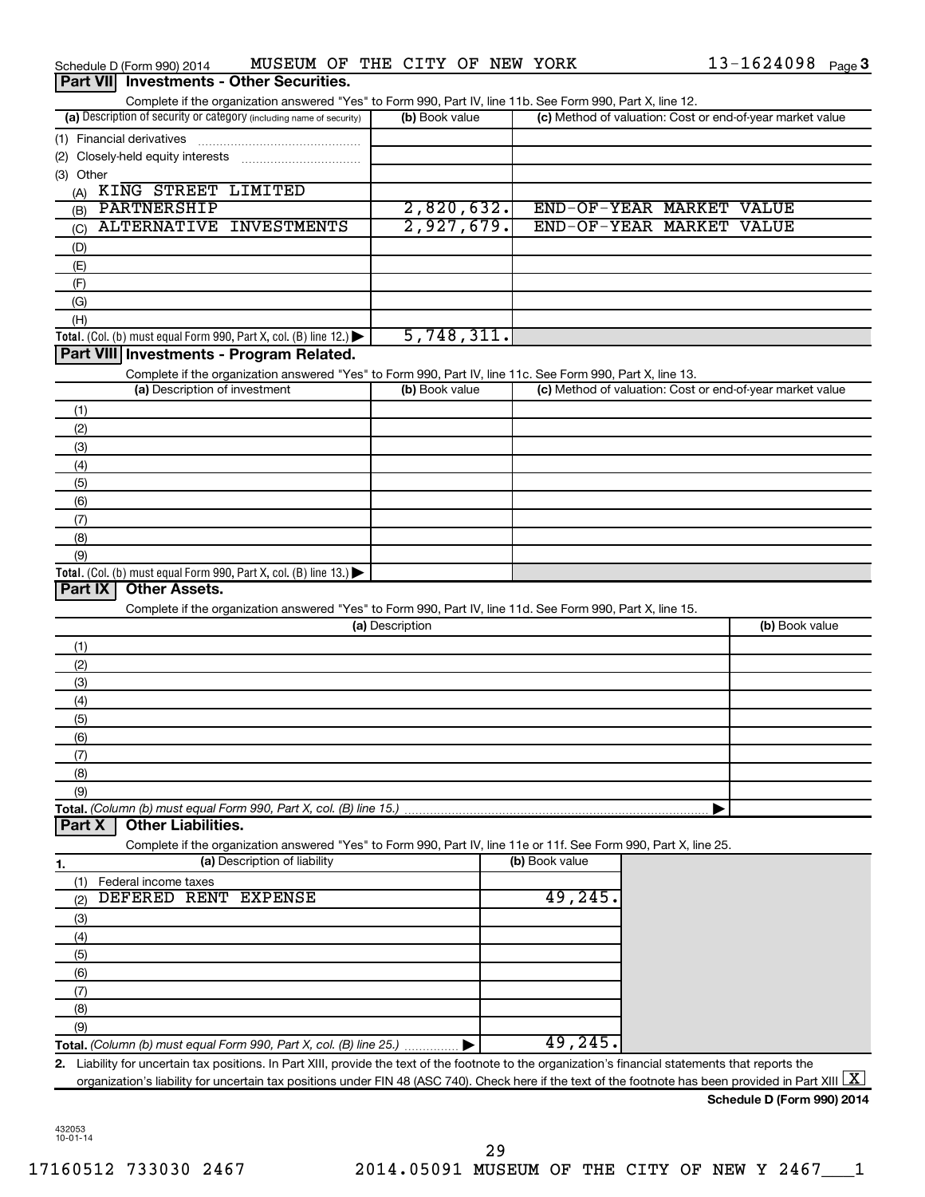Schedule D (Form 990) 2014 MUSEUM OF THE CITY OF NEW YORK 13-1624098 Page 3

## Part VII Investments - Other Securities.

Complete if the organization answered "Yes" to Form 990, Part IV, line 11b. See Form 990, Part X, line 12.

| (a) Description of security or category (including name of security) | (b) Book value | (c) Method of valuation: Cost or end-of-year market value |
|---|---|---|
| (1) Financial derivatives | | |
| (2) Closely-held equity interests | | |
| (3) Other | | |
| (A) KING STREET LIMITED | | |
| (B) PARTNERSHIP | 2,820,632. | END-OF-YEAR MARKET VALUE |
| (C) ALTERNATIVE INVESTMENTS | 2,927,679. | END-OF-YEAR MARKET VALUE |
| (D) | | |
| (E) | | |
| (F) | | |
| (G) | | |
| (H) | | |
| **Total.** (Col. (b) must equal Form 990, Part X, col. (B) line 12.) ▶ | 5,748,311. | |

## Part VIII Investments - Program Related.

Complete if the organization answered "Yes" to Form 990, Part IV, line 11c. See Form 990, Part X, line 13.

| (a) Description of investment | (b) Book value | (c) Method of valuation: Cost or end-of-year market value |
|---|---|---|
| (1) | | |
| (2) | | |
| (3) | | |
| (4) | | |
| (5) | | |
| (6) | | |
| (7) | | |
| (8) | | |
| (9) | | |
| **Total.** (Col. (b) must equal Form 990, Part X, col. (B) line 13.) ▶ | | |

## Part IX Other Assets.

Complete if the organization answered "Yes" to Form 990, Part IV, line 11d. See Form 990, Part X, line 15.

| (a) Description | (b) Book value |
|---|---|
| (1) | |
| (2) | |
| (3) | |
| (4) | |
| (5) | |
| (6) | |
| (7) | |
| (8) | |
| (9) | |
| **Total.** *(Column (b) must equal Form 990, Part X, col. (B) line 15.)* ▶ | |

## Part X Other Liabilities.

Complete if the organization answered "Yes" to Form 990, Part IV, line 11e or 11f. See Form 990, Part X, line 25.

| 1. (a) Description of liability | (b) Book value |
|---|---|
| (1) Federal income taxes | |
| (2) DEFERED RENT EXPENSE | 49,245. |
| (3) | |
| (4) | |
| (5) | |
| (6) | |
| (7) | |
| (8) | |
| (9) | |
| **Total.** *(Column (b) must equal Form 990, Part X, col. (B) line 25.)* ▶ | 49,245. |

2. Liability for uncertain tax positions. In Part XIII, provide the text of the footnote to the organization's financial statements that reports the organization's liability for uncertain tax positions under FIN 48 (ASC 740). Check here if the text of the footnote has been provided in Part XIII [X]

**Schedule D (Form 990) 2014**

432053
10-01-14

17160512 733030 2467 2014.05091 MUSEUM OF THE CITY OF NEW Y 2467___1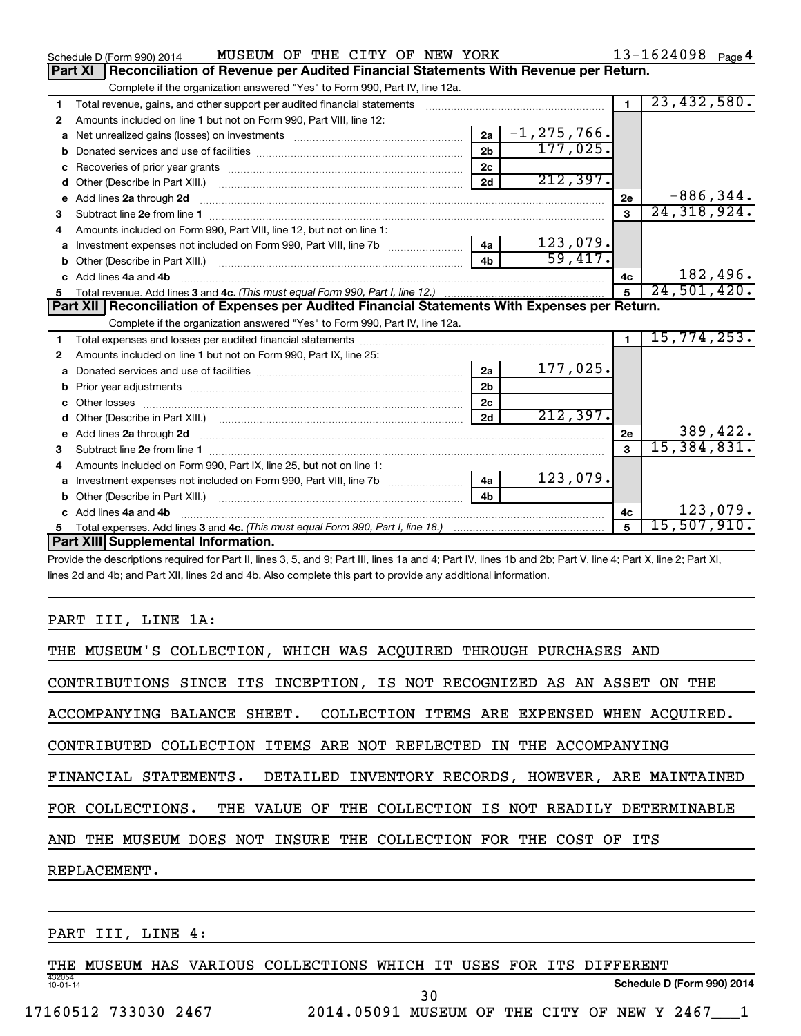Schedule D (Form 990) 2014 MUSEUM OF THE CITY OF NEW YORK 13-1624098 Page 4

## Part XI Reconciliation of Revenue per Audited Financial Statements With Revenue per Return.

Complete if the organization answered "Yes" to Form 990, Part IV, line 12a.

| | | | | | |
|---|---|---|---|---|---|
| 1 | Total revenue, gains, and other support per audited financial statements | | | 1 | 23,432,580. |
| 2 | Amounts included on line 1 but not on Form 990, Part VIII, line 12: | | | | |
| a | Net unrealized gains (losses) on investments | 2a | -1,275,766. | | |
| b | Donated services and use of facilities | 2b | 177,025. | | |
| c | Recoveries of prior year grants | 2c | | | |
| d | Other (Describe in Part XIII.) | 2d | 212,397. | | |
| e | Add lines 2a through 2d | | | 2e | -886,344. |
| 3 | Subtract line 2e from line 1 | | | 3 | 24,318,924. |
| 4 | Amounts included on Form 990, Part VIII, line 12, but not on line 1: | | | | |
| a | Investment expenses not included on Form 990, Part VIII, line 7b | 4a | 123,079. | | |
| b | Other (Describe in Part XIII.) | 4b | 59,417. | | |
| c | Add lines 4a and 4b | | | 4c | 182,496. |
| 5 | Total revenue. Add lines 3 and 4c. *(This must equal Form 990, Part I, line 12.)* | | | 5 | 24,501,420. |

## Part XII Reconciliation of Expenses per Audited Financial Statements With Expenses per Return.

Complete if the organization answered "Yes" to Form 990, Part IV, line 12a.

| | | | | | |
|---|---|---|---|---|---|
| 1 | Total expenses and losses per audited financial statements | | | 1 | 15,774,253. |
| 2 | Amounts included on line 1 but not on Form 990, Part IX, line 25: | | | | |
| a | Donated services and use of facilities | 2a | 177,025. | | |
| b | Prior year adjustments | 2b | | | |
| c | Other losses | 2c | | | |
| d | Other (Describe in Part XIII.) | 2d | 212,397. | | |
| e | Add lines 2a through 2d | | | 2e | 389,422. |
| 3 | Subtract line 2e from line 1 | | | 3 | 15,384,831. |
| 4 | Amounts included on Form 990, Part IX, line 25, but not on line 1: | | | | |
| a | Investment expenses not included on Form 990, Part VIII, line 7b | 4a | 123,079. | | |
| b | Other (Describe in Part XIII.) | 4b | | | |
| c | Add lines 4a and 4b | | | 4c | 123,079. |
| 5 | Total expenses. Add lines 3 and 4c. *(This must equal Form 990, Part I, line 18.)* | | | 5 | 15,507,910. |

## Part XIII Supplemental Information.

Provide the descriptions required for Part II, lines 3, 5, and 9; Part III, lines 1a and 4; Part IV, lines 1b and 2b; Part V, line 4; Part X, line 2; Part XI, lines 2d and 4b; and Part XII, lines 2d and 4b. Also complete this part to provide any additional information.

PART III, LINE 1A:

THE MUSEUM'S COLLECTION, WHICH WAS ACQUIRED THROUGH PURCHASES AND CONTRIBUTIONS SINCE ITS INCEPTION, IS NOT RECOGNIZED AS AN ASSET ON THE ACCOMPANYING BALANCE SHEET. COLLECTION ITEMS ARE EXPENSED WHEN ACQUIRED. CONTRIBUTED COLLECTION ITEMS ARE NOT REFLECTED IN THE ACCOMPANYING FINANCIAL STATEMENTS. DETAILED INVENTORY RECORDS, HOWEVER, ARE MAINTAINED FOR COLLECTIONS. THE VALUE OF THE COLLECTION IS NOT READILY DETERMINABLE AND THE MUSEUM DOES NOT INSURE THE COLLECTION FOR THE COST OF ITS REPLACEMENT.

PART III, LINE 4:

THE MUSEUM HAS VARIOUS COLLECTIONS WHICH IT USES FOR ITS DIFFERENT

432054 10-01-14 Schedule D (Form 990) 2014

17160512 733030 2467 2014.05091 MUSEUM OF THE CITY OF NEW Y 2467___1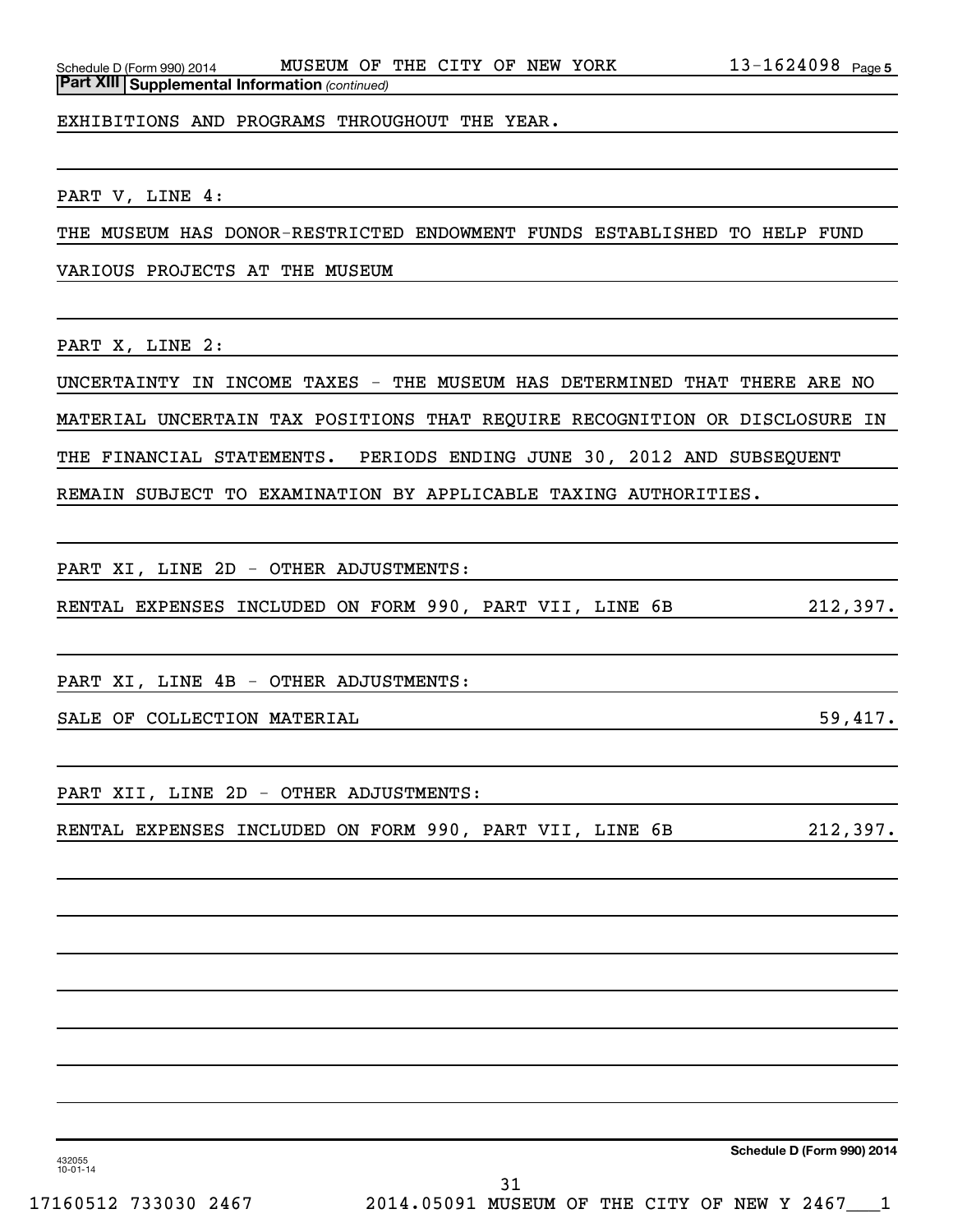**Part XIII Supplemental Information** *(continued)*

EXHIBITIONS AND PROGRAMS THROUGHOUT THE YEAR.

PART V, LINE 4:

THE MUSEUM HAS DONOR-RESTRICTED ENDOWMENT FUNDS ESTABLISHED TO HELP FUND VARIOUS PROJECTS AT THE MUSEUM

PART X, LINE 2:

UNCERTAINTY IN INCOME TAXES - THE MUSEUM HAS DETERMINED THAT THERE ARE NO MATERIAL UNCERTAIN TAX POSITIONS THAT REQUIRE RECOGNITION OR DISCLOSURE IN THE FINANCIAL STATEMENTS. PERIODS ENDING JUNE 30, 2012 AND SUBSEQUENT REMAIN SUBJECT TO EXAMINATION BY APPLICABLE TAXING AUTHORITIES.

PART XI, LINE 2D - OTHER ADJUSTMENTS:

| | |
|---|---|
| RENTAL EXPENSES INCLUDED ON FORM 990, PART VII, LINE 6B | 212,397. |

PART XI, LINE 4B - OTHER ADJUSTMENTS:

| | |
|---|---|
| SALE OF COLLECTION MATERIAL | 59,417. |

PART XII, LINE 2D - OTHER ADJUSTMENTS:

| | |
|---|---|
| RENTAL EXPENSES INCLUDED ON FORM 990, PART VII, LINE 6B | 212,397. |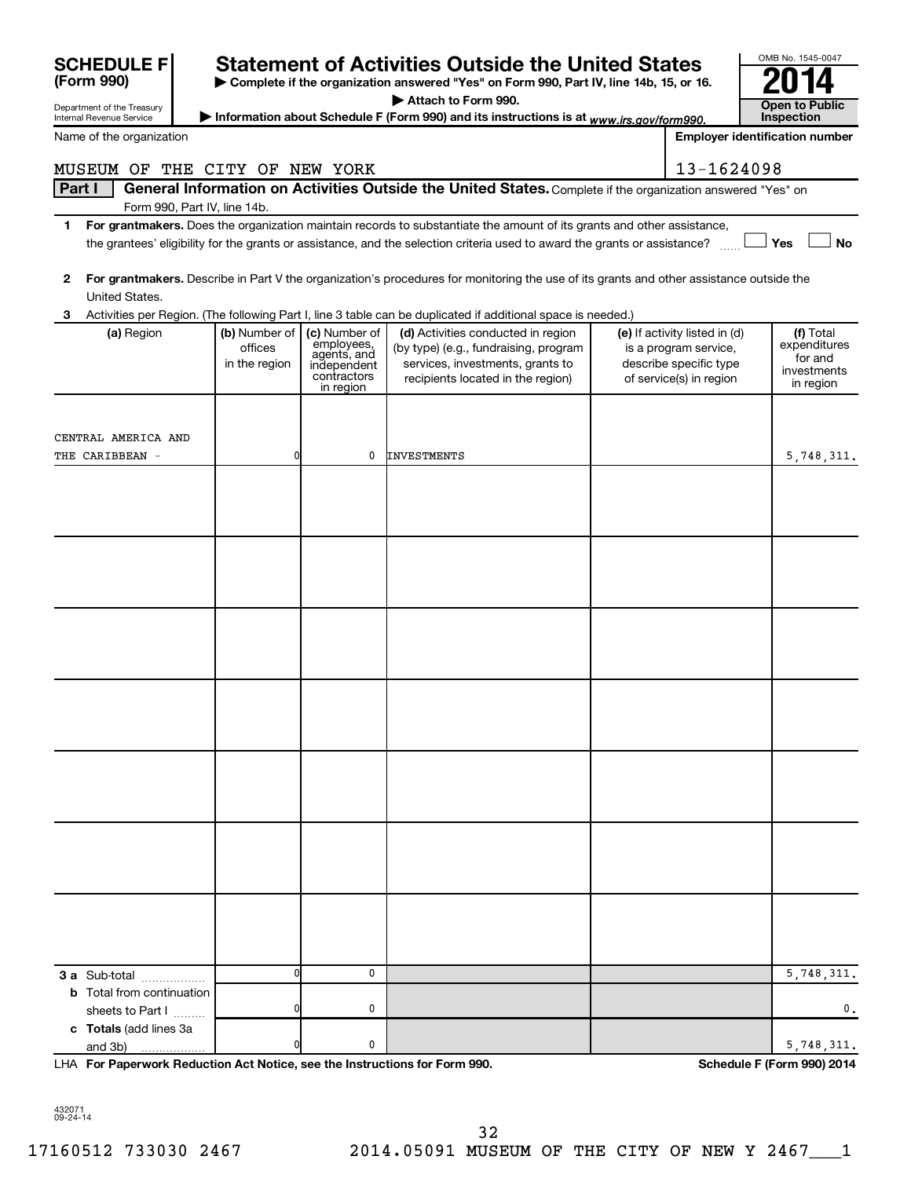**SCHEDULE F (Form 990)**

Department of the Treasury
Internal Revenue Service

# Statement of Activities Outside the United States

▶ Complete if the organization answered "Yes" on Form 990, Part IV, line 14b, 15, or 16.
▶ Attach to Form 990.
▶ Information about Schedule F (Form 990) and its instructions is at *www.irs.gov/form990.*

OMB No. 1545-0047

**2014**

**Open to Public Inspection**

Name of the organization: MUSEUM OF THE CITY OF NEW YORK

Employer identification number: 13-1624098

**Part I — General Information on Activities Outside the United States.** Complete if the organization answered "Yes" on Form 990, Part IV, line 14b.

1 **For grantmakers.** Does the organization maintain records to substantiate the amount of its grants and other assistance, the grantees' eligibility for the grants or assistance, and the selection criteria used to award the grants or assistance? ☐ Yes ☐ No

2 **For grantmakers.** Describe in Part V the organization's procedures for monitoring the use of its grants and other assistance outside the United States.

3 Activities per Region. (The following Part I, line 3 table can be duplicated if additional space is needed.)

| (a) Region | (b) Number of offices in the region | (c) Number of employees, agents, and independent contractors in region | (d) Activities conducted in region (by type) (e.g., fundraising, program services, investments, grants to recipients located in the region) | (e) If activity listed in (d) is a program service, describe specific type of service(s) in region | (f) Total expenditures for and investments in region |
|---|---|---|---|---|---|
| CENTRAL AMERICA AND THE CARIBBEAN - | 0 | 0 | INVESTMENTS | | 5,748,311. |
| | | | | | |
| | | | | | |
| | | | | | |
| | | | | | |
| | | | | | |
| | | | | | |
| | | | | | |
| **3 a** Sub-total | 0 | 0 | | | 5,748,311. |
| **b** Total from continuation sheets to Part I | 0 | 0 | | | 0. |
| **c Totals** (add lines 3a and 3b) | 0 | 0 | | | 5,748,311. |

LHA **For Paperwork Reduction Act Notice, see the Instructions for Form 990.** **Schedule F (Form 990) 2014**

432071
09-24-14

17160512 733030 2467 2014.05091 MUSEUM OF THE CITY OF NEW Y 2467___1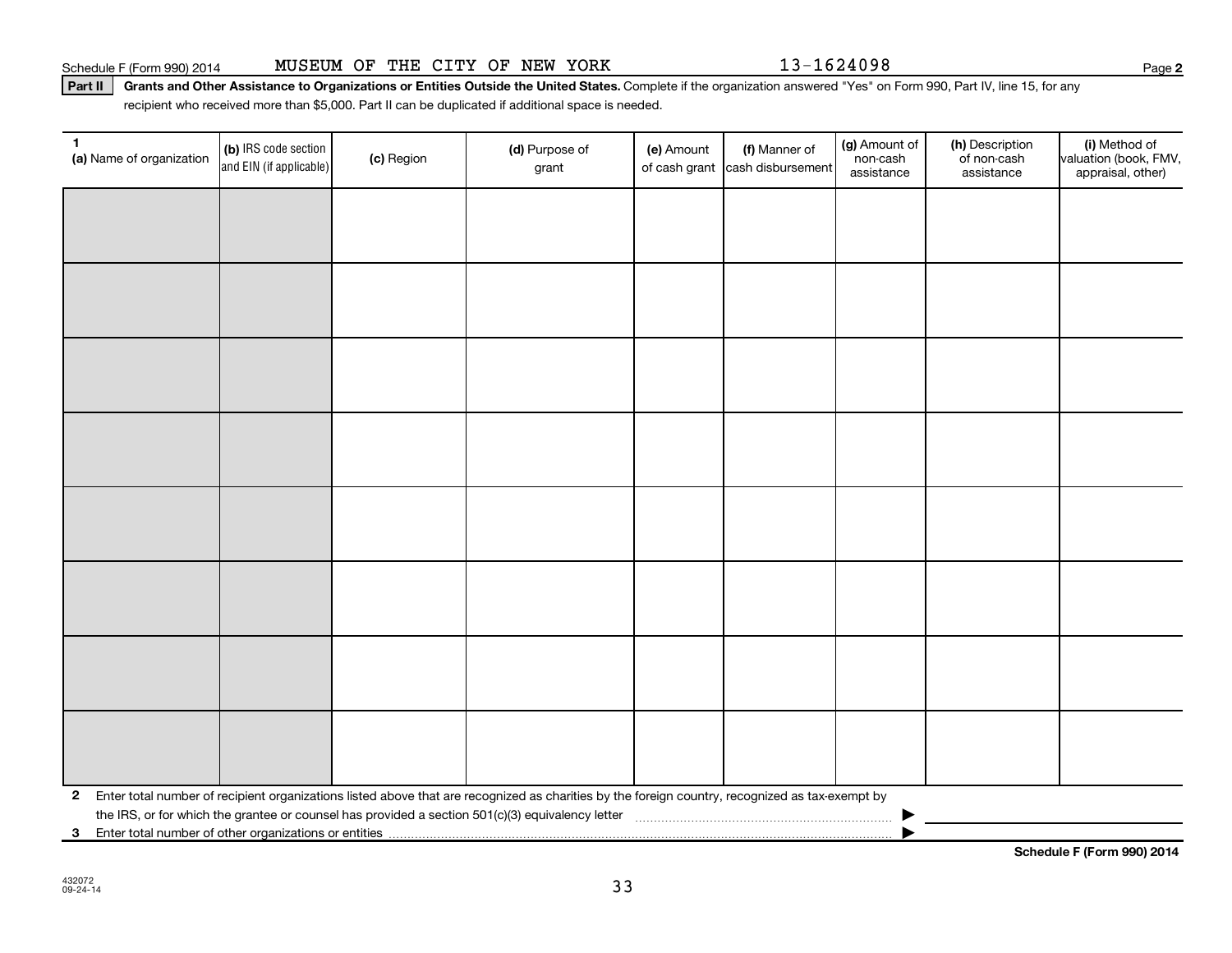Schedule F (Form 990) 2014 MUSEUM OF THE CITY OF NEW YORK 13-1624098 Page 2

**Part II** **Grants and Other Assistance to Organizations or Entities Outside the United States.** Complete if the organization answered "Yes" on Form 990, Part IV, line 15, for any recipient who received more than $5,000. Part II can be duplicated if additional space is needed.

| 1 (a) Name of organization | (b) IRS code section and EIN (if applicable) | (c) Region | (d) Purpose of grant | (e) Amount of cash grant | (f) Manner of cash disbursement | (g) Amount of non-cash assistance | (h) Description of non-cash assistance | (i) Method of valuation (book, FMV, appraisal, other) |
|---|---|---|---|---|---|---|---|---|
| | | | | | | | | |
| | | | | | | | | |
| | | | | | | | | |
| | | | | | | | | |
| | | | | | | | | |
| | | | | | | | | |
| | | | | | | | | |
| | | | | | | | | |

**2** Enter total number of recipient organizations listed above that are recognized as charities by the foreign country, recognized as tax-exempt by the IRS, or for which the grantee or counsel has provided a section 501(c)(3) equivalency letter ▶

**3** Enter total number of other organizations or entities ▶

**Schedule F (Form 990) 2014**

432072
09-24-14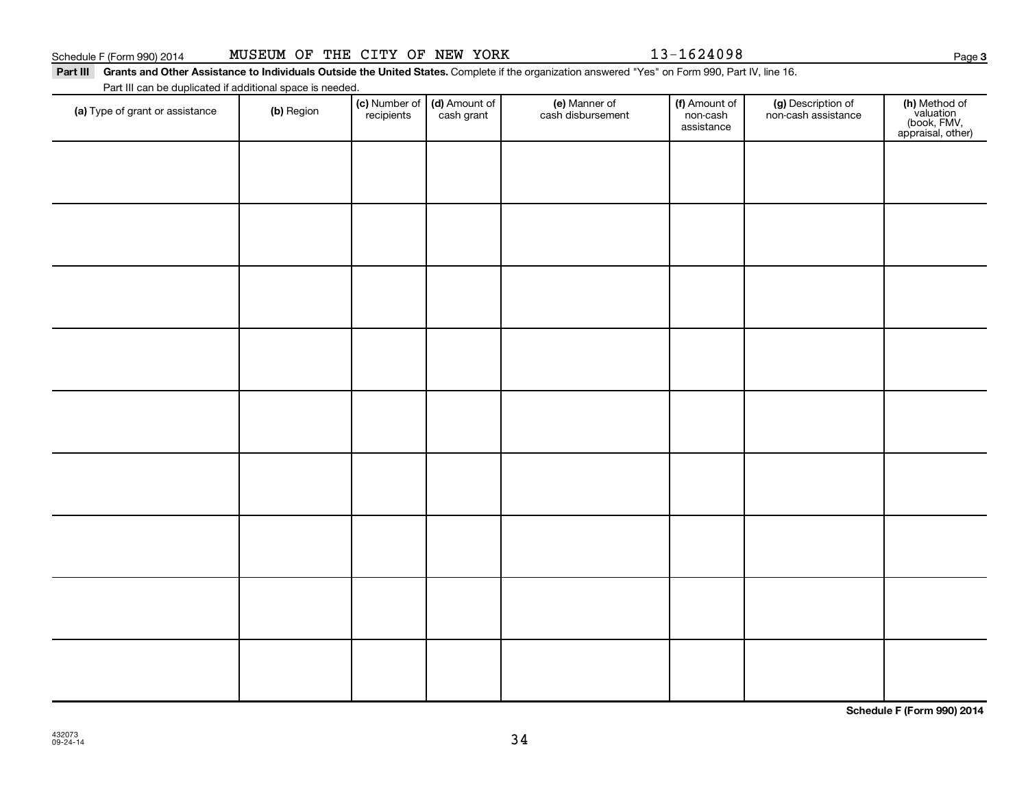Schedule F (Form 990) 2014 MUSEUM OF THE CITY OF NEW YORK 13-1624098

**Part III Grants and Other Assistance to Individuals Outside the United States.** Complete if the organization answered "Yes" on Form 990, Part IV, line 16.

Part III can be duplicated if additional space is needed.

| (a) Type of grant or assistance | (b) Region | (c) Number of recipients | (d) Amount of cash grant | (e) Manner of cash disbursement | (f) Amount of non-cash assistance | (g) Description of non-cash assistance | (h) Method of valuation (book, FMV, appraisal, other) |
|---|---|---|---|---|---|---|---|
| | | | | | | | |
| | | | | | | | |
| | | | | | | | |
| | | | | | | | |
| | | | | | | | |
| | | | | | | | |
| | | | | | | | |
| | | | | | | | |
| | | | | | | | |

**Schedule F (Form 990) 2014**

432073
09-24-14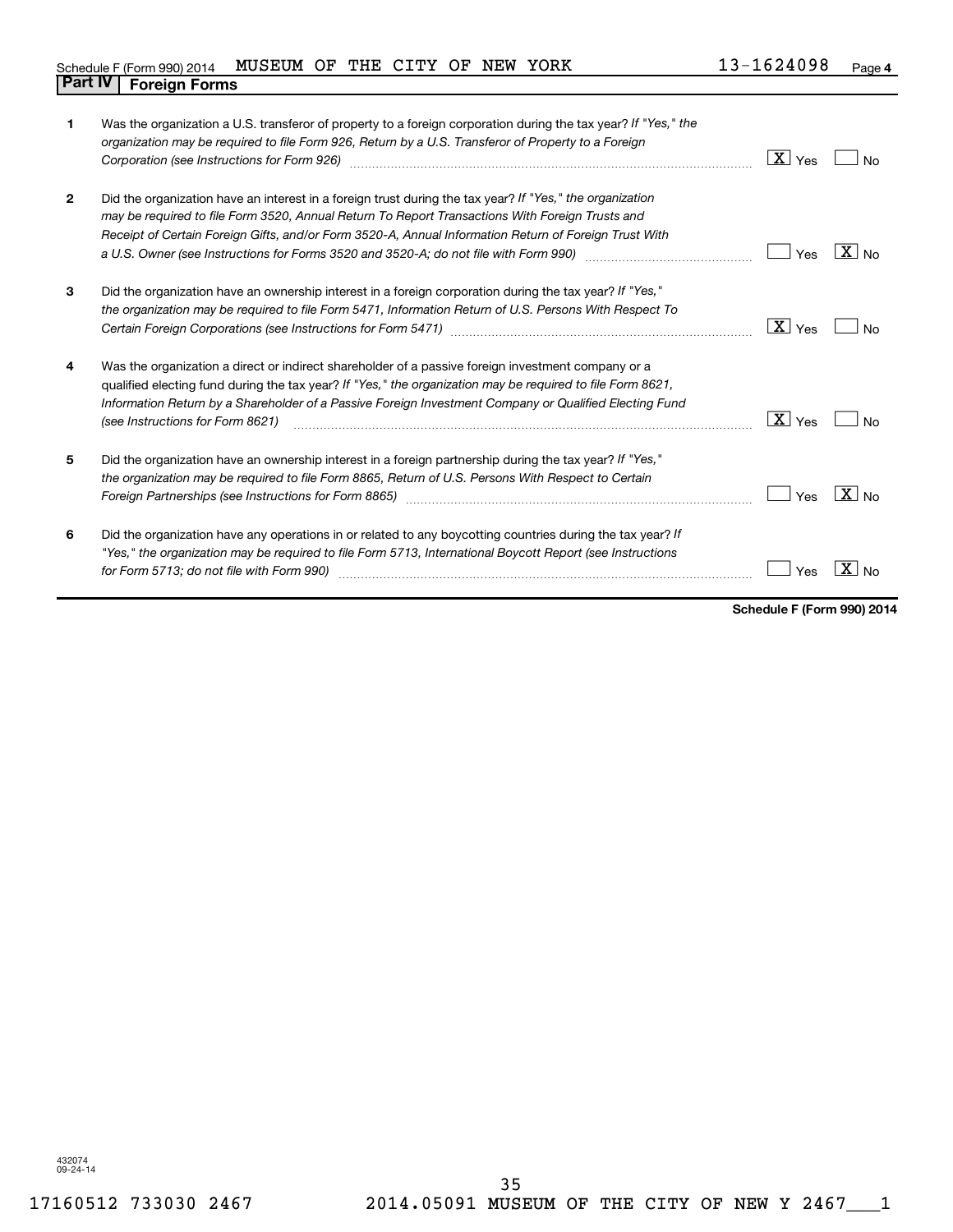Schedule F (Form 990) 2014 MUSEUM OF THE CITY OF NEW YORK 13-1624098 Page 4

## Part IV Foreign Forms

| | | Yes | No |
|---|---|---|---|
| 1 | Was the organization a U.S. transferor of property to a foreign corporation during the tax year? *If "Yes," the organization may be required to file Form 926, Return by a U.S. Transferor of Property to a Foreign Corporation (see Instructions for Form 926)* | X | |
| 2 | Did the organization have an interest in a foreign trust during the tax year? *If "Yes," the organization may be required to file Form 3520, Annual Return To Report Transactions With Foreign Trusts and Receipt of Certain Foreign Gifts, and/or Form 3520-A, Annual Information Return of Foreign Trust With a U.S. Owner (see Instructions for Forms 3520 and 3520-A; do not file with Form 990)* | | X |
| 3 | Did the organization have an ownership interest in a foreign corporation during the tax year? *If "Yes," the organization may be required to file Form 5471, Information Return of U.S. Persons With Respect To Certain Foreign Corporations (see Instructions for Form 5471)* | X | |
| 4 | Was the organization a direct or indirect shareholder of a passive foreign investment company or a qualified electing fund during the tax year? *If "Yes," the organization may be required to file Form 8621, Information Return by a Shareholder of a Passive Foreign Investment Company or Qualified Electing Fund (see Instructions for Form 8621)* | X | |
| 5 | Did the organization have an ownership interest in a foreign partnership during the tax year? *If "Yes," the organization may be required to file Form 8865, Return of U.S. Persons With Respect to Certain Foreign Partnerships (see Instructions for Form 8865)* | | X |
| 6 | Did the organization have any operations in or related to any boycotting countries during the tax year? *If "Yes," the organization may be required to file Form 5713, International Boycott Report (see Instructions for Form 5713; do not file with Form 990)* | | X |

**Schedule F (Form 990) 2014**

432074
09-24-14

17160512 733030 2467 2014.05091 MUSEUM OF THE CITY OF NEW Y 2467___1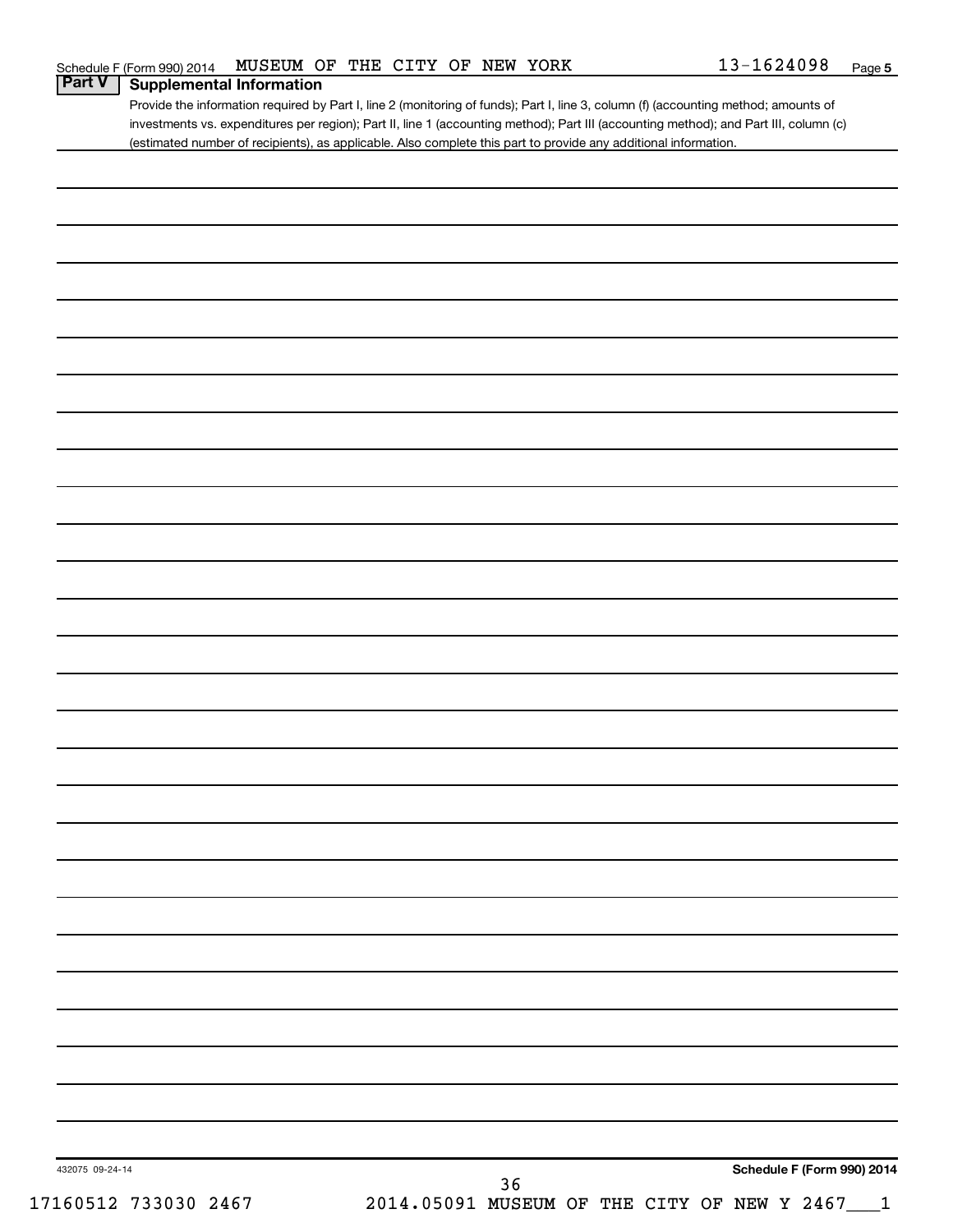Schedule F (Form 990) 2014 MUSEUM OF THE CITY OF NEW YORK 13-1624098 Page 5

## Part V Supplemental Information

Provide the information required by Part I, line 2 (monitoring of funds); Part I, line 3, column (f) (accounting method; amounts of investments vs. expenditures per region); Part II, line 1 (accounting method); Part III (accounting method); and Part III, column (c) (estimated number of recipients), as applicable. Also complete this part to provide any additional information.

432075 09-24-14

**Schedule F (Form 990) 2014**

17160512 733030 2467 2014.05091 MUSEUM OF THE CITY OF NEW Y 2467___1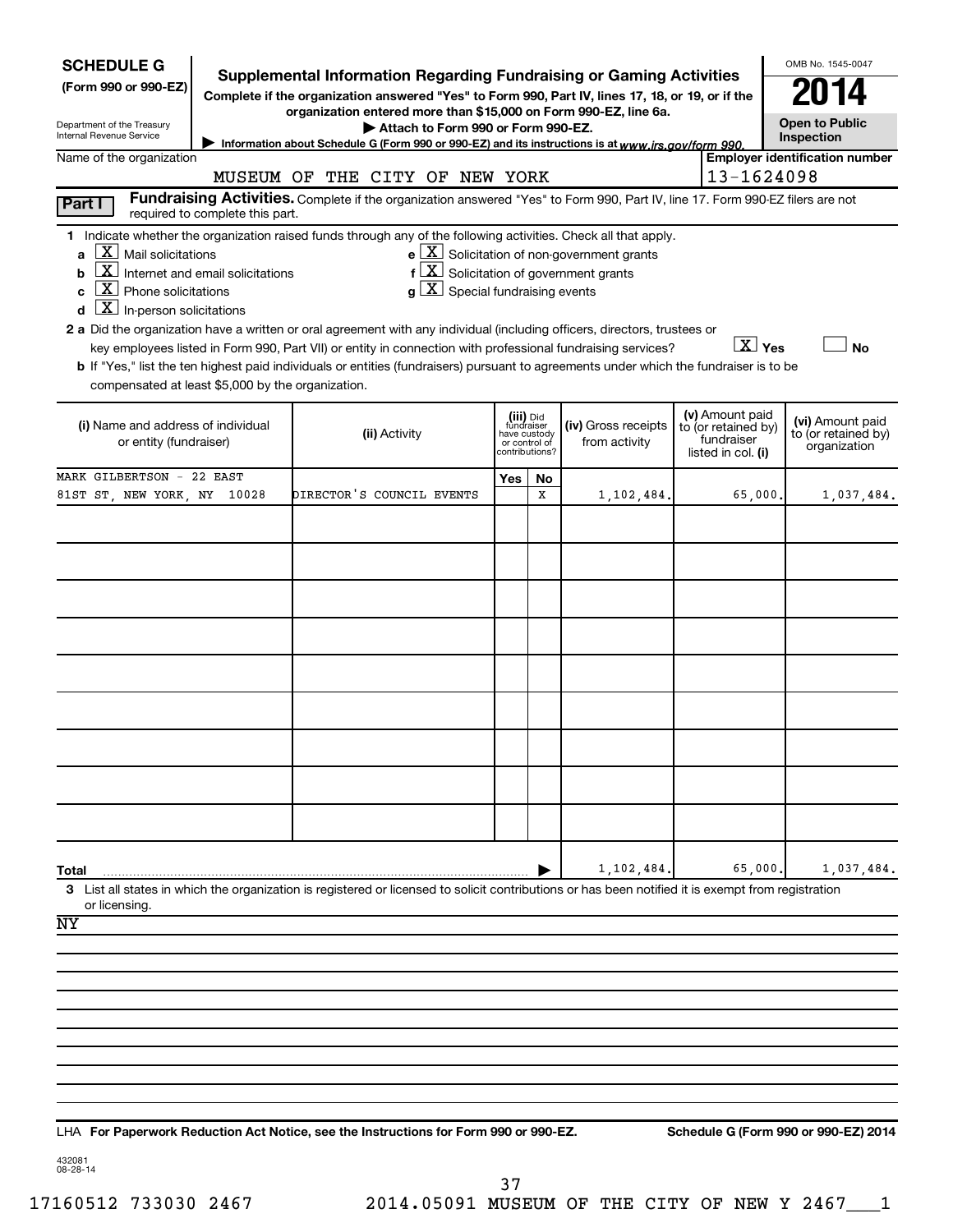**SCHEDULE G**
**(Form 990 or 990-EZ)**

Department of the Treasury
Internal Revenue Service

# Supplemental Information Regarding Fundraising or Gaming Activities

**Complete if the organization answered "Yes" to Form 990, Part IV, lines 17, 18, or 19, or if the organization entered more than $15,000 on Form 990-EZ, line 6a.**

▶ **Attach to Form 990 or Form 990-EZ.**

▶ Information about Schedule G (Form 990 or 990-EZ) and its instructions is at *www.irs.gov/form 990.*

OMB No. 1545-0047

**2014**

**Open to Public Inspection**

Name of the organization: MUSEUM OF THE CITY OF NEW YORK

**Employer identification number:** 13-1624098

**Part I** **Fundraising Activities.** Complete if the organization answered "Yes" to Form 990, Part IV, line 17. Form 990-EZ filers are not required to complete this part.

**1** Indicate whether the organization raised funds through any of the following activities. Check all that apply.

- **a** [X] Mail solicitations
- **b** [X] Internet and email solicitations
- **c** [X] Phone solicitations
- **d** [X] In-person solicitations
- **e** [X] Solicitation of non-government grants
- **f** [X] Solicitation of government grants
- **g** [X] Special fundraising events

**2 a** Did the organization have a written or oral agreement with any individual (including officers, directors, trustees or key employees listed in Form 990, Part VII) or entity in connection with professional fundraising services? [X] **Yes** [ ] **No**

**b** If "Yes," list the ten highest paid individuals or entities (fundraisers) pursuant to agreements under which the fundraiser is to be compensated at least $5,000 by the organization.

| (i) Name and address of individual or entity (fundraiser) | (ii) Activity | (iii) Did fundraiser have custody or control of contributions? Yes | No | (iv) Gross receipts from activity | (v) Amount paid to (or retained by) fundraiser listed in col. (i) | (vi) Amount paid to (or retained by) organization |
|---|---|---|---|---|---|---|
| MARK GILBERTSON - 22 EAST 81ST ST, NEW YORK, NY 10028 | DIRECTOR'S COUNCIL EVENTS | | X | 1,102,484. | 65,000. | 1,037,484. |
| | | | | | | |
| | | | | | | |
| | | | | | | |
| | | | | | | |
| | | | | | | |
| | | | | | | |
| | | | | | | |
| | | | | | | |
| | | | | | | |
| **Total** ▶ | | | | 1,102,484. | 65,000. | 1,037,484. |

**3** List all states in which the organization is registered or licensed to solicit contributions or has been notified it is exempt from registration or licensing.

NY

LHA **For Paperwork Reduction Act Notice, see the Instructions for Form 990 or 990-EZ.** **Schedule G (Form 990 or 990-EZ) 2014**

432081
08-28-14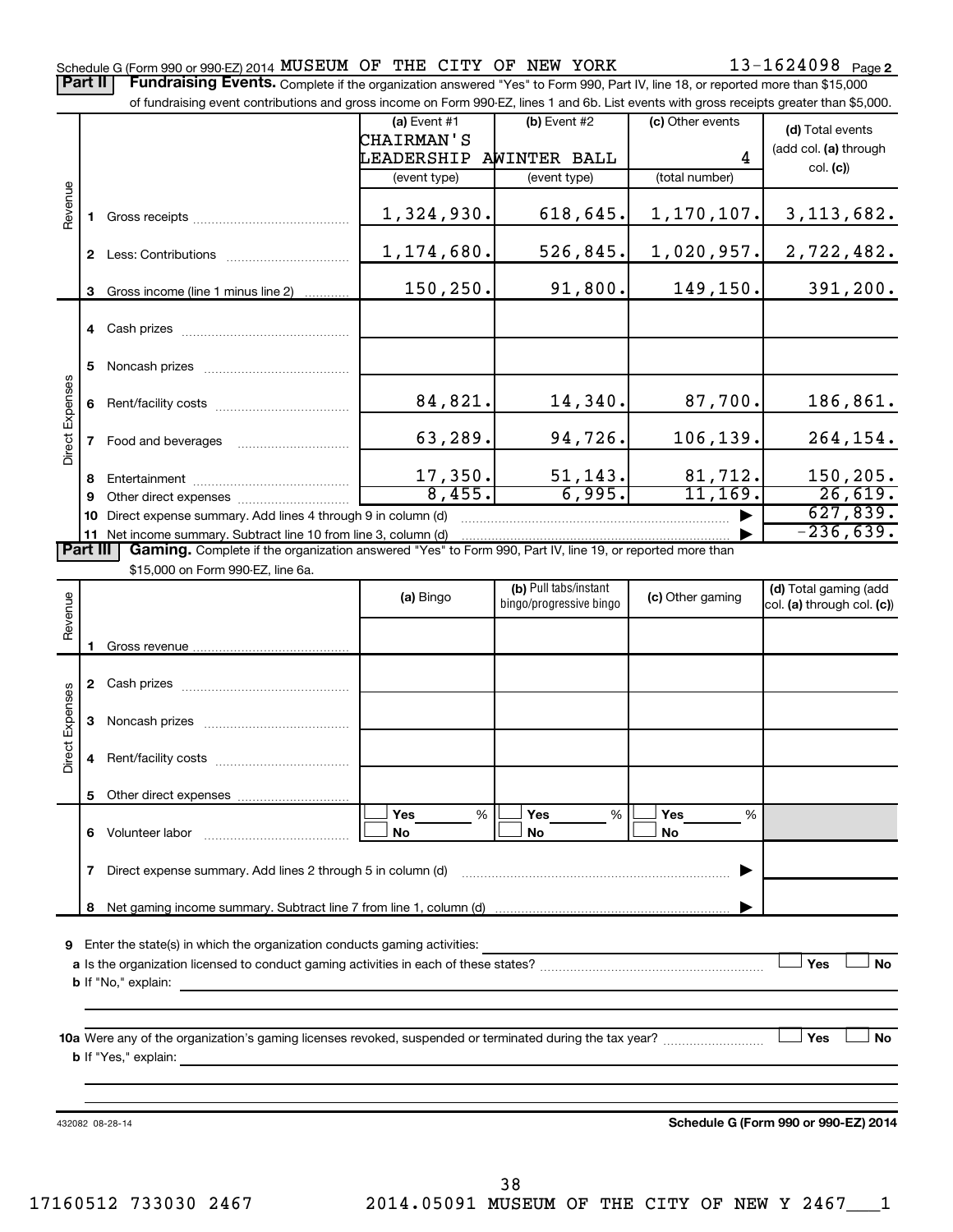Schedule G (Form 990 or 990-EZ) 2014 MUSEUM OF THE CITY OF NEW YORK 13-1624098 Page 2

**Part II** **Fundraising Events.** Complete if the organization answered "Yes" to Form 990, Part IV, line 18, or reported more than $15,000 of fundraising event contributions and gross income on Form 990-EZ, lines 1 and 6b. List events with gross receipts greater than $5,000.

| | | (a) Event #1 CHAIRMAN'S LEADERSHIP A (event type) | (b) Event #2 WINTER BALL (event type) | (c) Other events 4 (total number) | (d) Total events (add col. (a) through col. (c)) |
|---|---|---|---|---|---|
| Revenue | 1 Gross receipts | 1,324,930. | 618,645. | 1,170,107. | 3,113,682. |
| | 2 Less: Contributions | 1,174,680. | 526,845. | 1,020,957. | 2,722,482. |
| | 3 Gross income (line 1 minus line 2) | 150,250. | 91,800. | 149,150. | 391,200. |
| Direct Expenses | 4 Cash prizes | | | | |
| | 5 Noncash prizes | | | | |
| | 6 Rent/facility costs | 84,821. | 14,340. | 87,700. | 186,861. |
| | 7 Food and beverages | 63,289. | 94,726. | 106,139. | 264,154. |
| | 8 Entertainment | 17,350. | 51,143. | 81,712. | 150,205. |
| | 9 Other direct expenses | 8,455. | 6,995. | 11,169. | 26,619. |
| | 10 Direct expense summary. Add lines 4 through 9 in column (d) | | | | 627,839. |
| | 11 Net income summary. Subtract line 10 from line 3, column (d) | | | | -236,639. |

**Part III** **Gaming.** Complete if the organization answered "Yes" to Form 990, Part IV, line 19, or reported more than $15,000 on Form 990-EZ, line 6a.

| | | (a) Bingo | (b) Pull tabs/instant bingo/progressive bingo | (c) Other gaming | (d) Total gaming (add col. (a) through col. (c)) |
|---|---|---|---|---|---|
| Revenue | 1 Gross revenue | | | | |
| Direct Expenses | 2 Cash prizes | | | | |
| | 3 Noncash prizes | | | | |
| | 4 Rent/facility costs | | | | |
| | 5 Other direct expenses | | | | |
| | 6 Volunteer labor | ☐ Yes ___ % ☐ No | ☐ Yes ___ % ☐ No | ☐ Yes ___ % ☐ No | |
| | 7 Direct expense summary. Add lines 2 through 5 in column (d) | | | | |
| | 8 Net gaming income summary. Subtract line 7 from line 1, column (d) | | | | |

9 Enter the state(s) in which the organization conducts gaming activities:

a Is the organization licensed to conduct gaming activities in each of these states? ☐ Yes ☐ No

b If "No," explain:

10a Were any of the organization's gaming licenses revoked, suspended or terminated during the tax year? ☐ Yes ☐ No

b If "Yes," explain:

432082 08-28-14

**Schedule G (Form 990 or 990-EZ) 2014**

17160512 733030 2467 2014.05091 MUSEUM OF THE CITY OF NEW Y 2467___1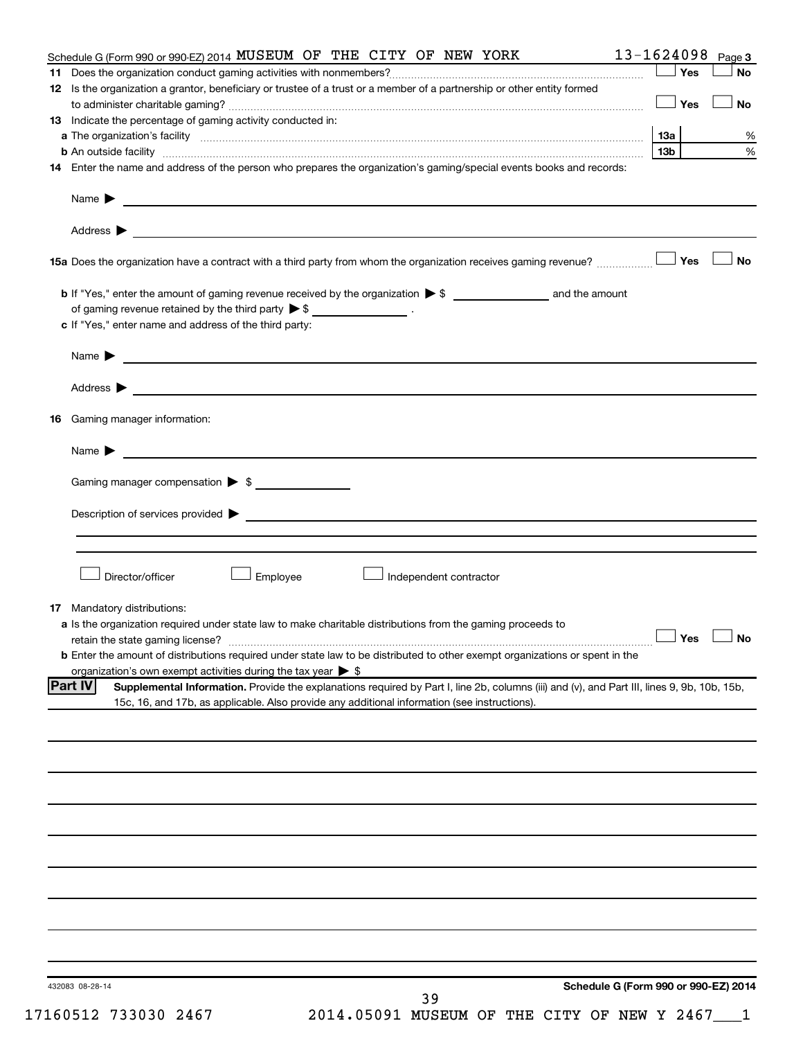Schedule G (Form 990 or 990-EZ) 2014 MUSEUM OF THE CITY OF NEW YORK 13-1624098 Page 3

**11** Does the organization conduct gaming activities with nonmembers? ☐ Yes ☐ No

**12** Is the organization a grantor, beneficiary or trustee of a trust or a member of a partnership or other entity formed to administer charitable gaming? ☐ Yes ☐ No

**13** Indicate the percentage of gaming activity conducted in:

**a** The organization's facility **13a** %

**b** An outside facility **13b** %

**14** Enter the name and address of the person who prepares the organization's gaming/special events books and records:

Name ▶

Address ▶

**15a** Does the organization have a contract with a third party from whom the organization receives gaming revenue? ☐ Yes ☐ No

**b** If "Yes," enter the amount of gaming revenue received by the organization ▶ $ ______ and the amount of gaming revenue retained by the third party ▶ $ ______ .

**c** If "Yes," enter name and address of the third party:

Name ▶

Address ▶

**16** Gaming manager information:

Name ▶

Gaming manager compensation ▶ $

Description of services provided ▶

☐ Director/officer ☐ Employee ☐ Independent contractor

**17** Mandatory distributions:

**a** Is the organization required under state law to make charitable distributions from the gaming proceeds to retain the state gaming license? ☐ Yes ☐ No

**b** Enter the amount of distributions required under state law to be distributed to other exempt organizations or spent in the organization's own exempt activities during the tax year ▶ $

**Part IV** **Supplemental Information.** Provide the explanations required by Part I, line 2b, columns (iii) and (v), and Part III, lines 9, 9b, 10b, 15b, 15c, 16, and 17b, as applicable. Also provide any additional information (see instructions).

432083 08-28-14 **Schedule G (Form 990 or 990-EZ) 2014**

17160512 733030 2467 2014.05091 MUSEUM OF THE CITY OF NEW Y 2467___1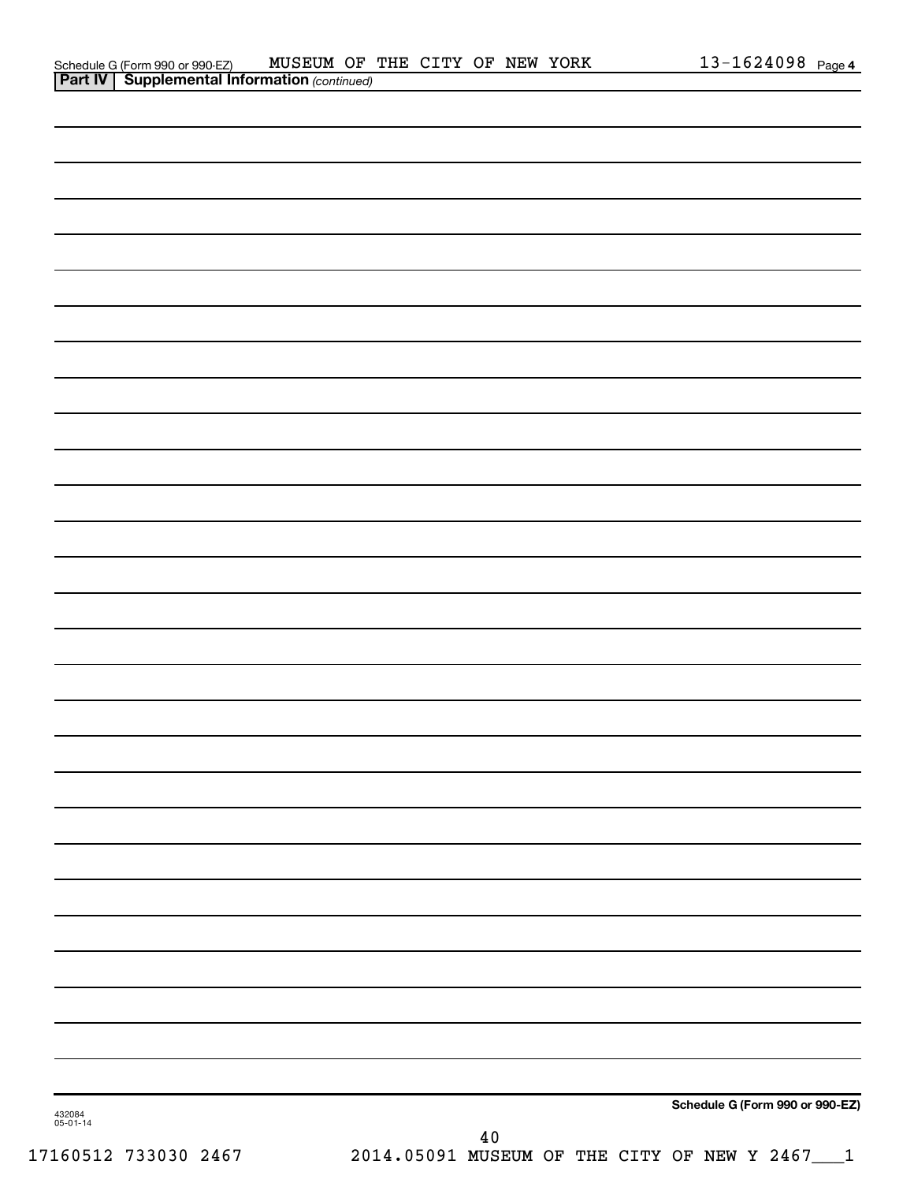## Part IV | Supplemental Information *(continued)*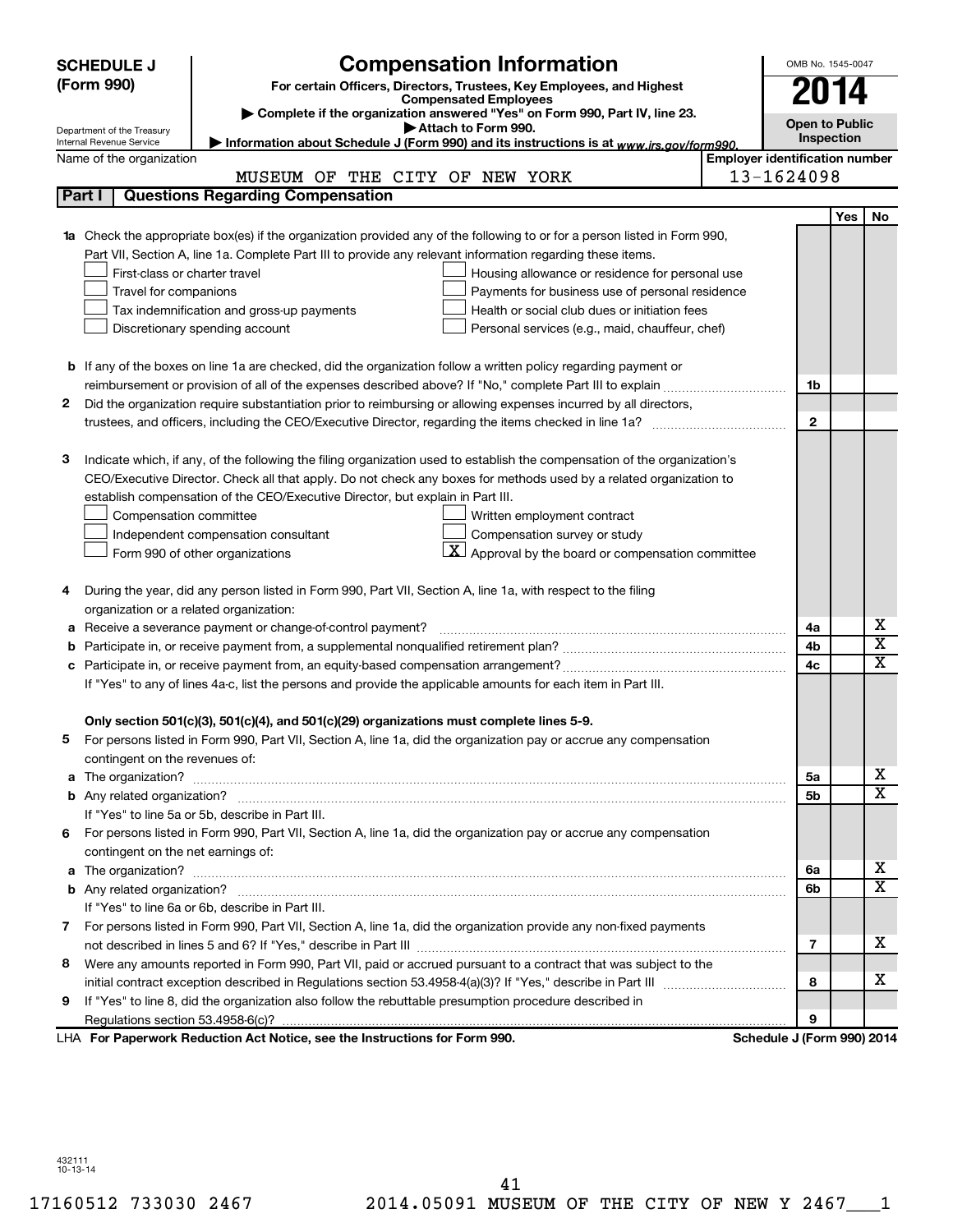**SCHEDULE J (Form 990)**

Department of the Treasury
Internal Revenue Service

# Compensation Information

**For certain Officers, Directors, Trustees, Key Employees, and Highest Compensated Employees**

▶ Complete if the organization answered "Yes" on Form 990, Part IV, line 23.
▶ Attach to Form 990.
▶ Information about Schedule J (Form 990) and its instructions is at *www.irs.gov/form990.*

OMB No. 1545-0047

**2014**

**Open to Public Inspection**

Name of the organization: MUSEUM OF THE CITY OF NEW YORK

Employer identification number: 13-1624098

## Part I Questions Regarding Compensation

| | | | Yes | No |
|---|---|---|---|---|
| **1a** | Check the appropriate box(es) if the organization provided any of the following to or for a person listed in Form 990, Part VII, Section A, line 1a. Complete Part III to provide any relevant information regarding these items.<br>☐ First-class or charter travel ☐ Housing allowance or residence for personal use<br>☐ Travel for companions ☐ Payments for business use of personal residence<br>☐ Tax indemnification and gross-up payments ☐ Health or social club dues or initiation fees<br>☐ Discretionary spending account ☐ Personal services (e.g., maid, chauffeur, chef) | | | |
| **b** | If any of the boxes on line 1a are checked, did the organization follow a written policy regarding payment or reimbursement or provision of all of the expenses described above? If "No," complete Part III to explain | 1b | | |
| **2** | Did the organization require substantiation prior to reimbursing or allowing expenses incurred by all directors, trustees, and officers, including the CEO/Executive Director, regarding the items checked in line 1a? | 2 | | |
| **3** | Indicate which, if any, of the following the filing organization used to establish the compensation of the organization's CEO/Executive Director. Check all that apply. Do not check any boxes for methods used by a related organization to establish compensation of the CEO/Executive Director, but explain in Part III.<br>☐ Compensation committee ☐ Written employment contract<br>☐ Independent compensation consultant ☐ Compensation survey or study<br>☐ Form 990 of other organizations ☒ Approval by the board or compensation committee | | | |
| **4** | During the year, did any person listed in Form 990, Part VII, Section A, line 1a, with respect to the filing organization or a related organization: | | | |
| **a** | Receive a severance payment or change-of-control payment? | 4a | | X |
| **b** | Participate in, or receive payment from, a supplemental nonqualified retirement plan? | 4b | | X |
| **c** | Participate in, or receive payment from, an equity-based compensation arrangement? | 4c | | X |
| | If "Yes" to any of lines 4a-c, list the persons and provide the applicable amounts for each item in Part III. | | | |
| | **Only section 501(c)(3), 501(c)(4), and 501(c)(29) organizations must complete lines 5-9.** | | | |
| **5** | For persons listed in Form 990, Part VII, Section A, line 1a, did the organization pay or accrue any compensation contingent on the revenues of: | | | |
| **a** | The organization? | 5a | | X |
| **b** | Any related organization? | 5b | | X |
| | If "Yes" to line 5a or 5b, describe in Part III. | | | |
| **6** | For persons listed in Form 990, Part VII, Section A, line 1a, did the organization pay or accrue any compensation contingent on the net earnings of: | | | |
| **a** | The organization? | 6a | | X |
| **b** | Any related organization? | 6b | | X |
| | If "Yes" to line 6a or 6b, describe in Part III. | | | |
| **7** | For persons listed in Form 990, Part VII, Section A, line 1a, did the organization provide any non-fixed payments not described in lines 5 and 6? If "Yes," describe in Part III | 7 | | X |
| **8** | Were any amounts reported in Form 990, Part VII, paid or accrued pursuant to a contract that was subject to the initial contract exception described in Regulations section 53.4958-4(a)(3)? If "Yes," describe in Part III | 8 | | X |
| **9** | If "Yes" to line 8, did the organization also follow the rebuttable presumption procedure described in Regulations section 53.4958-6(c)? | 9 | | |

LHA **For Paperwork Reduction Act Notice, see the Instructions for Form 990.** **Schedule J (Form 990) 2014**

432111
10-13-14

17160512 733030 2467 2014.05091 MUSEUM OF THE CITY OF NEW Y 2467___1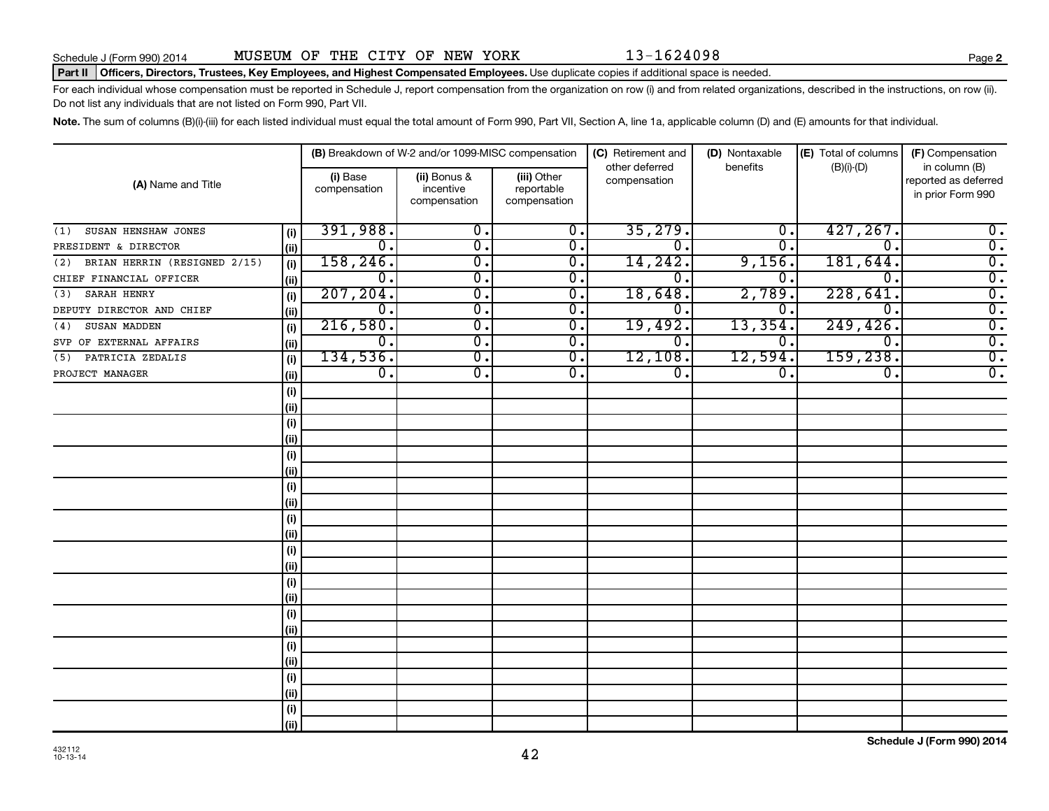Schedule J (Form 990) 2014 MUSEUM OF THE CITY OF NEW YORK 13-1624098

**Part II Officers, Directors, Trustees, Key Employees, and Highest Compensated Employees.** Use duplicate copies if additional space is needed.

For each individual whose compensation must be reported in Schedule J, report compensation from the organization on row (i) and from related organizations, described in the instructions, on row (ii). Do not list any individuals that are not listed on Form 990, Part VII.

**Note.** The sum of columns (B)(i)-(iii) for each listed individual must equal the total amount of Form 990, Part VII, Section A, line 1a, applicable column (D) and (E) amounts for that individual.

| (A) Name and Title | | (B) Breakdown of W-2 and/or 1099-MISC compensation | | | (C) Retirement and other deferred compensation | (D) Nontaxable benefits | (E) Total of columns (B)(i)-(D) | (F) Compensation in column (B) reported as deferred in prior Form 990 |
|---|---|---|---|---|---|---|---|---|
| | | (i) Base compensation | (ii) Bonus & incentive compensation | (iii) Other reportable compensation | | | | |
| (1) SUSAN HENSHAW JONES | (i) | 391,988. | 0. | 0. | 35,279. | 0. | 427,267. | 0. |
| PRESIDENT & DIRECTOR | (ii) | 0. | 0. | 0. | 0. | 0. | 0. | 0. |
| (2) BRIAN HERRIN (RESIGNED 2/15) | (i) | 158,246. | 0. | 0. | 14,242. | 9,156. | 181,644. | 0. |
| CHIEF FINANCIAL OFFICER | (ii) | 0. | 0. | 0. | 0. | 0. | 0. | 0. |
| (3) SARAH HENRY | (i) | 207,204. | 0. | 0. | 18,648. | 2,789. | 228,641. | 0. |
| DEPUTY DIRECTOR AND CHIEF | (ii) | 0. | 0. | 0. | 0. | 0. | 0. | 0. |
| (4) SUSAN MADDEN | (i) | 216,580. | 0. | 0. | 19,492. | 13,354. | 249,426. | 0. |
| SVP OF EXTERNAL AFFAIRS | (ii) | 0. | 0. | 0. | 0. | 0. | 0. | 0. |
| (5) PATRICIA ZEDALIS | (i) | 134,536. | 0. | 0. | 12,108. | 12,594. | 159,238. | 0. |
| PROJECT MANAGER | (ii) | 0. | 0. | 0. | 0. | 0. | 0. | 0. |

Schedule J (Form 990) 2014

432112
10-13-14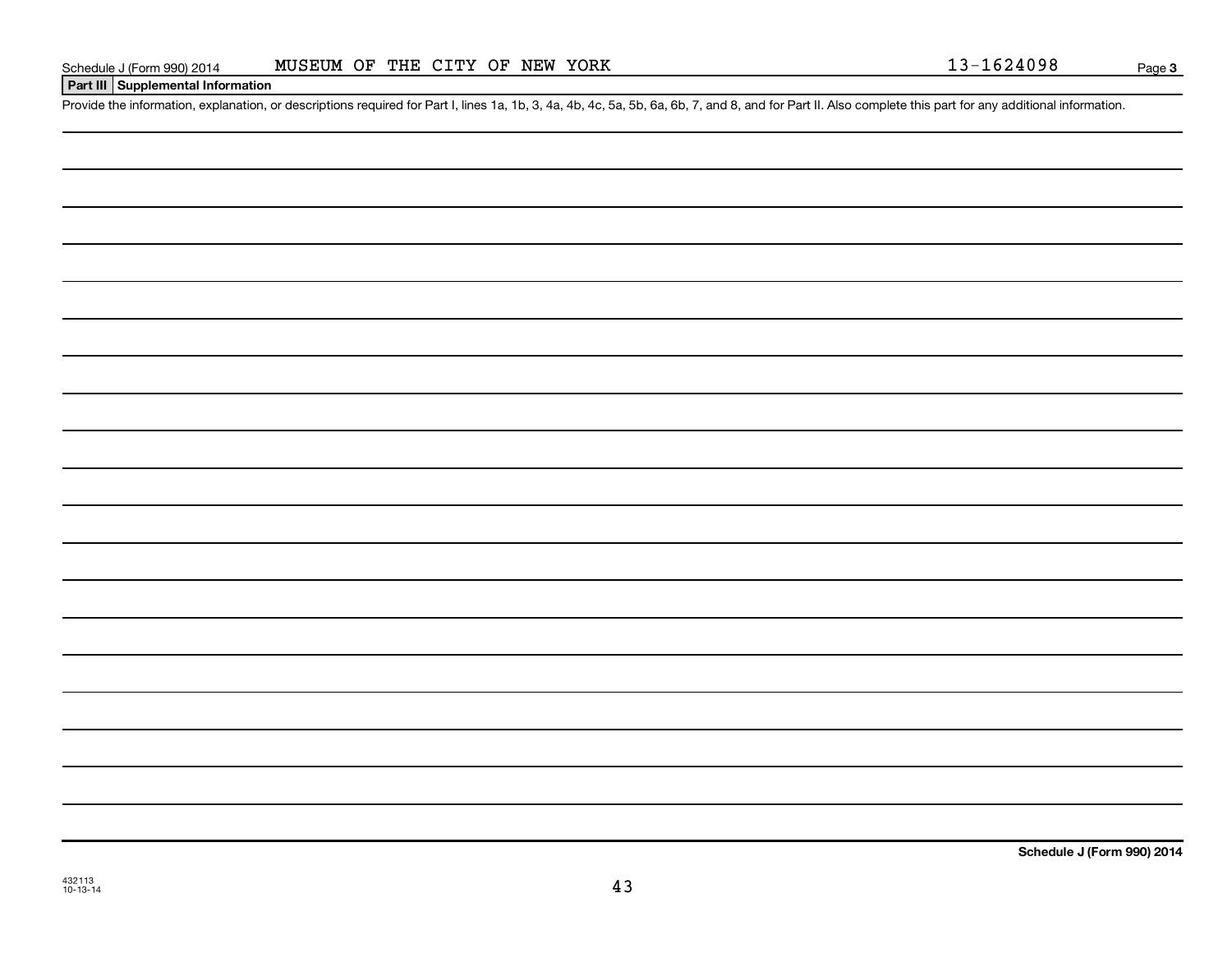**Part III Supplemental Information**

Provide the information, explanation, or descriptions required for Part I, lines 1a, 1b, 3, 4a, 4b, 4c, 5a, 5b, 6a, 6b, 7, and 8, and for Part II. Also complete this part for any additional information.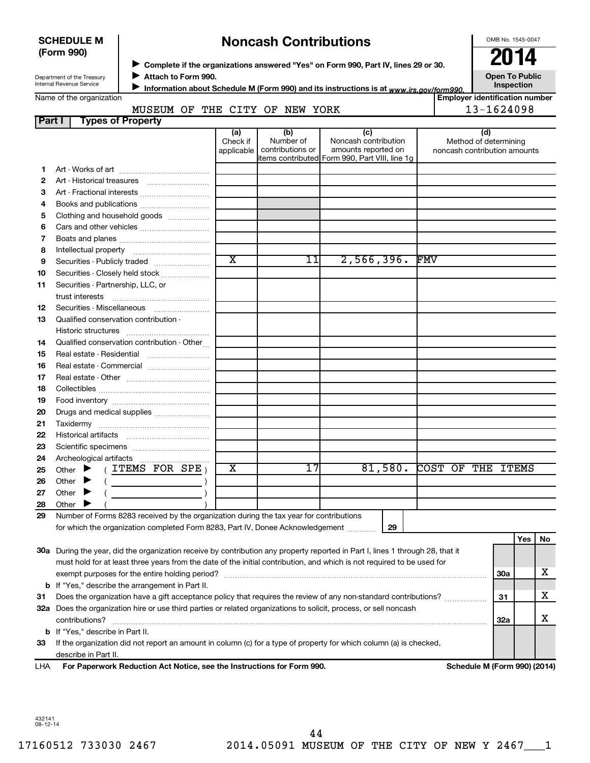**SCHEDULE M (Form 990)**

Department of the Treasury
Internal Revenue Service

# Noncash Contributions

▶ Complete if the organizations answered "Yes" on Form 990, Part IV, lines 29 or 30.
▶ Attach to Form 990.
▶ Information about Schedule M (Form 990) and its instructions is at www.irs.gov/form990.

OMB No. 1545-0047

**2014**

**Open To Public Inspection**

Name of the organization: MUSEUM OF THE CITY OF NEW YORK

Employer identification number: 13-1624098

## Part I Types of Property

| | | (a) Check if applicable | (b) Number of contributions or items contributed | (c) Noncash contribution amounts reported on Form 990, Part VIII, line 1g | (d) Method of determining noncash contribution amounts |
|---|---|---|---|---|---|
| 1 | Art - Works of art | | | | |
| 2 | Art - Historical treasures | | | | |
| 3 | Art - Fractional interests | | | | |
| 4 | Books and publications | | | | |
| 5 | Clothing and household goods | | | | |
| 6 | Cars and other vehicles | | | | |
| 7 | Boats and planes | | | | |
| 8 | Intellectual property | | | | |
| 9 | Securities - Publicly traded | X | 11 | 2,566,396. | FMV |
| 10 | Securities - Closely held stock | | | | |
| 11 | Securities - Partnership, LLC, or trust interests | | | | |
| 12 | Securities - Miscellaneous | | | | |
| 13 | Qualified conservation contribution - Historic structures | | | | |
| 14 | Qualified conservation contribution - Other | | | | |
| 15 | Real estate - Residential | | | | |
| 16 | Real estate - Commercial | | | | |
| 17 | Real estate - Other | | | | |
| 18 | Collectibles | | | | |
| 19 | Food inventory | | | | |
| 20 | Drugs and medical supplies | | | | |
| 21 | Taxidermy | | | | |
| 22 | Historical artifacts | | | | |
| 23 | Scientific specimens | | | | |
| 24 | Archeological artifacts | | | | |
| 25 | Other ▶ ( ITEMS FOR SPE ) | X | 17 | 81,580. | COST OF THE ITEMS |
| 26 | Other ▶ ( ) | | | | |
| 27 | Other ▶ ( ) | | | | |
| 28 | Other ▶ ( ) | | | | |

29 Number of Forms 8283 received by the organization during the tax year for contributions for which the organization completed Form 8283, Part IV, Donee Acknowledgement ..... 29

| | | | Yes | No |
|---|---|---|---|---|
| 30a | During the year, did the organization receive by contribution any property reported in Part I, lines 1 through 28, that it must hold for at least three years from the date of the initial contribution, and which is not required to be used for exempt purposes for the entire holding period? | 30a | | X |
| b | If "Yes," describe the arrangement in Part II. | | | |
| 31 | Does the organization have a gift acceptance policy that requires the review of any non-standard contributions? | 31 | | X |
| 32a | Does the organization hire or use third parties or related organizations to solicit, process, or sell noncash contributions? | 32a | | X |
| b | If "Yes," describe in Part II. | | | |
| 33 | If the organization did not report an amount in column (c) for a type of property for which column (a) is checked, describe in Part II. | | | |

LHA For Paperwork Reduction Act Notice, see the Instructions for Form 990. Schedule M (Form 990) (2014)

432141
08-12-14

17160512 733030 2467 2014.05091 MUSEUM OF THE CITY OF NEW Y 2467___1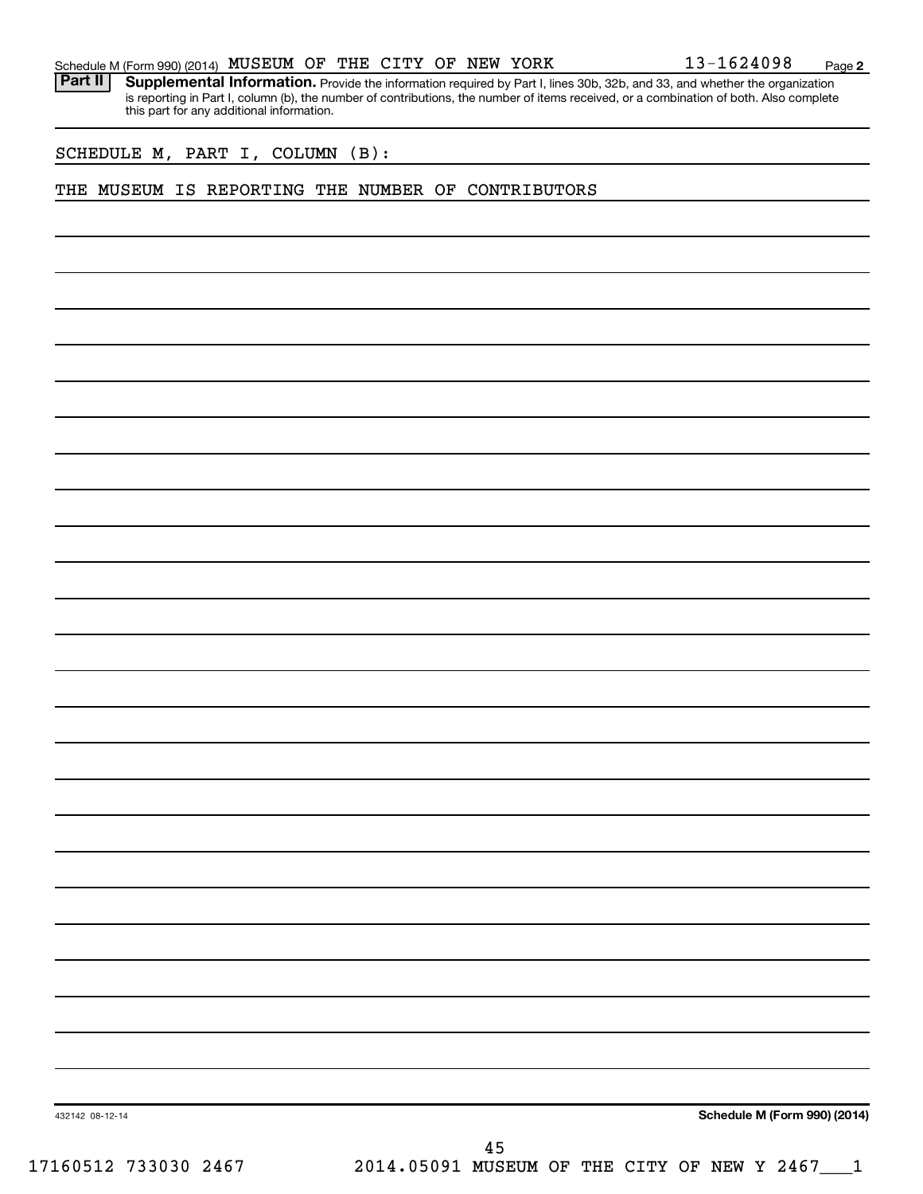Schedule M (Form 990) (2014) MUSEUM OF THE CITY OF NEW YORK 13-1624098 Page 2

**Part II** **Supplemental Information.** Provide the information required by Part I, lines 30b, 32b, and 33, and whether the organization is reporting in Part I, column (b), the number of contributions, the number of items received, or a combination of both. Also complete this part for any additional information.

SCHEDULE M, PART I, COLUMN (B):

THE MUSEUM IS REPORTING THE NUMBER OF CONTRIBUTORS

432142 08-12-14

**Schedule M (Form 990) (2014)**

17160512 733030 2467 2014.05091 MUSEUM OF THE CITY OF NEW Y 2467___1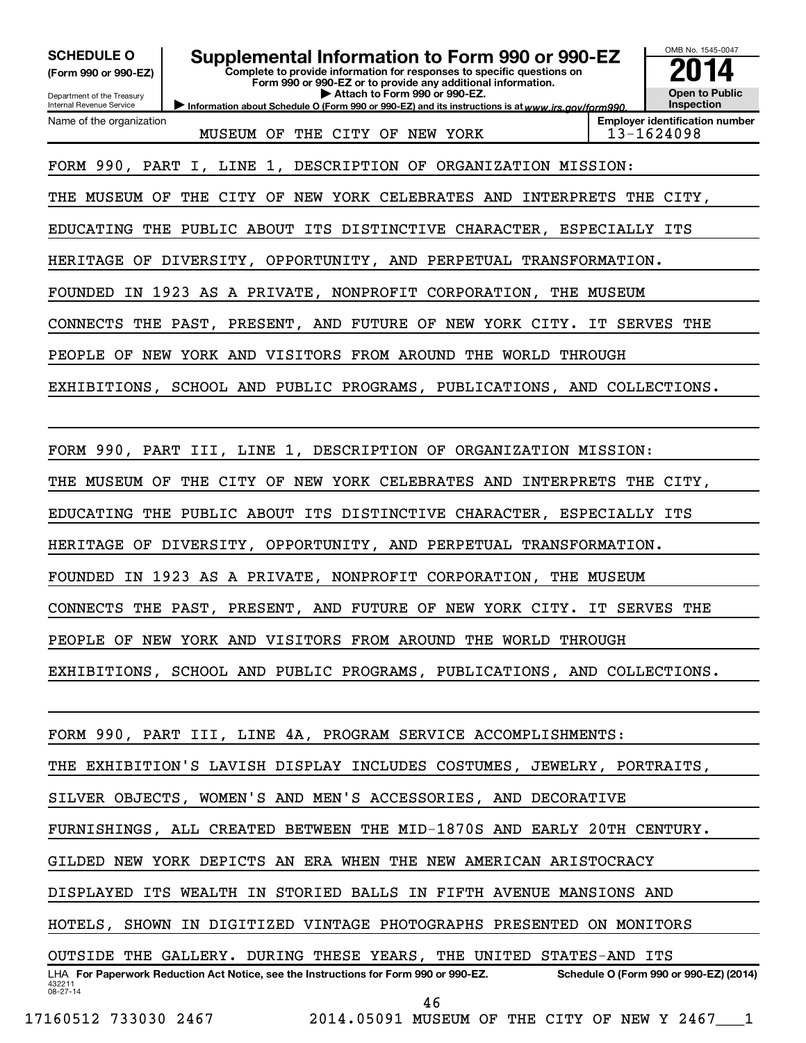**SCHEDULE O**
**(Form 990 or 990-EZ)**

Department of the Treasury
Internal Revenue Service

# Supplemental Information to Form 990 or 990-EZ

**Complete to provide information for responses to specific questions on Form 990 or 990-EZ or to provide any additional information.**
**▶ Attach to Form 990 or 990-EZ.**
▶ **Information about Schedule O (Form 990 or 990-EZ) and its instructions is at** *www.irs.gov/form990.*

OMB No. 1545-0047
**2014**
**Open to Public Inspection**

| Name of the organization | Employer identification number |
|---|---|
| MUSEUM OF THE CITY OF NEW YORK | 13-1624098 |

FORM 990, PART I, LINE 1, DESCRIPTION OF ORGANIZATION MISSION:
THE MUSEUM OF THE CITY OF NEW YORK CELEBRATES AND INTERPRETS THE CITY, EDUCATING THE PUBLIC ABOUT ITS DISTINCTIVE CHARACTER, ESPECIALLY ITS HERITAGE OF DIVERSITY, OPPORTUNITY, AND PERPETUAL TRANSFORMATION. FOUNDED IN 1923 AS A PRIVATE, NONPROFIT CORPORATION, THE MUSEUM CONNECTS THE PAST, PRESENT, AND FUTURE OF NEW YORK CITY. IT SERVES THE PEOPLE OF NEW YORK AND VISITORS FROM AROUND THE WORLD THROUGH EXHIBITIONS, SCHOOL AND PUBLIC PROGRAMS, PUBLICATIONS, AND COLLECTIONS.

FORM 990, PART III, LINE 1, DESCRIPTION OF ORGANIZATION MISSION:
THE MUSEUM OF THE CITY OF NEW YORK CELEBRATES AND INTERPRETS THE CITY, EDUCATING THE PUBLIC ABOUT ITS DISTINCTIVE CHARACTER, ESPECIALLY ITS HERITAGE OF DIVERSITY, OPPORTUNITY, AND PERPETUAL TRANSFORMATION. FOUNDED IN 1923 AS A PRIVATE, NONPROFIT CORPORATION, THE MUSEUM CONNECTS THE PAST, PRESENT, AND FUTURE OF NEW YORK CITY. IT SERVES THE PEOPLE OF NEW YORK AND VISITORS FROM AROUND THE WORLD THROUGH EXHIBITIONS, SCHOOL AND PUBLIC PROGRAMS, PUBLICATIONS, AND COLLECTIONS.

FORM 990, PART III, LINE 4A, PROGRAM SERVICE ACCOMPLISHMENTS:
THE EXHIBITION'S LAVISH DISPLAY INCLUDES COSTUMES, JEWELRY, PORTRAITS, SILVER OBJECTS, WOMEN'S AND MEN'S ACCESSORIES, AND DECORATIVE FURNISHINGS, ALL CREATED BETWEEN THE MID-1870S AND EARLY 20TH CENTURY. GILDED NEW YORK DEPICTS AN ERA WHEN THE NEW AMERICAN ARISTOCRACY DISPLAYED ITS WEALTH IN STORIED BALLS IN FIFTH AVENUE MANSIONS AND HOTELS, SHOWN IN DIGITIZED VINTAGE PHOTOGRAPHS PRESENTED ON MONITORS OUTSIDE THE GALLERY. DURING THESE YEARS, THE UNITED STATES-AND ITS

LHA **For Paperwork Reduction Act Notice, see the Instructions for Form 990 or 990-EZ.** **Schedule O (Form 990 or 990-EZ) (2014)**
432211
08-27-14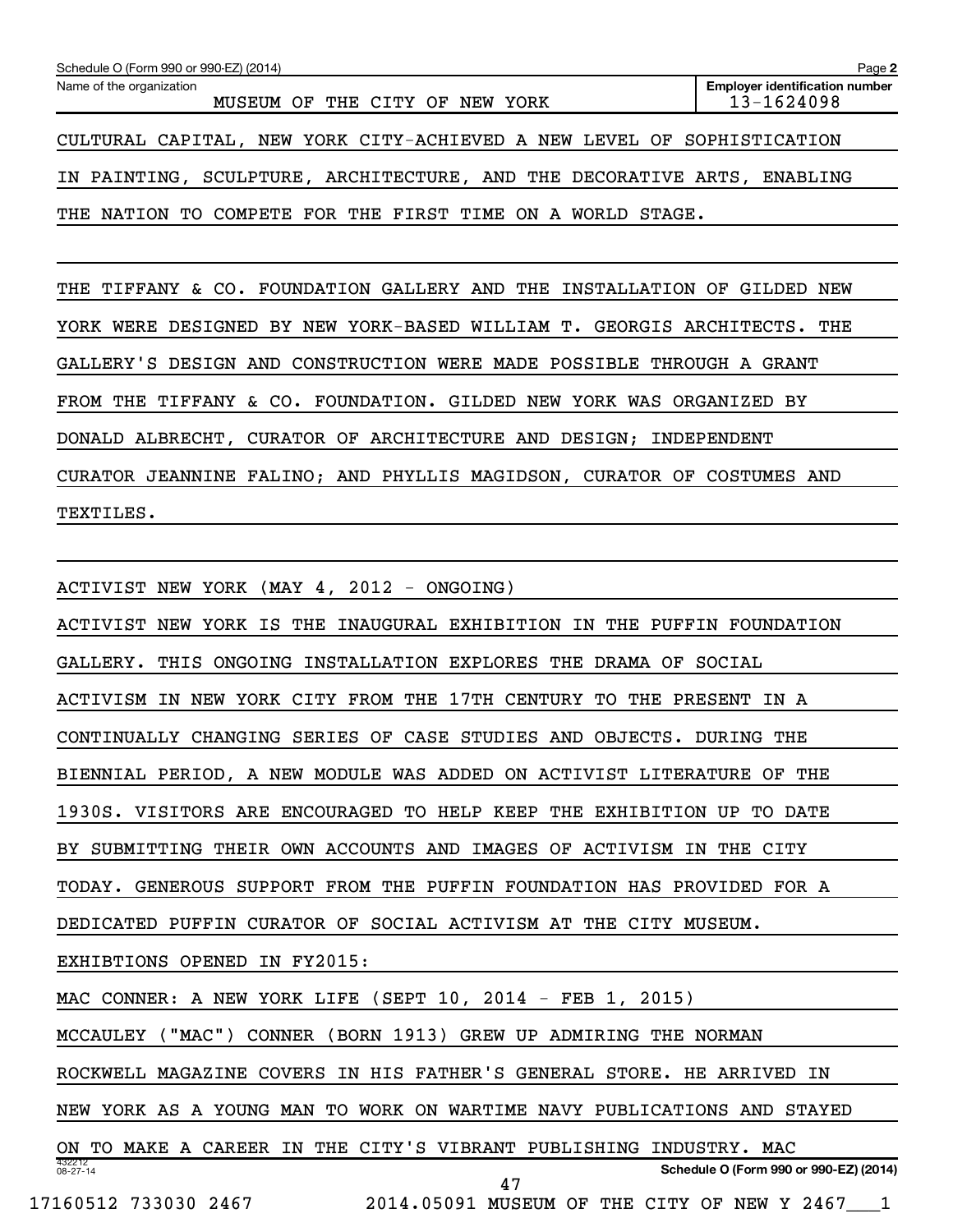CULTURAL CAPITAL, NEW YORK CITY-ACHIEVED A NEW LEVEL OF SOPHISTICATION IN PAINTING, SCULPTURE, ARCHITECTURE, AND THE DECORATIVE ARTS, ENABLING THE NATION TO COMPETE FOR THE FIRST TIME ON A WORLD STAGE.

THE TIFFANY & CO. FOUNDATION GALLERY AND THE INSTALLATION OF GILDED NEW YORK WERE DESIGNED BY NEW YORK-BASED WILLIAM T. GEORGIS ARCHITECTS. THE GALLERY'S DESIGN AND CONSTRUCTION WERE MADE POSSIBLE THROUGH A GRANT FROM THE TIFFANY & CO. FOUNDATION. GILDED NEW YORK WAS ORGANIZED BY DONALD ALBRECHT, CURATOR OF ARCHITECTURE AND DESIGN; INDEPENDENT CURATOR JEANNINE FALINO; AND PHYLLIS MAGIDSON, CURATOR OF COSTUMES AND TEXTILES.

ACTIVIST NEW YORK (MAY 4, 2012 - ONGOING)

ACTIVIST NEW YORK IS THE INAUGURAL EXHIBITION IN THE PUFFIN FOUNDATION GALLERY. THIS ONGOING INSTALLATION EXPLORES THE DRAMA OF SOCIAL ACTIVISM IN NEW YORK CITY FROM THE 17TH CENTURY TO THE PRESENT IN A CONTINUALLY CHANGING SERIES OF CASE STUDIES AND OBJECTS. DURING THE BIENNIAL PERIOD, A NEW MODULE WAS ADDED ON ACTIVIST LITERATURE OF THE 1930S. VISITORS ARE ENCOURAGED TO HELP KEEP THE EXHIBITION UP TO DATE BY SUBMITTING THEIR OWN ACCOUNTS AND IMAGES OF ACTIVISM IN THE CITY TODAY. GENEROUS SUPPORT FROM THE PUFFIN FOUNDATION HAS PROVIDED FOR A DEDICATED PUFFIN CURATOR OF SOCIAL ACTIVISM AT THE CITY MUSEUM.

EXHIBTIONS OPENED IN FY2015:

MAC CONNER: A NEW YORK LIFE (SEPT 10, 2014 - FEB 1, 2015)

MCCAULEY ("MAC") CONNER (BORN 1913) GREW UP ADMIRING THE NORMAN ROCKWELL MAGAZINE COVERS IN HIS FATHER'S GENERAL STORE. HE ARRIVED IN NEW YORK AS A YOUNG MAN TO WORK ON WARTIME NAVY PUBLICATIONS AND STAYED ON TO MAKE A CAREER IN THE CITY'S VIBRANT PUBLISHING INDUSTRY. MAC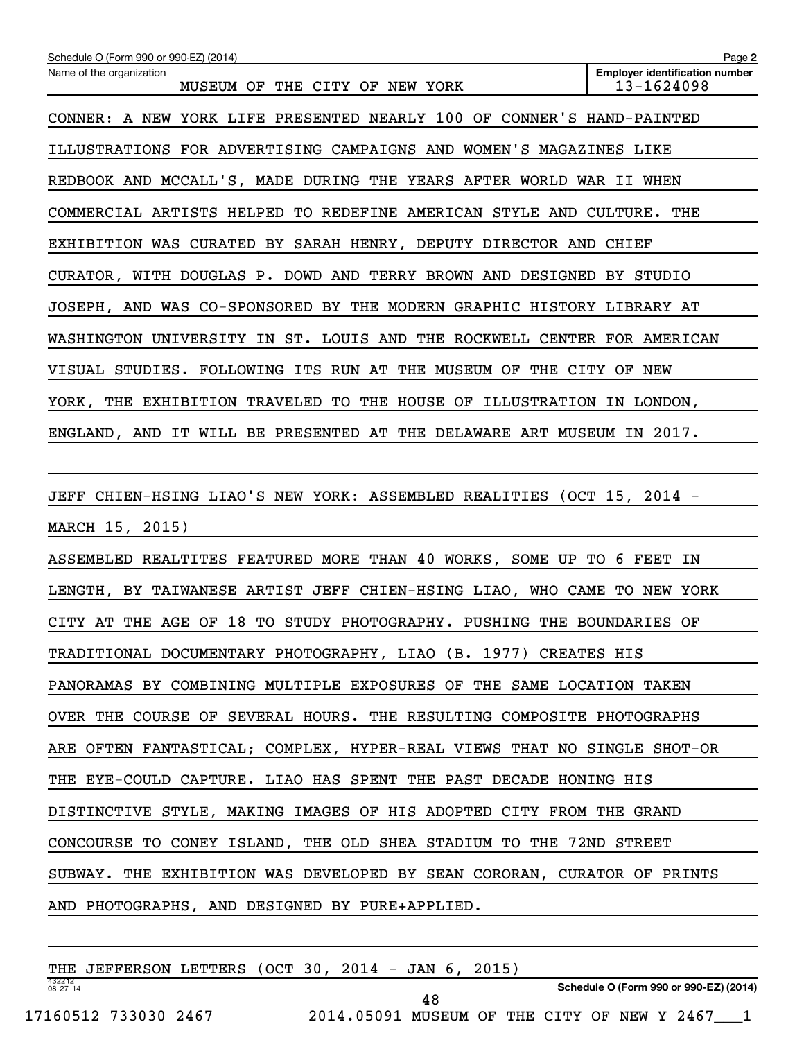CONNER: A NEW YORK LIFE PRESENTED NEARLY 100 OF CONNER'S HAND-PAINTED ILLUSTRATIONS FOR ADVERTISING CAMPAIGNS AND WOMEN'S MAGAZINES LIKE REDBOOK AND MCCALL'S, MADE DURING THE YEARS AFTER WORLD WAR II WHEN COMMERCIAL ARTISTS HELPED TO REDEFINE AMERICAN STYLE AND CULTURE. THE EXHIBITION WAS CURATED BY SARAH HENRY, DEPUTY DIRECTOR AND CHIEF CURATOR, WITH DOUGLAS P. DOWD AND TERRY BROWN AND DESIGNED BY STUDIO JOSEPH, AND WAS CO-SPONSORED BY THE MODERN GRAPHIC HISTORY LIBRARY AT WASHINGTON UNIVERSITY IN ST. LOUIS AND THE ROCKWELL CENTER FOR AMERICAN VISUAL STUDIES. FOLLOWING ITS RUN AT THE MUSEUM OF THE CITY OF NEW YORK, THE EXHIBITION TRAVELED TO THE HOUSE OF ILLUSTRATION IN LONDON, ENGLAND, AND IT WILL BE PRESENTED AT THE DELAWARE ART MUSEUM IN 2017.

JEFF CHIEN-HSING LIAO'S NEW YORK: ASSEMBLED REALITIES (OCT 15, 2014 - MARCH 15, 2015)

ASSEMBLED REALTITES FEATURED MORE THAN 40 WORKS, SOME UP TO 6 FEET IN LENGTH, BY TAIWANESE ARTIST JEFF CHIEN-HSING LIAO, WHO CAME TO NEW YORK CITY AT THE AGE OF 18 TO STUDY PHOTOGRAPHY. PUSHING THE BOUNDARIES OF TRADITIONAL DOCUMENTARY PHOTOGRAPHY, LIAO (B. 1977) CREATES HIS PANORAMAS BY COMBINING MULTIPLE EXPOSURES OF THE SAME LOCATION TAKEN OVER THE COURSE OF SEVERAL HOURS. THE RESULTING COMPOSITE PHOTOGRAPHS ARE OFTEN FANTASTICAL; COMPLEX, HYPER-REAL VIEWS THAT NO SINGLE SHOT-OR THE EYE-COULD CAPTURE. LIAO HAS SPENT THE PAST DECADE HONING HIS DISTINCTIVE STYLE, MAKING IMAGES OF HIS ADOPTED CITY FROM THE GRAND CONCOURSE TO CONEY ISLAND, THE OLD SHEA STADIUM TO THE 72ND STREET SUBWAY. THE EXHIBITION WAS DEVELOPED BY SEAN CORORAN, CURATOR OF PRINTS AND PHOTOGRAPHS, AND DESIGNED BY PURE+APPLIED.

THE JEFFERSON LETTERS (OCT 30, 2014 - JAN 6, 2015)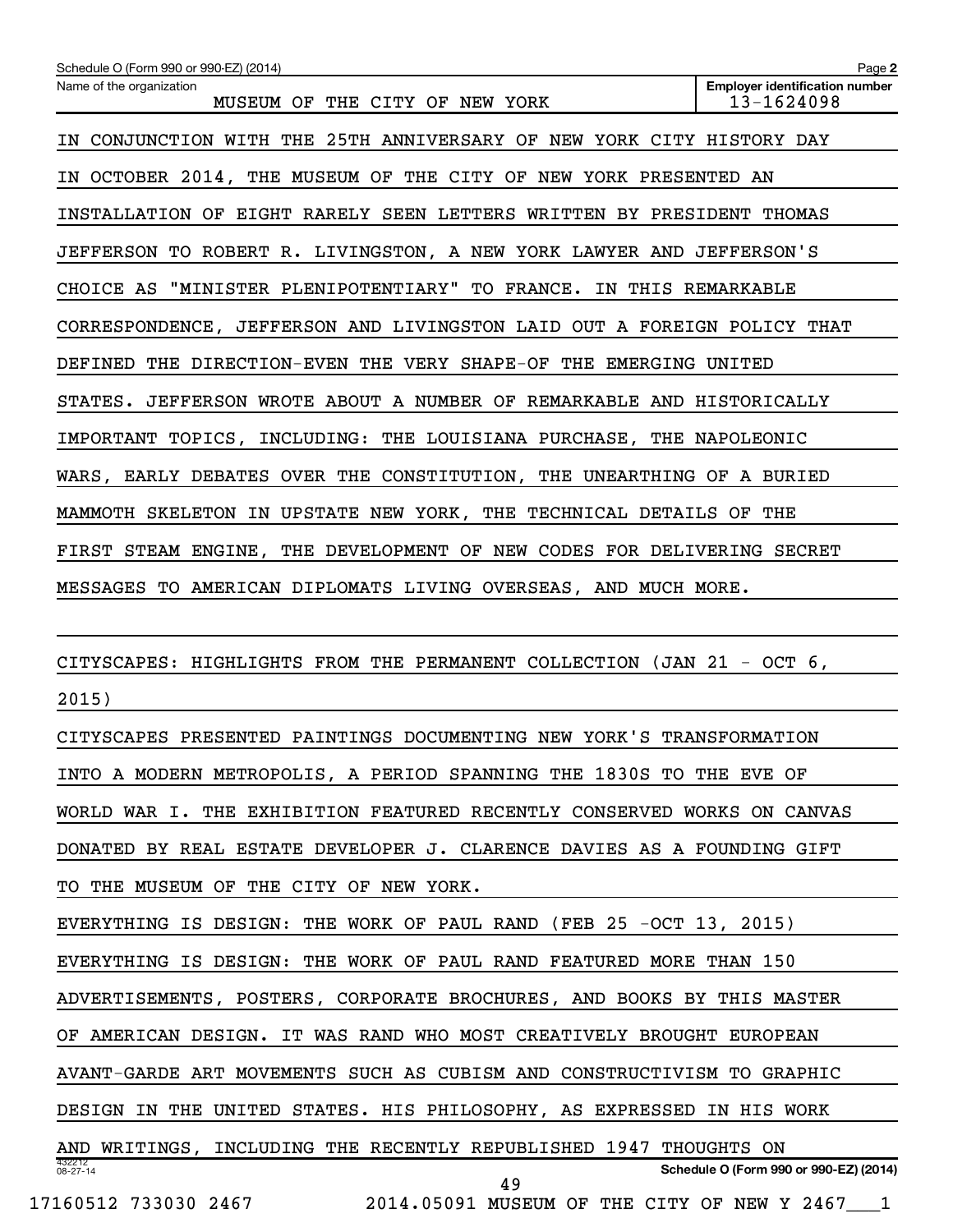IN CONJUNCTION WITH THE 25TH ANNIVERSARY OF NEW YORK CITY HISTORY DAY IN OCTOBER 2014, THE MUSEUM OF THE CITY OF NEW YORK PRESENTED AN INSTALLATION OF EIGHT RARELY SEEN LETTERS WRITTEN BY PRESIDENT THOMAS JEFFERSON TO ROBERT R. LIVINGSTON, A NEW YORK LAWYER AND JEFFERSON'S CHOICE AS "MINISTER PLENIPOTENTIARY" TO FRANCE. IN THIS REMARKABLE CORRESPONDENCE, JEFFERSON AND LIVINGSTON LAID OUT A FOREIGN POLICY THAT DEFINED THE DIRECTION-EVEN THE VERY SHAPE-OF THE EMERGING UNITED STATES. JEFFERSON WROTE ABOUT A NUMBER OF REMARKABLE AND HISTORICALLY IMPORTANT TOPICS, INCLUDING: THE LOUISIANA PURCHASE, THE NAPOLEONIC WARS, EARLY DEBATES OVER THE CONSTITUTION, THE UNEARTHING OF A BURIED MAMMOTH SKELETON IN UPSTATE NEW YORK, THE TECHNICAL DETAILS OF THE FIRST STEAM ENGINE, THE DEVELOPMENT OF NEW CODES FOR DELIVERING SECRET MESSAGES TO AMERICAN DIPLOMATS LIVING OVERSEAS, AND MUCH MORE.

CITYSCAPES: HIGHLIGHTS FROM THE PERMANENT COLLECTION (JAN 21 - OCT 6, 2015)

CITYSCAPES PRESENTED PAINTINGS DOCUMENTING NEW YORK'S TRANSFORMATION INTO A MODERN METROPOLIS, A PERIOD SPANNING THE 1830S TO THE EVE OF WORLD WAR I. THE EXHIBITION FEATURED RECENTLY CONSERVED WORKS ON CANVAS DONATED BY REAL ESTATE DEVELOPER J. CLARENCE DAVIES AS A FOUNDING GIFT TO THE MUSEUM OF THE CITY OF NEW YORK.

EVERYTHING IS DESIGN: THE WORK OF PAUL RAND (FEB 25 -OCT 13, 2015)

EVERYTHING IS DESIGN: THE WORK OF PAUL RAND FEATURED MORE THAN 150 ADVERTISEMENTS, POSTERS, CORPORATE BROCHURES, AND BOOKS BY THIS MASTER OF AMERICAN DESIGN. IT WAS RAND WHO MOST CREATIVELY BROUGHT EUROPEAN AVANT-GARDE ART MOVEMENTS SUCH AS CUBISM AND CONSTRUCTIVISM TO GRAPHIC DESIGN IN THE UNITED STATES. HIS PHILOSOPHY, AS EXPRESSED IN HIS WORK AND WRITINGS, INCLUDING THE RECENTLY REPUBLISHED 1947 THOUGHTS ON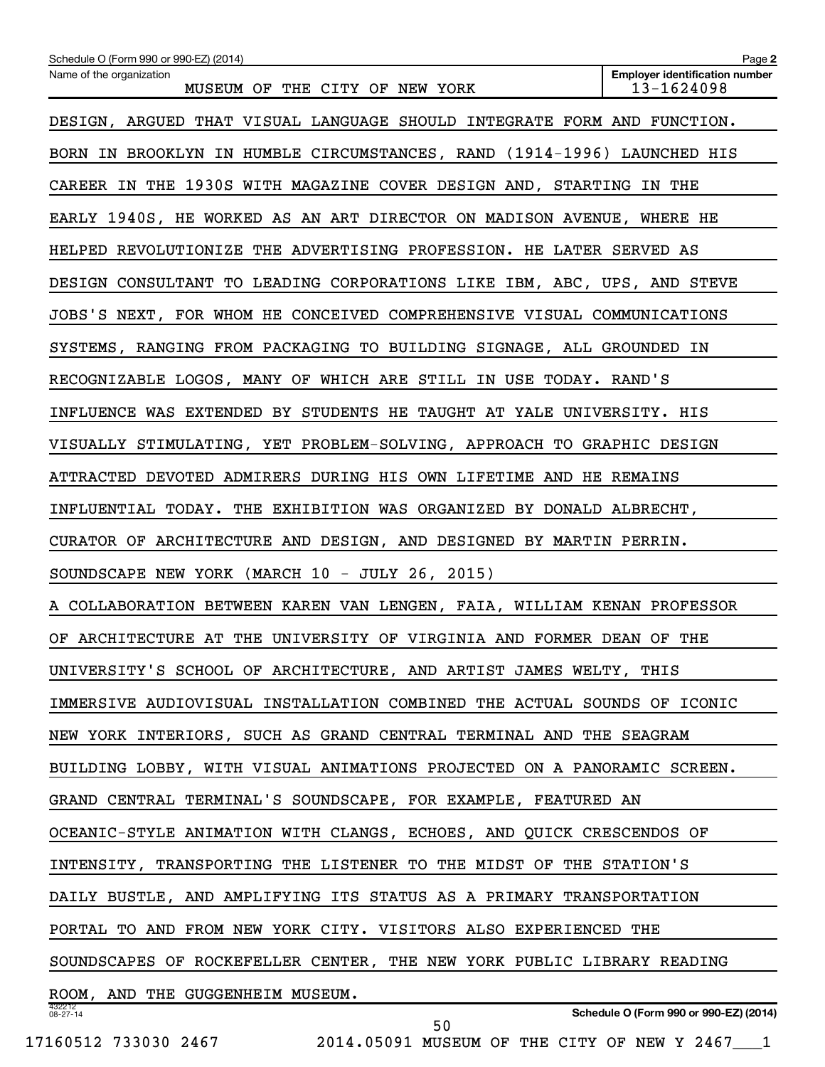DESIGN, ARGUED THAT VISUAL LANGUAGE SHOULD INTEGRATE FORM AND FUNCTION. BORN IN BROOKLYN IN HUMBLE CIRCUMSTANCES, RAND (1914-1996) LAUNCHED HIS CAREER IN THE 1930S WITH MAGAZINE COVER DESIGN AND, STARTING IN THE EARLY 1940S, HE WORKED AS AN ART DIRECTOR ON MADISON AVENUE, WHERE HE HELPED REVOLUTIONIZE THE ADVERTISING PROFESSION. HE LATER SERVED AS DESIGN CONSULTANT TO LEADING CORPORATIONS LIKE IBM, ABC, UPS, AND STEVE JOBS'S NEXT, FOR WHOM HE CONCEIVED COMPREHENSIVE VISUAL COMMUNICATIONS SYSTEMS, RANGING FROM PACKAGING TO BUILDING SIGNAGE, ALL GROUNDED IN RECOGNIZABLE LOGOS, MANY OF WHICH ARE STILL IN USE TODAY. RAND'S INFLUENCE WAS EXTENDED BY STUDENTS HE TAUGHT AT YALE UNIVERSITY. HIS VISUALLY STIMULATING, YET PROBLEM-SOLVING, APPROACH TO GRAPHIC DESIGN ATTRACTED DEVOTED ADMIRERS DURING HIS OWN LIFETIME AND HE REMAINS INFLUENTIAL TODAY. THE EXHIBITION WAS ORGANIZED BY DONALD ALBRECHT, CURATOR OF ARCHITECTURE AND DESIGN, AND DESIGNED BY MARTIN PERRIN.

SOUNDSCAPE NEW YORK (MARCH 10 - JULY 26, 2015)

A COLLABORATION BETWEEN KAREN VAN LENGEN, FAIA, WILLIAM KENAN PROFESSOR OF ARCHITECTURE AT THE UNIVERSITY OF VIRGINIA AND FORMER DEAN OF THE UNIVERSITY'S SCHOOL OF ARCHITECTURE, AND ARTIST JAMES WELTY, THIS IMMERSIVE AUDIOVISUAL INSTALLATION COMBINED THE ACTUAL SOUNDS OF ICONIC NEW YORK INTERIORS, SUCH AS GRAND CENTRAL TERMINAL AND THE SEAGRAM BUILDING LOBBY, WITH VISUAL ANIMATIONS PROJECTED ON A PANORAMIC SCREEN. GRAND CENTRAL TERMINAL'S SOUNDSCAPE, FOR EXAMPLE, FEATURED AN OCEANIC-STYLE ANIMATION WITH CLANGS, ECHOES, AND QUICK CRESCENDOS OF INTENSITY, TRANSPORTING THE LISTENER TO THE MIDST OF THE STATION'S DAILY BUSTLE, AND AMPLIFYING ITS STATUS AS A PRIMARY TRANSPORTATION PORTAL TO AND FROM NEW YORK CITY. VISITORS ALSO EXPERIENCED THE SOUNDSCAPES OF ROCKEFELLER CENTER, THE NEW YORK PUBLIC LIBRARY READING ROOM, AND THE GUGGENHEIM MUSEUM.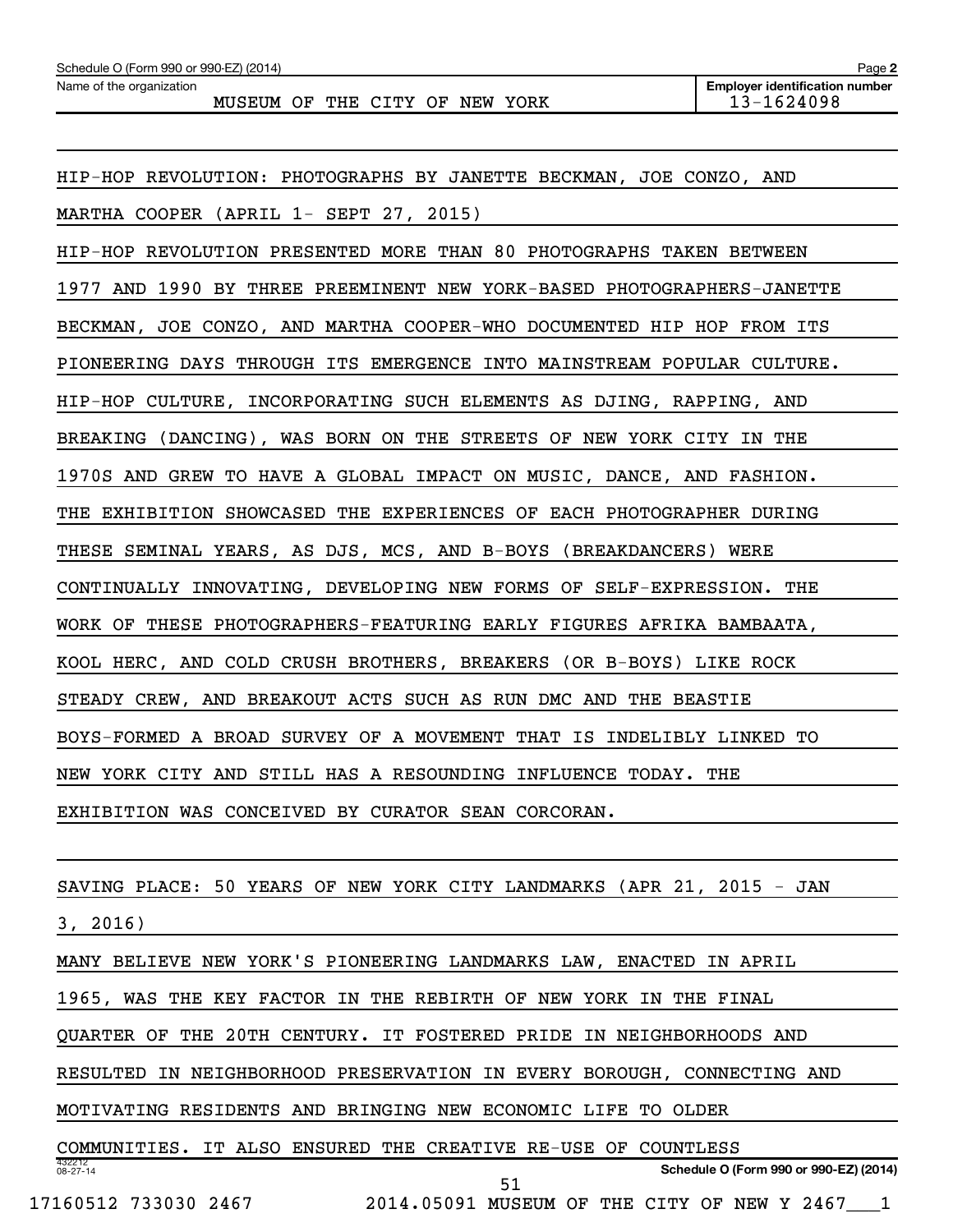Schedule O (Form 990 or 990-EZ) (2014)

Name of the organization: MUSEUM OF THE CITY OF NEW YORK

Employer identification number: 13-1624098

HIP-HOP REVOLUTION: PHOTOGRAPHS BY JANETTE BECKMAN, JOE CONZO, AND MARTHA COOPER (APRIL 1- SEPT 27, 2015)

HIP-HOP REVOLUTION PRESENTED MORE THAN 80 PHOTOGRAPHS TAKEN BETWEEN 1977 AND 1990 BY THREE PREEMINENT NEW YORK-BASED PHOTOGRAPHERS-JANETTE BECKMAN, JOE CONZO, AND MARTHA COOPER-WHO DOCUMENTED HIP HOP FROM ITS PIONEERING DAYS THROUGH ITS EMERGENCE INTO MAINSTREAM POPULAR CULTURE. HIP-HOP CULTURE, INCORPORATING SUCH ELEMENTS AS DJING, RAPPING, AND BREAKING (DANCING), WAS BORN ON THE STREETS OF NEW YORK CITY IN THE 1970S AND GREW TO HAVE A GLOBAL IMPACT ON MUSIC, DANCE, AND FASHION. THE EXHIBITION SHOWCASED THE EXPERIENCES OF EACH PHOTOGRAPHER DURING THESE SEMINAL YEARS, AS DJS, MCS, AND B-BOYS (BREAKDANCERS) WERE CONTINUALLY INNOVATING, DEVELOPING NEW FORMS OF SELF-EXPRESSION. THE WORK OF THESE PHOTOGRAPHERS-FEATURING EARLY FIGURES AFRIKA BAMBAATA, KOOL HERC, AND COLD CRUSH BROTHERS, BREAKERS (OR B-BOYS) LIKE ROCK STEADY CREW, AND BREAKOUT ACTS SUCH AS RUN DMC AND THE BEASTIE BOYS-FORMED A BROAD SURVEY OF A MOVEMENT THAT IS INDELIBLY LINKED TO NEW YORK CITY AND STILL HAS A RESOUNDING INFLUENCE TODAY. THE EXHIBITION WAS CONCEIVED BY CURATOR SEAN CORCORAN.

SAVING PLACE: 50 YEARS OF NEW YORK CITY LANDMARKS (APR 21, 2015 - JAN 3, 2016)

MANY BELIEVE NEW YORK'S PIONEERING LANDMARKS LAW, ENACTED IN APRIL 1965, WAS THE KEY FACTOR IN THE REBIRTH OF NEW YORK IN THE FINAL QUARTER OF THE 20TH CENTURY. IT FOSTERED PRIDE IN NEIGHBORHOODS AND RESULTED IN NEIGHBORHOOD PRESERVATION IN EVERY BOROUGH, CONNECTING AND MOTIVATING RESIDENTS AND BRINGING NEW ECONOMIC LIFE TO OLDER COMMUNITIES. IT ALSO ENSURED THE CREATIVE RE-USE OF COUNTLESS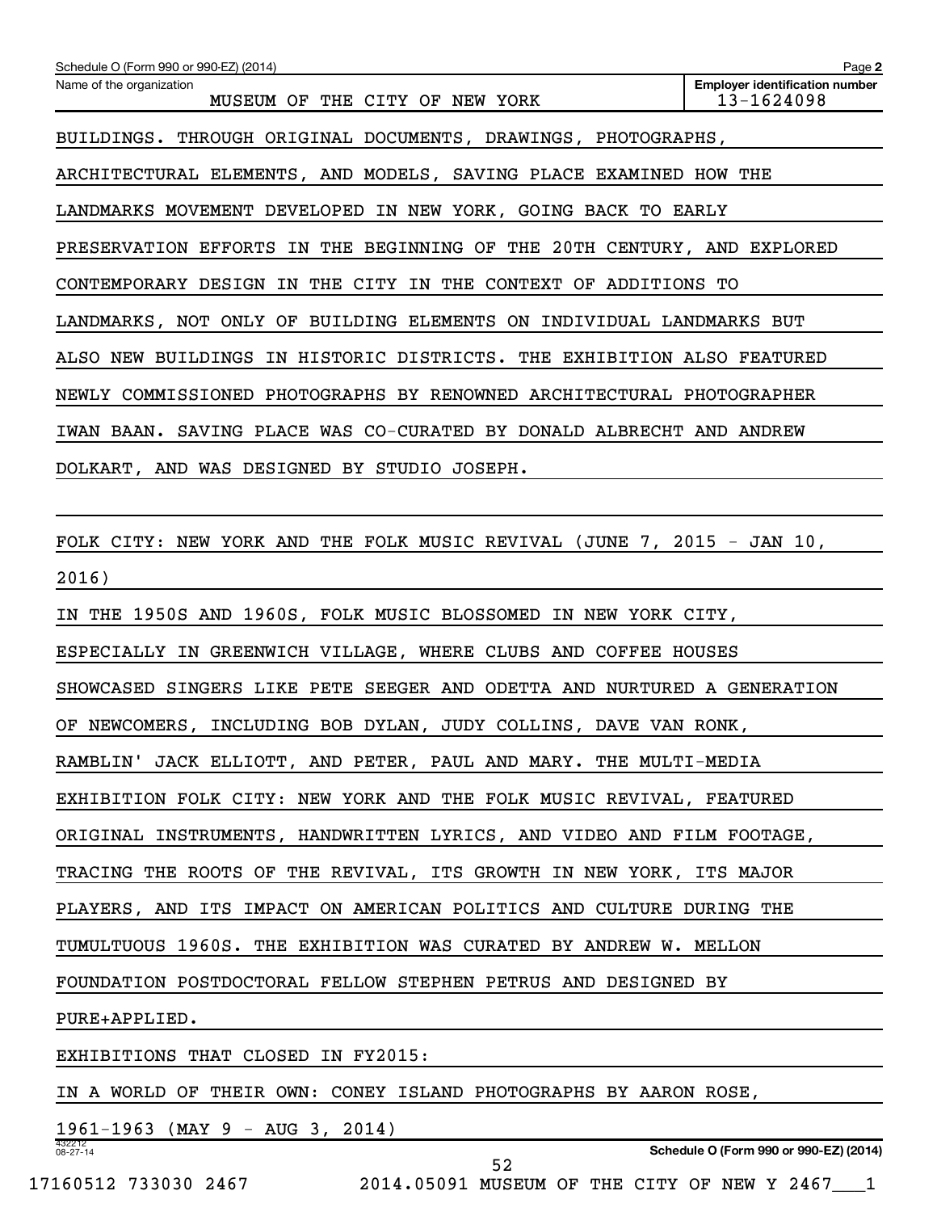BUILDINGS. THROUGH ORIGINAL DOCUMENTS, DRAWINGS, PHOTOGRAPHS, ARCHITECTURAL ELEMENTS, AND MODELS, SAVING PLACE EXAMINED HOW THE LANDMARKS MOVEMENT DEVELOPED IN NEW YORK, GOING BACK TO EARLY PRESERVATION EFFORTS IN THE BEGINNING OF THE 20TH CENTURY, AND EXPLORED CONTEMPORARY DESIGN IN THE CITY IN THE CONTEXT OF ADDITIONS TO LANDMARKS, NOT ONLY OF BUILDING ELEMENTS ON INDIVIDUAL LANDMARKS BUT ALSO NEW BUILDINGS IN HISTORIC DISTRICTS. THE EXHIBITION ALSO FEATURED NEWLY COMMISSIONED PHOTOGRAPHS BY RENOWNED ARCHITECTURAL PHOTOGRAPHER IWAN BAAN. SAVING PLACE WAS CO-CURATED BY DONALD ALBRECHT AND ANDREW DOLKART, AND WAS DESIGNED BY STUDIO JOSEPH.

FOLK CITY: NEW YORK AND THE FOLK MUSIC REVIVAL (JUNE 7, 2015 - JAN 10, 2016)

IN THE 1950S AND 1960S, FOLK MUSIC BLOSSOMED IN NEW YORK CITY, ESPECIALLY IN GREENWICH VILLAGE, WHERE CLUBS AND COFFEE HOUSES SHOWCASED SINGERS LIKE PETE SEEGER AND ODETTA AND NURTURED A GENERATION OF NEWCOMERS, INCLUDING BOB DYLAN, JUDY COLLINS, DAVE VAN RONK, RAMBLIN' JACK ELLIOTT, AND PETER, PAUL AND MARY. THE MULTI-MEDIA EXHIBITION FOLK CITY: NEW YORK AND THE FOLK MUSIC REVIVAL, FEATURED ORIGINAL INSTRUMENTS, HANDWRITTEN LYRICS, AND VIDEO AND FILM FOOTAGE, TRACING THE ROOTS OF THE REVIVAL, ITS GROWTH IN NEW YORK, ITS MAJOR PLAYERS, AND ITS IMPACT ON AMERICAN POLITICS AND CULTURE DURING THE TUMULTUOUS 1960S. THE EXHIBITION WAS CURATED BY ANDREW W. MELLON FOUNDATION POSTDOCTORAL FELLOW STEPHEN PETRUS AND DESIGNED BY PURE+APPLIED.

EXHIBITIONS THAT CLOSED IN FY2015:

IN A WORLD OF THEIR OWN: CONEY ISLAND PHOTOGRAPHS BY AARON ROSE, 1961-1963 (MAY 9 - AUG 3, 2014)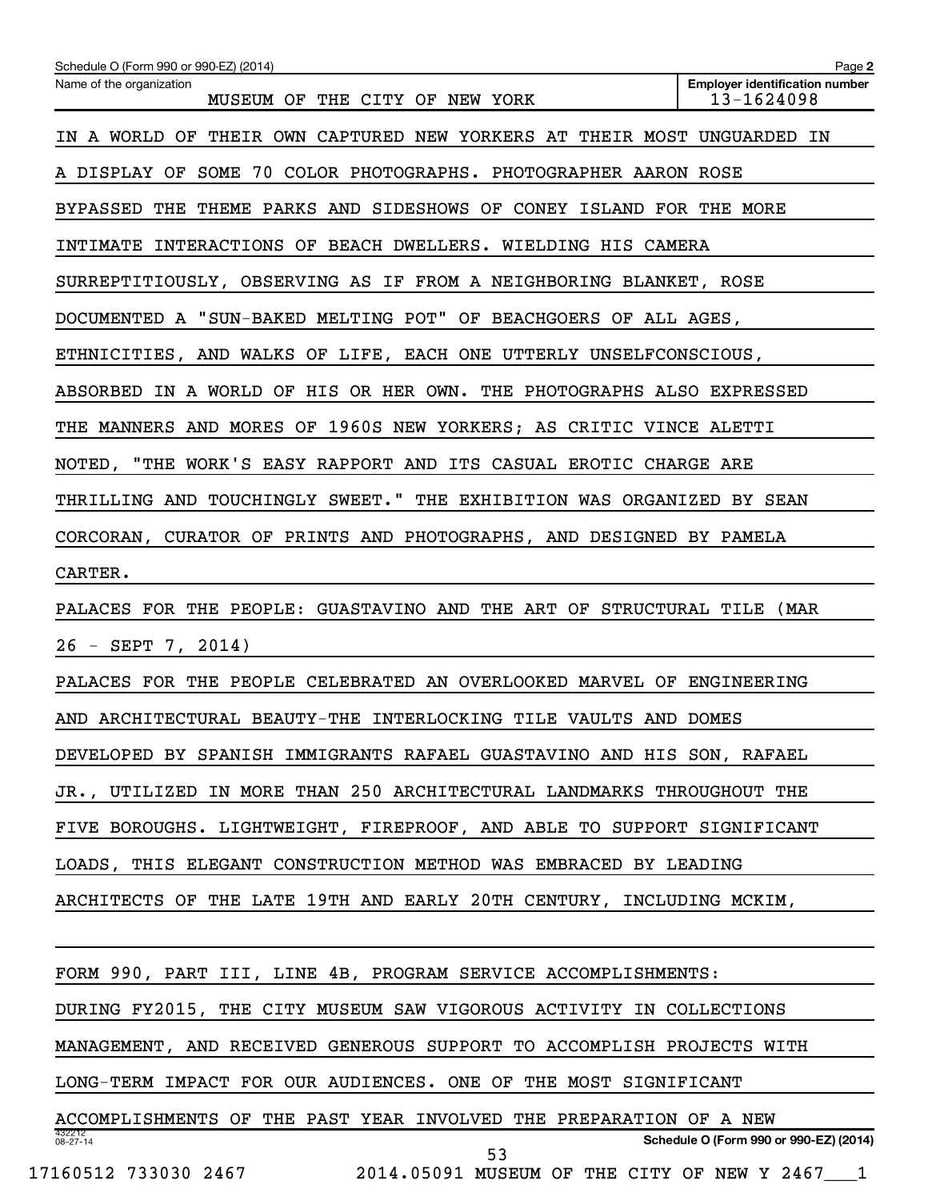IN A WORLD OF THEIR OWN CAPTURED NEW YORKERS AT THEIR MOST UNGUARDED IN A DISPLAY OF SOME 70 COLOR PHOTOGRAPHS. PHOTOGRAPHER AARON ROSE BYPASSED THE THEME PARKS AND SIDESHOWS OF CONEY ISLAND FOR THE MORE INTIMATE INTERACTIONS OF BEACH DWELLERS. WIELDING HIS CAMERA SURREPTITIOUSLY, OBSERVING AS IF FROM A NEIGHBORING BLANKET, ROSE DOCUMENTED A "SUN-BAKED MELTING POT" OF BEACHGOERS OF ALL AGES, ETHNICITIES, AND WALKS OF LIFE, EACH ONE UTTERLY UNSELFCONSCIOUS, ABSORBED IN A WORLD OF HIS OR HER OWN. THE PHOTOGRAPHS ALSO EXPRESSED THE MANNERS AND MORES OF 1960S NEW YORKERS; AS CRITIC VINCE ALETTI NOTED, "THE WORK'S EASY RAPPORT AND ITS CASUAL EROTIC CHARGE ARE THRILLING AND TOUCHINGLY SWEET." THE EXHIBITION WAS ORGANIZED BY SEAN CORCORAN, CURATOR OF PRINTS AND PHOTOGRAPHS, AND DESIGNED BY PAMELA CARTER.

PALACES FOR THE PEOPLE: GUASTAVINO AND THE ART OF STRUCTURAL TILE (MAR 26 - SEPT 7, 2014)

PALACES FOR THE PEOPLE CELEBRATED AN OVERLOOKED MARVEL OF ENGINEERING AND ARCHITECTURAL BEAUTY-THE INTERLOCKING TILE VAULTS AND DOMES DEVELOPED BY SPANISH IMMIGRANTS RAFAEL GUASTAVINO AND HIS SON, RAFAEL JR., UTILIZED IN MORE THAN 250 ARCHITECTURAL LANDMARKS THROUGHOUT THE FIVE BOROUGHS. LIGHTWEIGHT, FIREPROOF, AND ABLE TO SUPPORT SIGNIFICANT LOADS, THIS ELEGANT CONSTRUCTION METHOD WAS EMBRACED BY LEADING ARCHITECTS OF THE LATE 19TH AND EARLY 20TH CENTURY, INCLUDING MCKIM,

FORM 990, PART III, LINE 4B, PROGRAM SERVICE ACCOMPLISHMENTS:

DURING FY2015, THE CITY MUSEUM SAW VIGOROUS ACTIVITY IN COLLECTIONS MANAGEMENT, AND RECEIVED GENEROUS SUPPORT TO ACCOMPLISH PROJECTS WITH LONG-TERM IMPACT FOR OUR AUDIENCES. ONE OF THE MOST SIGNIFICANT ACCOMPLISHMENTS OF THE PAST YEAR INVOLVED THE PREPARATION OF A NEW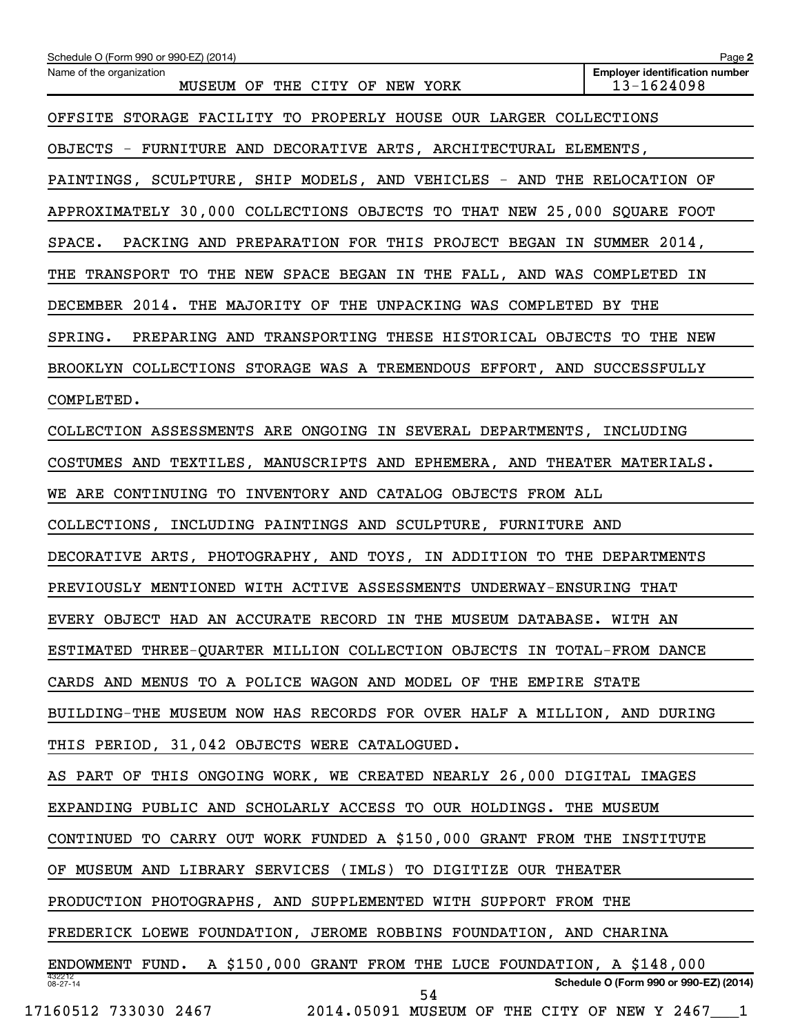Schedule O (Form 990 or 990-EZ) (2014) Page 2

Name of the organization: MUSEUM OF THE CITY OF NEW YORK

Employer identification number: 13-1624098

OFFSITE STORAGE FACILITY TO PROPERLY HOUSE OUR LARGER COLLECTIONS OBJECTS - FURNITURE AND DECORATIVE ARTS, ARCHITECTURAL ELEMENTS, PAINTINGS, SCULPTURE, SHIP MODELS, AND VEHICLES - AND THE RELOCATION OF APPROXIMATELY 30,000 COLLECTIONS OBJECTS TO THAT NEW 25,000 SQUARE FOOT SPACE. PACKING AND PREPARATION FOR THIS PROJECT BEGAN IN SUMMER 2014, THE TRANSPORT TO THE NEW SPACE BEGAN IN THE FALL, AND WAS COMPLETED IN DECEMBER 2014. THE MAJORITY OF THE UNPACKING WAS COMPLETED BY THE SPRING. PREPARING AND TRANSPORTING THESE HISTORICAL OBJECTS TO THE NEW BROOKLYN COLLECTIONS STORAGE WAS A TREMENDOUS EFFORT, AND SUCCESSFULLY COMPLETED.

COLLECTION ASSESSMENTS ARE ONGOING IN SEVERAL DEPARTMENTS, INCLUDING COSTUMES AND TEXTILES, MANUSCRIPTS AND EPHEMERA, AND THEATER MATERIALS. WE ARE CONTINUING TO INVENTORY AND CATALOG OBJECTS FROM ALL COLLECTIONS, INCLUDING PAINTINGS AND SCULPTURE, FURNITURE AND DECORATIVE ARTS, PHOTOGRAPHY, AND TOYS, IN ADDITION TO THE DEPARTMENTS PREVIOUSLY MENTIONED WITH ACTIVE ASSESSMENTS UNDERWAY-ENSURING THAT EVERY OBJECT HAD AN ACCURATE RECORD IN THE MUSEUM DATABASE. WITH AN ESTIMATED THREE-QUARTER MILLION COLLECTION OBJECTS IN TOTAL-FROM DANCE CARDS AND MENUS TO A POLICE WAGON AND MODEL OF THE EMPIRE STATE BUILDING-THE MUSEUM NOW HAS RECORDS FOR OVER HALF A MILLION, AND DURING THIS PERIOD, 31,042 OBJECTS WERE CATALOGUED.

AS PART OF THIS ONGOING WORK, WE CREATED NEARLY 26,000 DIGITAL IMAGES EXPANDING PUBLIC AND SCHOLARLY ACCESS TO OUR HOLDINGS. THE MUSEUM CONTINUED TO CARRY OUT WORK FUNDED A $150,000 GRANT FROM THE INSTITUTE OF MUSEUM AND LIBRARY SERVICES (IMLS) TO DIGITIZE OUR THEATER PRODUCTION PHOTOGRAPHS, AND SUPPLEMENTED WITH SUPPORT FROM THE FREDERICK LOEWE FOUNDATION, JEROME ROBBINS FOUNDATION, AND CHARINA ENDOWMENT FUND. A $150,000 GRANT FROM THE LUCE FOUNDATION, A $148,000

Schedule O (Form 990 or 990-EZ) (2014)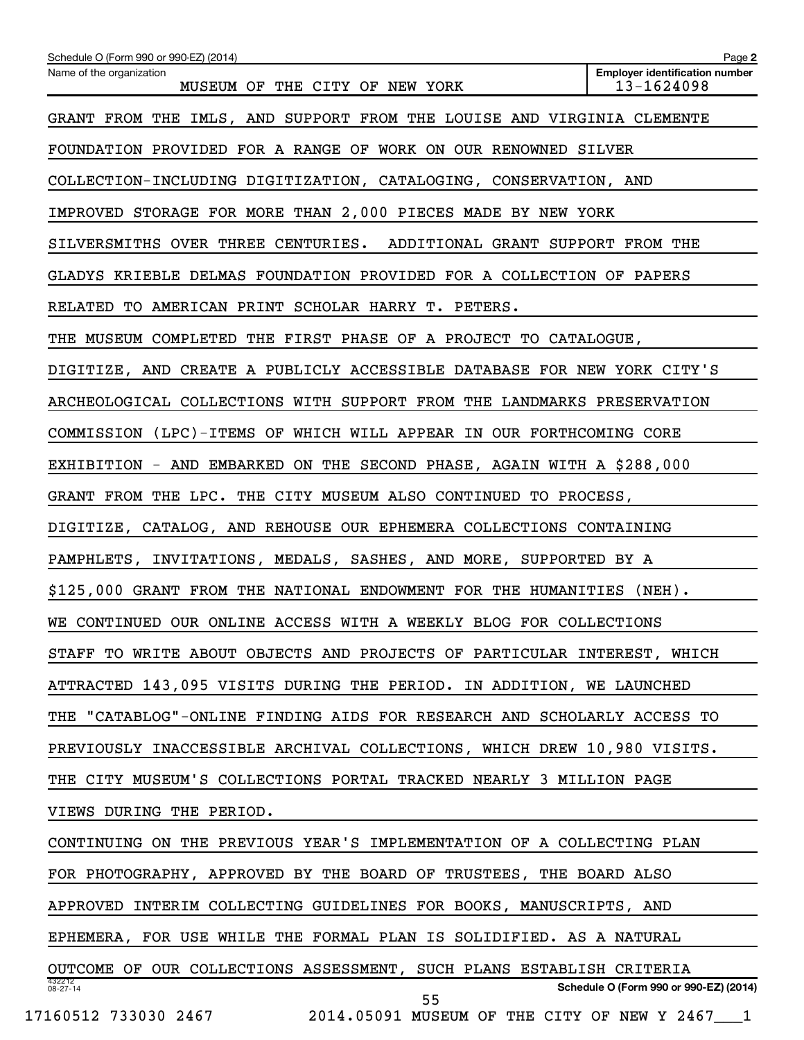Schedule O (Form 990 or 990-EZ) (2014)

Name of the organization: MUSEUM OF THE CITY OF NEW YORK

Employer identification number: 13-1624098

GRANT FROM THE IMLS, AND SUPPORT FROM THE LOUISE AND VIRGINIA CLEMENTE FOUNDATION PROVIDED FOR A RANGE OF WORK ON OUR RENOWNED SILVER COLLECTION-INCLUDING DIGITIZATION, CATALOGING, CONSERVATION, AND IMPROVED STORAGE FOR MORE THAN 2,000 PIECES MADE BY NEW YORK SILVERSMITHS OVER THREE CENTURIES. ADDITIONAL GRANT SUPPORT FROM THE GLADYS KRIEBLE DELMAS FOUNDATION PROVIDED FOR A COLLECTION OF PAPERS RELATED TO AMERICAN PRINT SCHOLAR HARRY T. PETERS.

THE MUSEUM COMPLETED THE FIRST PHASE OF A PROJECT TO CATALOGUE, DIGITIZE, AND CREATE A PUBLICLY ACCESSIBLE DATABASE FOR NEW YORK CITY'S ARCHEOLOGICAL COLLECTIONS WITH SUPPORT FROM THE LANDMARKS PRESERVATION COMMISSION (LPC)-ITEMS OF WHICH WILL APPEAR IN OUR FORTHCOMING CORE EXHIBITION - AND EMBARKED ON THE SECOND PHASE, AGAIN WITH A $288,000 GRANT FROM THE LPC. THE CITY MUSEUM ALSO CONTINUED TO PROCESS, DIGITIZE, CATALOG, AND REHOUSE OUR EPHEMERA COLLECTIONS CONTAINING PAMPHLETS, INVITATIONS, MEDALS, SASHES, AND MORE, SUPPORTED BY A $125,000 GRANT FROM THE NATIONAL ENDOWMENT FOR THE HUMANITIES (NEH). WE CONTINUED OUR ONLINE ACCESS WITH A WEEKLY BLOG FOR COLLECTIONS STAFF TO WRITE ABOUT OBJECTS AND PROJECTS OF PARTICULAR INTEREST, WHICH ATTRACTED 143,095 VISITS DURING THE PERIOD. IN ADDITION, WE LAUNCHED THE "CATABLOG"-ONLINE FINDING AIDS FOR RESEARCH AND SCHOLARLY ACCESS TO PREVIOUSLY INACCESSIBLE ARCHIVAL COLLECTIONS, WHICH DREW 10,980 VISITS. THE CITY MUSEUM'S COLLECTIONS PORTAL TRACKED NEARLY 3 MILLION PAGE VIEWS DURING THE PERIOD.

CONTINUING ON THE PREVIOUS YEAR'S IMPLEMENTATION OF A COLLECTING PLAN FOR PHOTOGRAPHY, APPROVED BY THE BOARD OF TRUSTEES, THE BOARD ALSO APPROVED INTERIM COLLECTING GUIDELINES FOR BOOKS, MANUSCRIPTS, AND EPHEMERA, FOR USE WHILE THE FORMAL PLAN IS SOLIDIFIED. AS A NATURAL OUTCOME OF OUR COLLECTIONS ASSESSMENT, SUCH PLANS ESTABLISH CRITERIA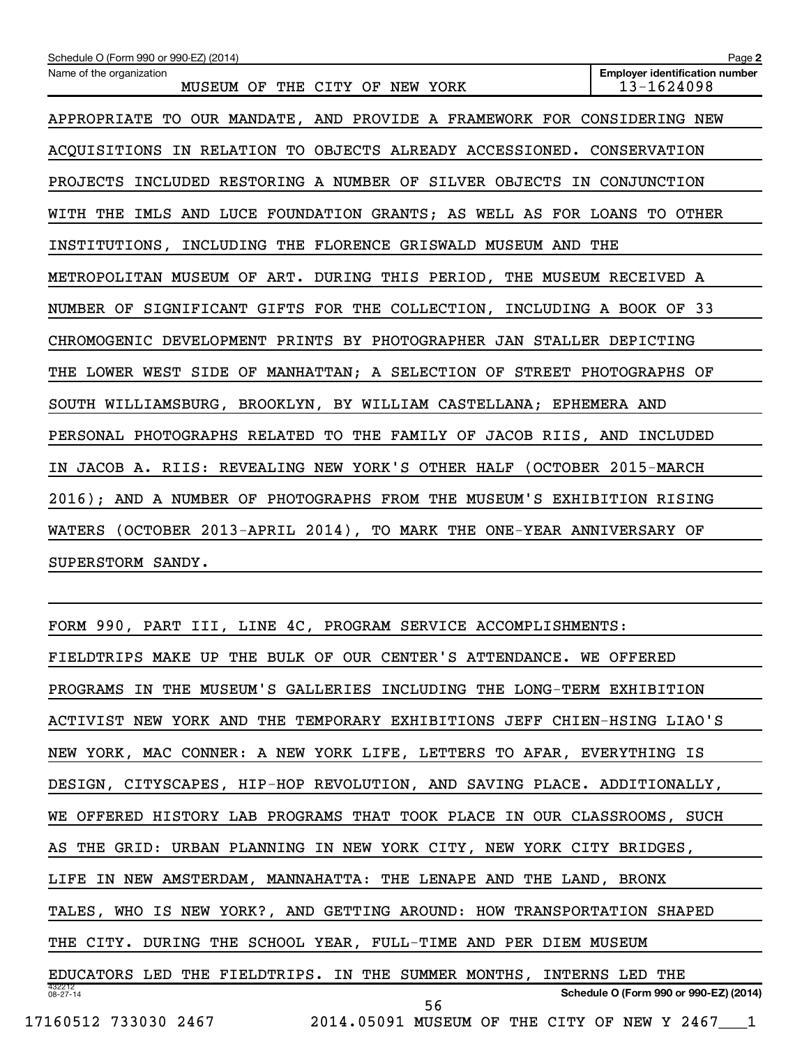Schedule O (Form 990 or 990-EZ) (2014)

Name of the organization: MUSEUM OF THE CITY OF NEW YORK

Employer identification number: 13-1624098

APPROPRIATE TO OUR MANDATE, AND PROVIDE A FRAMEWORK FOR CONSIDERING NEW ACQUISITIONS IN RELATION TO OBJECTS ALREADY ACCESSIONED. CONSERVATION PROJECTS INCLUDED RESTORING A NUMBER OF SILVER OBJECTS IN CONJUNCTION WITH THE IMLS AND LUCE FOUNDATION GRANTS; AS WELL AS FOR LOANS TO OTHER INSTITUTIONS, INCLUDING THE FLORENCE GRISWALD MUSEUM AND THE METROPOLITAN MUSEUM OF ART. DURING THIS PERIOD, THE MUSEUM RECEIVED A NUMBER OF SIGNIFICANT GIFTS FOR THE COLLECTION, INCLUDING A BOOK OF 33 CHROMOGENIC DEVELOPMENT PRINTS BY PHOTOGRAPHER JAN STALLER DEPICTING THE LOWER WEST SIDE OF MANHATTAN; A SELECTION OF STREET PHOTOGRAPHS OF SOUTH WILLIAMSBURG, BROOKLYN, BY WILLIAM CASTELLANA; EPHEMERA AND PERSONAL PHOTOGRAPHS RELATED TO THE FAMILY OF JACOB RIIS, AND INCLUDED IN JACOB A. RIIS: REVEALING NEW YORK'S OTHER HALF (OCTOBER 2015-MARCH 2016); AND A NUMBER OF PHOTOGRAPHS FROM THE MUSEUM'S EXHIBITION RISING WATERS (OCTOBER 2013-APRIL 2014), TO MARK THE ONE-YEAR ANNIVERSARY OF SUPERSTORM SANDY.

FORM 990, PART III, LINE 4C, PROGRAM SERVICE ACCOMPLISHMENTS:

FIELDTRIPS MAKE UP THE BULK OF OUR CENTER'S ATTENDANCE. WE OFFERED PROGRAMS IN THE MUSEUM'S GALLERIES INCLUDING THE LONG-TERM EXHIBITION ACTIVIST NEW YORK AND THE TEMPORARY EXHIBITIONS JEFF CHIEN-HSING LIAO'S NEW YORK, MAC CONNER: A NEW YORK LIFE, LETTERS TO AFAR, EVERYTHING IS DESIGN, CITYSCAPES, HIP-HOP REVOLUTION, AND SAVING PLACE. ADDITIONALLY, WE OFFERED HISTORY LAB PROGRAMS THAT TOOK PLACE IN OUR CLASSROOMS, SUCH AS THE GRID: URBAN PLANNING IN NEW YORK CITY, NEW YORK CITY BRIDGES, LIFE IN NEW AMSTERDAM, MANNAHATTA: THE LENAPE AND THE LAND, BRONX TALES, WHO IS NEW YORK?, AND GETTING AROUND: HOW TRANSPORTATION SHAPED THE CITY. DURING THE SCHOOL YEAR, FULL-TIME AND PER DIEM MUSEUM EDUCATORS LED THE FIELDTRIPS. IN THE SUMMER MONTHS, INTERNS LED THE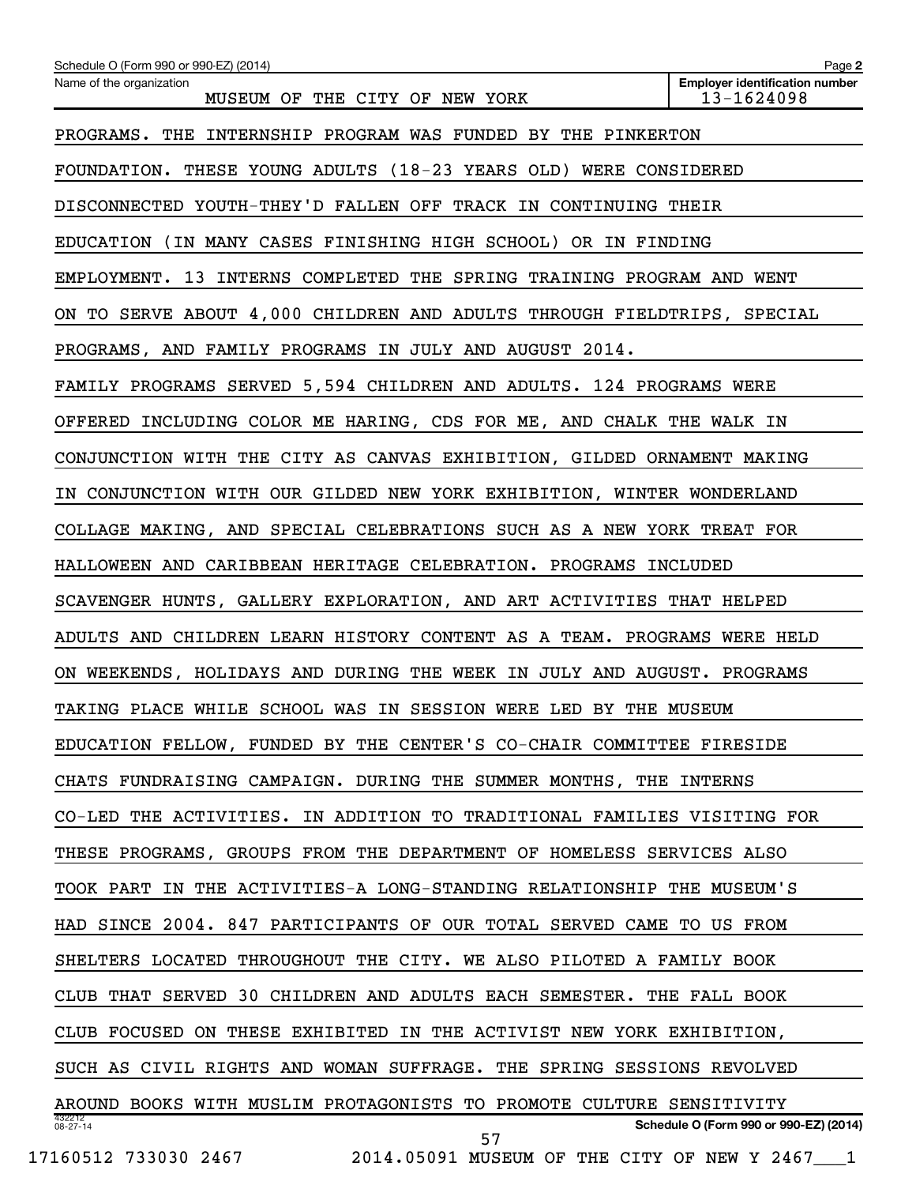Schedule O (Form 990 or 990-EZ) (2014)

Name of the organization: MUSEUM OF THE CITY OF NEW YORK

Employer identification number: 13-1624098

PROGRAMS. THE INTERNSHIP PROGRAM WAS FUNDED BY THE PINKERTON FOUNDATION. THESE YOUNG ADULTS (18-23 YEARS OLD) WERE CONSIDERED DISCONNECTED YOUTH-THEY'D FALLEN OFF TRACK IN CONTINUING THEIR EDUCATION (IN MANY CASES FINISHING HIGH SCHOOL) OR IN FINDING EMPLOYMENT. 13 INTERNS COMPLETED THE SPRING TRAINING PROGRAM AND WENT ON TO SERVE ABOUT 4,000 CHILDREN AND ADULTS THROUGH FIELDTRIPS, SPECIAL PROGRAMS, AND FAMILY PROGRAMS IN JULY AND AUGUST 2014.

FAMILY PROGRAMS SERVED 5,594 CHILDREN AND ADULTS. 124 PROGRAMS WERE OFFERED INCLUDING COLOR ME HARING, CDS FOR ME, AND CHALK THE WALK IN CONJUNCTION WITH THE CITY AS CANVAS EXHIBITION, GILDED ORNAMENT MAKING IN CONJUNCTION WITH OUR GILDED NEW YORK EXHIBITION, WINTER WONDERLAND COLLAGE MAKING, AND SPECIAL CELEBRATIONS SUCH AS A NEW YORK TREAT FOR HALLOWEEN AND CARIBBEAN HERITAGE CELEBRATION. PROGRAMS INCLUDED SCAVENGER HUNTS, GALLERY EXPLORATION, AND ART ACTIVITIES THAT HELPED ADULTS AND CHILDREN LEARN HISTORY CONTENT AS A TEAM. PROGRAMS WERE HELD ON WEEKENDS, HOLIDAYS AND DURING THE WEEK IN JULY AND AUGUST. PROGRAMS TAKING PLACE WHILE SCHOOL WAS IN SESSION WERE LED BY THE MUSEUM EDUCATION FELLOW, FUNDED BY THE CENTER'S CO-CHAIR COMMITTEE FIRESIDE CHATS FUNDRAISING CAMPAIGN. DURING THE SUMMER MONTHS, THE INTERNS CO-LED THE ACTIVITIES. IN ADDITION TO TRADITIONAL FAMILIES VISITING FOR THESE PROGRAMS, GROUPS FROM THE DEPARTMENT OF HOMELESS SERVICES ALSO TOOK PART IN THE ACTIVITIES-A LONG-STANDING RELATIONSHIP THE MUSEUM'S HAD SINCE 2004. 847 PARTICIPANTS OF OUR TOTAL SERVED CAME TO US FROM SHELTERS LOCATED THROUGHOUT THE CITY. WE ALSO PILOTED A FAMILY BOOK CLUB THAT SERVED 30 CHILDREN AND ADULTS EACH SEMESTER. THE FALL BOOK CLUB FOCUSED ON THESE EXHIBITED IN THE ACTIVIST NEW YORK EXHIBITION, SUCH AS CIVIL RIGHTS AND WOMAN SUFFRAGE. THE SPRING SESSIONS REVOLVED AROUND BOOKS WITH MUSLIM PROTAGONISTS TO PROMOTE CULTURE SENSITIVITY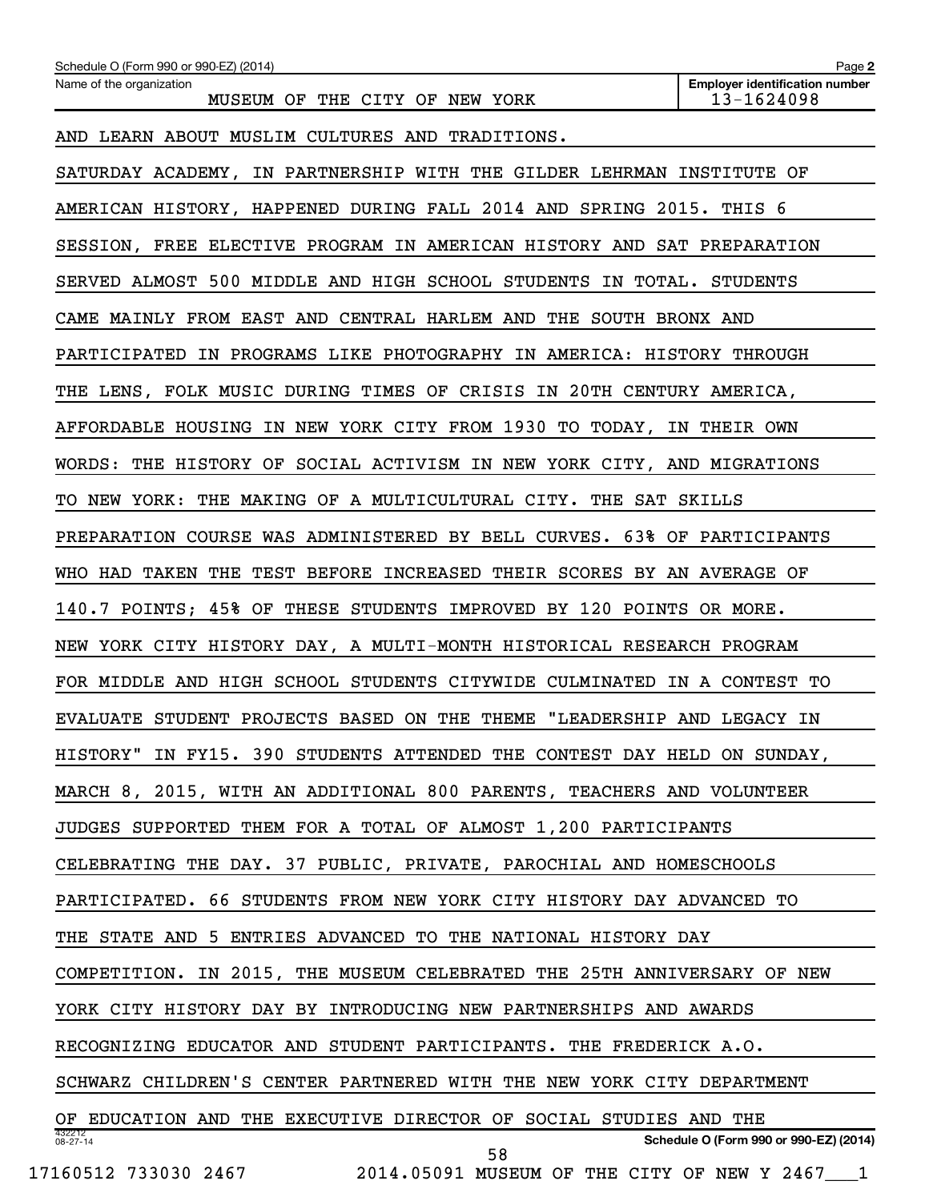AND LEARN ABOUT MUSLIM CULTURES AND TRADITIONS.

SATURDAY ACADEMY, IN PARTNERSHIP WITH THE GILDER LEHRMAN INSTITUTE OF AMERICAN HISTORY, HAPPENED DURING FALL 2014 AND SPRING 2015. THIS 6 SESSION, FREE ELECTIVE PROGRAM IN AMERICAN HISTORY AND SAT PREPARATION SERVED ALMOST 500 MIDDLE AND HIGH SCHOOL STUDENTS IN TOTAL. STUDENTS CAME MAINLY FROM EAST AND CENTRAL HARLEM AND THE SOUTH BRONX AND PARTICIPATED IN PROGRAMS LIKE PHOTOGRAPHY IN AMERICA: HISTORY THROUGH THE LENS, FOLK MUSIC DURING TIMES OF CRISIS IN 20TH CENTURY AMERICA, AFFORDABLE HOUSING IN NEW YORK CITY FROM 1930 TO TODAY, IN THEIR OWN WORDS: THE HISTORY OF SOCIAL ACTIVISM IN NEW YORK CITY, AND MIGRATIONS TO NEW YORK: THE MAKING OF A MULTICULTURAL CITY. THE SAT SKILLS PREPARATION COURSE WAS ADMINISTERED BY BELL CURVES. 63% OF PARTICIPANTS WHO HAD TAKEN THE TEST BEFORE INCREASED THEIR SCORES BY AN AVERAGE OF 140.7 POINTS; 45% OF THESE STUDENTS IMPROVED BY 120 POINTS OR MORE.

NEW YORK CITY HISTORY DAY, A MULTI-MONTH HISTORICAL RESEARCH PROGRAM FOR MIDDLE AND HIGH SCHOOL STUDENTS CITYWIDE CULMINATED IN A CONTEST TO EVALUATE STUDENT PROJECTS BASED ON THE THEME "LEADERSHIP AND LEGACY IN HISTORY" IN FY15. 390 STUDENTS ATTENDED THE CONTEST DAY HELD ON SUNDAY, MARCH 8, 2015, WITH AN ADDITIONAL 800 PARENTS, TEACHERS AND VOLUNTEER JUDGES SUPPORTED THEM FOR A TOTAL OF ALMOST 1,200 PARTICIPANTS CELEBRATING THE DAY. 37 PUBLIC, PRIVATE, PAROCHIAL AND HOMESCHOOLS PARTICIPATED. 66 STUDENTS FROM NEW YORK CITY HISTORY DAY ADVANCED TO THE STATE AND 5 ENTRIES ADVANCED TO THE NATIONAL HISTORY DAY COMPETITION. IN 2015, THE MUSEUM CELEBRATED THE 25TH ANNIVERSARY OF NEW YORK CITY HISTORY DAY BY INTRODUCING NEW PARTNERSHIPS AND AWARDS RECOGNIZING EDUCATOR AND STUDENT PARTICIPANTS. THE FREDERICK A.O. SCHWARZ CHILDREN'S CENTER PARTNERED WITH THE NEW YORK CITY DEPARTMENT OF EDUCATION AND THE EXECUTIVE DIRECTOR OF SOCIAL STUDIES AND THE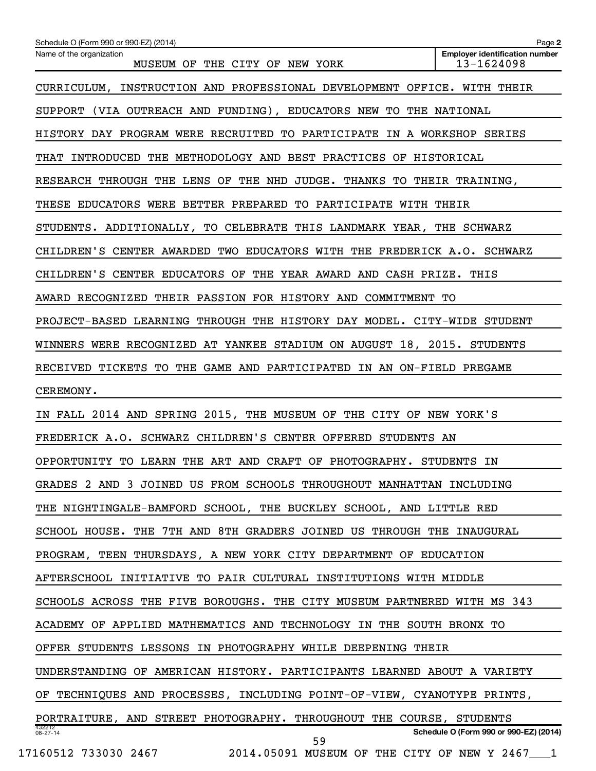Schedule O (Form 990 or 990-EZ) (2014)

Name of the organization: MUSEUM OF THE CITY OF NEW YORK

Employer identification number: 13-1624098

CURRICULUM, INSTRUCTION AND PROFESSIONAL DEVELOPMENT OFFICE. WITH THEIR SUPPORT (VIA OUTREACH AND FUNDING), EDUCATORS NEW TO THE NATIONAL HISTORY DAY PROGRAM WERE RECRUITED TO PARTICIPATE IN A WORKSHOP SERIES THAT INTRODUCED THE METHODOLOGY AND BEST PRACTICES OF HISTORICAL RESEARCH THROUGH THE LENS OF THE NHD JUDGE. THANKS TO THEIR TRAINING, THESE EDUCATORS WERE BETTER PREPARED TO PARTICIPATE WITH THEIR STUDENTS. ADDITIONALLY, TO CELEBRATE THIS LANDMARK YEAR, THE SCHWARZ CHILDREN'S CENTER AWARDED TWO EDUCATORS WITH THE FREDERICK A.O. SCHWARZ CHILDREN'S CENTER EDUCATORS OF THE YEAR AWARD AND CASH PRIZE. THIS AWARD RECOGNIZED THEIR PASSION FOR HISTORY AND COMMITMENT TO PROJECT-BASED LEARNING THROUGH THE HISTORY DAY MODEL. CITY-WIDE STUDENT WINNERS WERE RECOGNIZED AT YANKEE STADIUM ON AUGUST 18, 2015. STUDENTS RECEIVED TICKETS TO THE GAME AND PARTICIPATED IN AN ON-FIELD PREGAME CEREMONY.

IN FALL 2014 AND SPRING 2015, THE MUSEUM OF THE CITY OF NEW YORK'S FREDERICK A.O. SCHWARZ CHILDREN'S CENTER OFFERED STUDENTS AN OPPORTUNITY TO LEARN THE ART AND CRAFT OF PHOTOGRAPHY. STUDENTS IN GRADES 2 AND 3 JOINED US FROM SCHOOLS THROUGHOUT MANHATTAN INCLUDING THE NIGHTINGALE-BAMFORD SCHOOL, THE BUCKLEY SCHOOL, AND LITTLE RED SCHOOL HOUSE. THE 7TH AND 8TH GRADERS JOINED US THROUGH THE INAUGURAL PROGRAM, TEEN THURSDAYS, A NEW YORK CITY DEPARTMENT OF EDUCATION AFTERSCHOOL INITIATIVE TO PAIR CULTURAL INSTITUTIONS WITH MIDDLE SCHOOLS ACROSS THE FIVE BOROUGHS. THE CITY MUSEUM PARTNERED WITH MS 343 ACADEMY OF APPLIED MATHEMATICS AND TECHNOLOGY IN THE SOUTH BRONX TO OFFER STUDENTS LESSONS IN PHOTOGRAPHY WHILE DEEPENING THEIR UNDERSTANDING OF AMERICAN HISTORY. PARTICIPANTS LEARNED ABOUT A VARIETY OF TECHNIQUES AND PROCESSES, INCLUDING POINT-OF-VIEW, CYANOTYPE PRINTS, PORTRAITURE, AND STREET PHOTOGRAPHY. THROUGHOUT THE COURSE, STUDENTS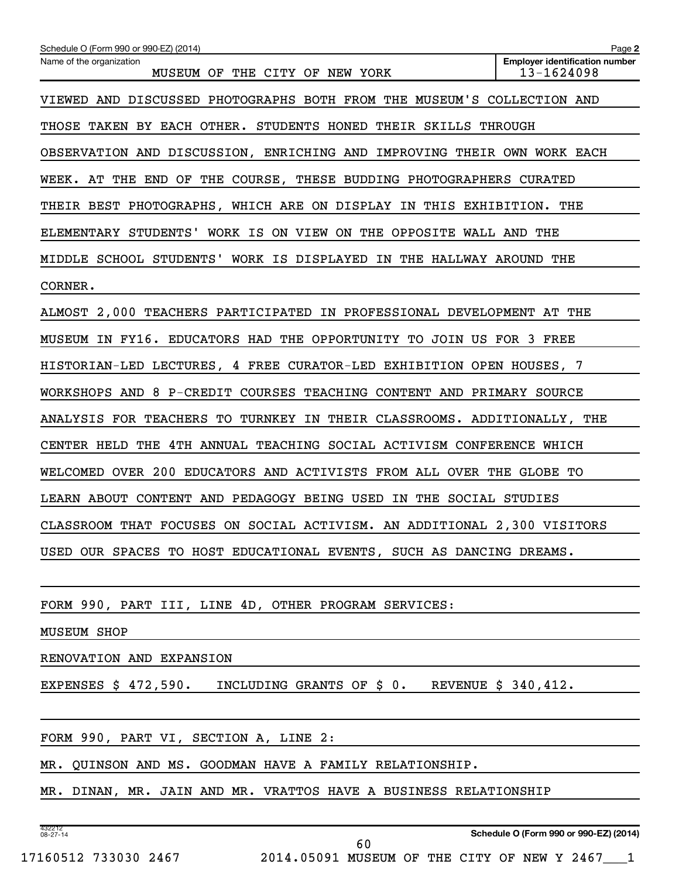Schedule O (Form 990 or 990-EZ) (2014) Page **2**

Name of the organization: MUSEUM OF THE CITY OF NEW YORK

**Employer identification number** 13-1624098

VIEWED AND DISCUSSED PHOTOGRAPHS BOTH FROM THE MUSEUM'S COLLECTION AND THOSE TAKEN BY EACH OTHER. STUDENTS HONED THEIR SKILLS THROUGH OBSERVATION AND DISCUSSION, ENRICHING AND IMPROVING THEIR OWN WORK EACH WEEK. AT THE END OF THE COURSE, THESE BUDDING PHOTOGRAPHERS CURATED THEIR BEST PHOTOGRAPHS, WHICH ARE ON DISPLAY IN THIS EXHIBITION. THE ELEMENTARY STUDENTS' WORK IS ON VIEW ON THE OPPOSITE WALL AND THE MIDDLE SCHOOL STUDENTS' WORK IS DISPLAYED IN THE HALLWAY AROUND THE CORNER.

ALMOST 2,000 TEACHERS PARTICIPATED IN PROFESSIONAL DEVELOPMENT AT THE MUSEUM IN FY16. EDUCATORS HAD THE OPPORTUNITY TO JOIN US FOR 3 FREE HISTORIAN-LED LECTURES, 4 FREE CURATOR-LED EXHIBITION OPEN HOUSES, 7 WORKSHOPS AND 8 P-CREDIT COURSES TEACHING CONTENT AND PRIMARY SOURCE ANALYSIS FOR TEACHERS TO TURNKEY IN THEIR CLASSROOMS. ADDITIONALLY, THE CENTER HELD THE 4TH ANNUAL TEACHING SOCIAL ACTIVISM CONFERENCE WHICH WELCOMED OVER 200 EDUCATORS AND ACTIVISTS FROM ALL OVER THE GLOBE TO LEARN ABOUT CONTENT AND PEDAGOGY BEING USED IN THE SOCIAL STUDIES CLASSROOM THAT FOCUSES ON SOCIAL ACTIVISM. AN ADDITIONAL 2,300 VISITORS USED OUR SPACES TO HOST EDUCATIONAL EVENTS, SUCH AS DANCING DREAMS.

FORM 990, PART III, LINE 4D, OTHER PROGRAM SERVICES:

MUSEUM SHOP

RENOVATION AND EXPANSION

EXPENSES $ 472,590. INCLUDING GRANTS OF $ 0. REVENUE $ 340,412.

FORM 990, PART VI, SECTION A, LINE 2:

MR. QUINSON AND MS. GOODMAN HAVE A FAMILY RELATIONSHIP.

MR. DINAN, MR. JAIN AND MR. VRATTOS HAVE A BUSINESS RELATIONSHIP

432212 08-27-14 **Schedule O (Form 990 or 990-EZ) (2014)**

17160512 733030 2467 2014.05091 MUSEUM OF THE CITY OF NEW Y 2467___1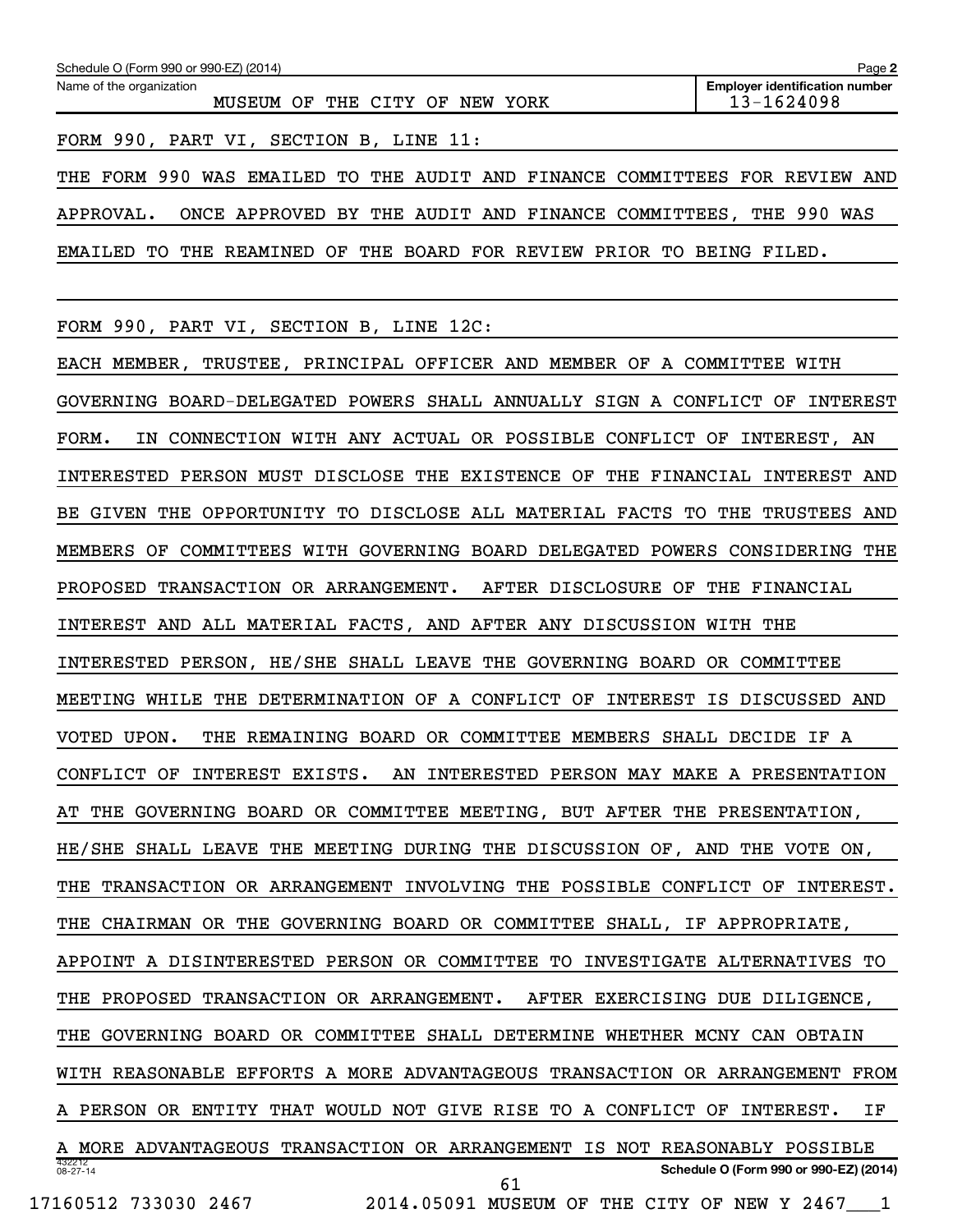Name of the organization: MUSEUM OF THE CITY OF NEW YORK

Employer identification number: 13-1624098

FORM 990, PART VI, SECTION B, LINE 11:

THE FORM 990 WAS EMAILED TO THE AUDIT AND FINANCE COMMITTEES FOR REVIEW AND APPROVAL. ONCE APPROVED BY THE AUDIT AND FINANCE COMMITTEES, THE 990 WAS EMAILED TO THE REAMINED OF THE BOARD FOR REVIEW PRIOR TO BEING FILED.

FORM 990, PART VI, SECTION B, LINE 12C:

EACH MEMBER, TRUSTEE, PRINCIPAL OFFICER AND MEMBER OF A COMMITTEE WITH GOVERNING BOARD-DELEGATED POWERS SHALL ANNUALLY SIGN A CONFLICT OF INTEREST FORM. IN CONNECTION WITH ANY ACTUAL OR POSSIBLE CONFLICT OF INTEREST, AN INTERESTED PERSON MUST DISCLOSE THE EXISTENCE OF THE FINANCIAL INTEREST AND BE GIVEN THE OPPORTUNITY TO DISCLOSE ALL MATERIAL FACTS TO THE TRUSTEES AND MEMBERS OF COMMITTEES WITH GOVERNING BOARD DELEGATED POWERS CONSIDERING THE PROPOSED TRANSACTION OR ARRANGEMENT. AFTER DISCLOSURE OF THE FINANCIAL INTEREST AND ALL MATERIAL FACTS, AND AFTER ANY DISCUSSION WITH THE INTERESTED PERSON, HE/SHE SHALL LEAVE THE GOVERNING BOARD OR COMMITTEE MEETING WHILE THE DETERMINATION OF A CONFLICT OF INTEREST IS DISCUSSED AND VOTED UPON. THE REMAINING BOARD OR COMMITTEE MEMBERS SHALL DECIDE IF A CONFLICT OF INTEREST EXISTS. AN INTERESTED PERSON MAY MAKE A PRESENTATION AT THE GOVERNING BOARD OR COMMITTEE MEETING, BUT AFTER THE PRESENTATION, HE/SHE SHALL LEAVE THE MEETING DURING THE DISCUSSION OF, AND THE VOTE ON, THE TRANSACTION OR ARRANGEMENT INVOLVING THE POSSIBLE CONFLICT OF INTEREST. THE CHAIRMAN OR THE GOVERNING BOARD OR COMMITTEE SHALL, IF APPROPRIATE, APPOINT A DISINTERESTED PERSON OR COMMITTEE TO INVESTIGATE ALTERNATIVES TO THE PROPOSED TRANSACTION OR ARRANGEMENT. AFTER EXERCISING DUE DILIGENCE, THE GOVERNING BOARD OR COMMITTEE SHALL DETERMINE WHETHER MCNY CAN OBTAIN WITH REASONABLE EFFORTS A MORE ADVANTAGEOUS TRANSACTION OR ARRANGEMENT FROM A PERSON OR ENTITY THAT WOULD NOT GIVE RISE TO A CONFLICT OF INTEREST. IF A MORE ADVANTAGEOUS TRANSACTION OR ARRANGEMENT IS NOT REASONABLY POSSIBLE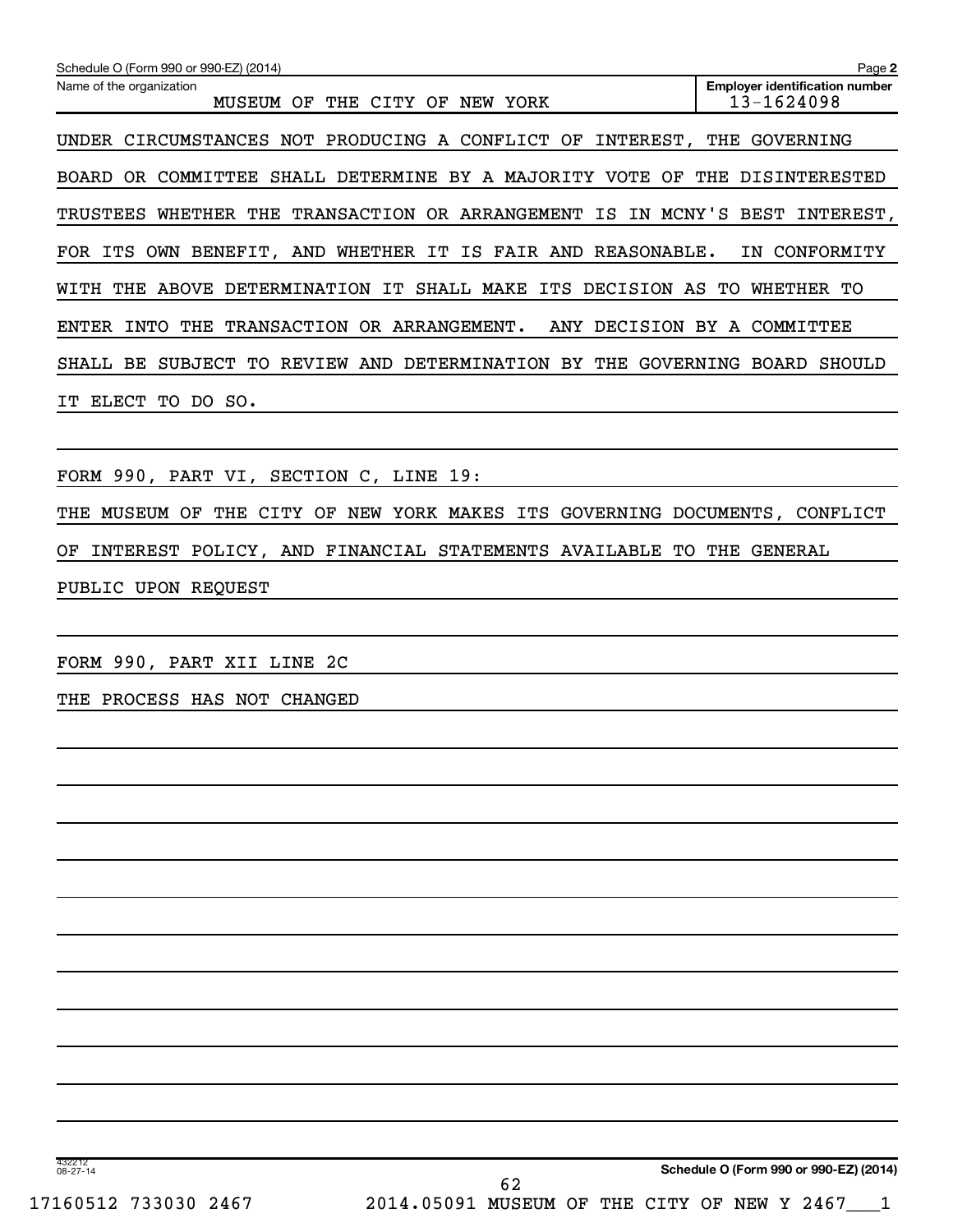Schedule O (Form 990 or 990-EZ) (2014)

| Name of the organization | Employer identification number |
|---|---|
| MUSEUM OF THE CITY OF NEW YORK | 13-1624098 |

UNDER CIRCUMSTANCES NOT PRODUCING A CONFLICT OF INTEREST, THE GOVERNING BOARD OR COMMITTEE SHALL DETERMINE BY A MAJORITY VOTE OF THE DISINTERESTED TRUSTEES WHETHER THE TRANSACTION OR ARRANGEMENT IS IN MCNY'S BEST INTEREST, FOR ITS OWN BENEFIT, AND WHETHER IT IS FAIR AND REASONABLE. IN CONFORMITY WITH THE ABOVE DETERMINATION IT SHALL MAKE ITS DECISION AS TO WHETHER TO ENTER INTO THE TRANSACTION OR ARRANGEMENT. ANY DECISION BY A COMMITTEE SHALL BE SUBJECT TO REVIEW AND DETERMINATION BY THE GOVERNING BOARD SHOULD IT ELECT TO DO SO.

FORM 990, PART VI, SECTION C, LINE 19:

THE MUSEUM OF THE CITY OF NEW YORK MAKES ITS GOVERNING DOCUMENTS, CONFLICT OF INTEREST POLICY, AND FINANCIAL STATEMENTS AVAILABLE TO THE GENERAL PUBLIC UPON REQUEST

FORM 990, PART XII LINE 2C

THE PROCESS HAS NOT CHANGED

Schedule O (Form 990 or 990-EZ) (2014)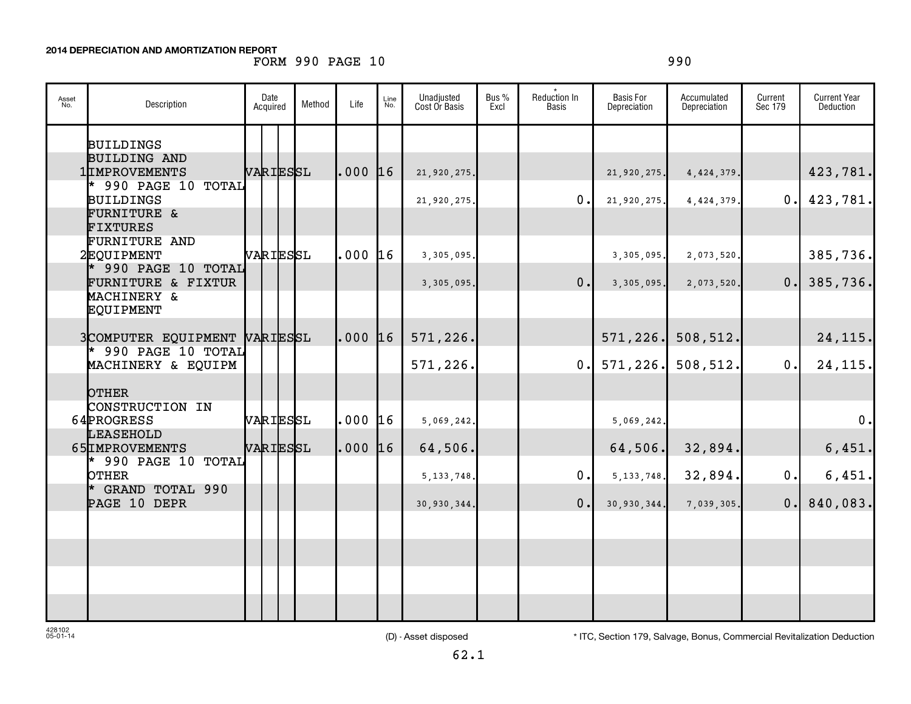**2014 DEPRECIATION AND AMORTIZATION REPORT**

FORM 990 PAGE 10 990

| Asset No. | Description | Date Acquired | Method | Life | Line No. | Unadjusted Cost Or Basis | Bus % Excl | * Reduction In Basis | Basis For Depreciation | Accumulated Depreciation | Current Sec 179 | Current Year Deduction |
|---|---|---|---|---|---|---|---|---|---|---|---|---|
| | BUILDINGS | | | | | | | | | | | |
| 1 | BUILDING AND IMPROVEMENTS | VARIES | SL | .000 | 16 | 21,920,275. | | | 21,920,275. | 4,424,379. | | 423,781. |
| | * 990 PAGE 10 TOTAL BUILDINGS | | | | | 21,920,275. | | 0. | 21,920,275. | 4,424,379. | 0. | 423,781. |
| | FURNITURE & FIXTURES | | | | | | | | | | | |
| 2 | FURNITURE AND EQUIPMENT | VARIES | SL | .000 | 16 | 3,305,095. | | | 3,305,095. | 2,073,520. | | 385,736. |
| | * 990 PAGE 10 TOTAL FURNITURE & FIXTUR | | | | | 3,305,095. | | 0. | 3,305,095. | 2,073,520. | 0. | 385,736. |
| | MACHINERY & EQUIPMENT | | | | | | | | | | | |
| 3 | COMPUTER EQUIPMENT | VARIES | SL | .000 | 16 | 571,226. | | | 571,226. | 508,512. | | 24,115. |
| | * 990 PAGE 10 TOTAL MACHINERY & EQUIPM | | | | | 571,226. | | 0. | 571,226. | 508,512. | 0. | 24,115. |
| | OTHER | | | | | | | | | | | |
| 64 | CONSTRUCTION IN PROGRESS | VARIES | SL | .000 | 16 | 5,069,242. | | | 5,069,242. | | | 0. |
| 65 | LEASEHOLD IMPROVEMENTS | VARIES | SL | .000 | 16 | 64,506. | | | 64,506. | 32,894. | | 6,451. |
| | * 990 PAGE 10 TOTAL OTHER | | | | | 5,133,748. | | 0. | 5,133,748. | 32,894. | 0. | 6,451. |
| | * GRAND TOTAL 990 PAGE 10 DEPR | | | | | 30,930,344. | | 0. | 30,930,344. | 7,039,305. | 0. | 840,083. |

428102
05-01-14

(D) - Asset disposed

* ITC, Section 179, Salvage, Bonus, Commercial Revitalization Deduction

62.1